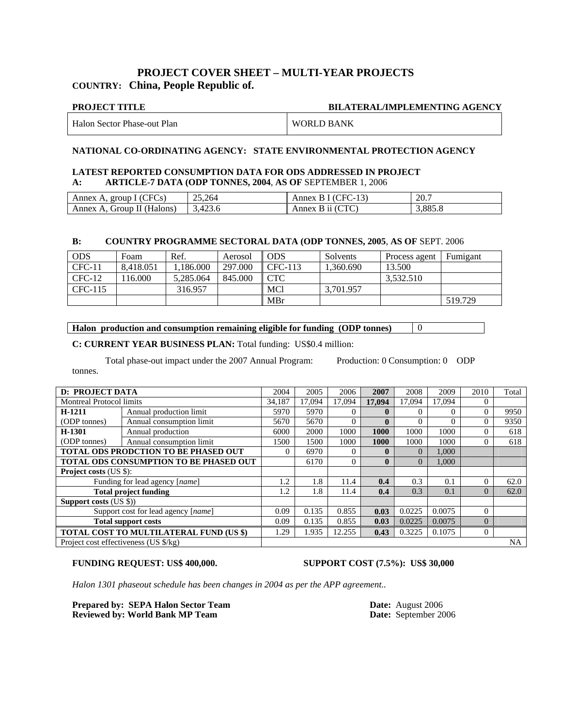## PROJECT COVER SHEET – MULTI-YEAR PROJECTS

**COUNTRY: China, People Republic of.**

| PROJECT TITLE | BILATERAL/IMPLEMENTING AGENCY |
|---|---|
| Halon Sector Phase-out Plan | WORLD BANK |

**NATIONAL CO-ORDINATING AGENCY: STATE ENVIRONMENTAL PROTECTION AGENCY**

**LATEST REPORTED CONSUMPTION DATA FOR ODS ADDRESSED IN PROJECT**

**A: ARTICLE-7 DATA (ODP TONNES, 2004, AS OF** SEPTEMBER 1, 2006

| | | | |
|---|---|---|---|
| Annex A, group I (CFCs) | 25,264 | Annex B I (CFC-13) | 20.7 |
| Annex A, Group II (Halons) | 3,423.6 | Annex B ii (CTC) | 3,885.8 |

**B: COUNTRY PROGRAMME SECTORAL DATA (ODP TONNES, 2005, AS OF** SEPT. 2006

| ODS | Foam | Ref. | Aerosol | ODS | Solvents | Process agent | Fumigant |
|---|---|---|---|---|---|---|---|
| CFC-11 | 8,418.051 | 1,186.000 | 297.000 | CFC-113 | 1,360.690 | 13.500 | |
| CFC-12 | 116.000 | 5,285.064 | 845.000 | CTC | | 3,532.510 | |
| CFC-115 | | 316.957 | | MCl | 3,701.957 | | |
| | | | | MBr | | | 519.729 |

| **Halon production and consumption remaining eligible for funding (ODP tonnes)** | 0 |
|---|---|

**C: CURRENT YEAR BUSINESS PLAN:** Total funding: US$0.4 million:

Total phase-out impact under the 2007 Annual Program: Production: 0 Consumption: 0 ODP tonnes.

| **D: PROJECT DATA** | | 2004 | 2005 | 2006 | **2007** | 2008 | 2009 | 2010 | Total |
|---|---|---|---|---|---|---|---|---|---|
| Montreal Protocol limits | | 34,187 | 17,094 | 17,094 | **17,094** | 17,094 | 17,094 | 0 | |
| **H-1211** | Annual production limit | 5970 | 5970 | 0 | **0** | 0 | 0 | 0 | 9950 |
| (ODP tonnes) | Annual consumption limit | 5670 | 5670 | 0 | **0** | 0 | 0 | 0 | 9350 |
| **H-1301** | Annual production | 6000 | 2000 | 1000 | **1000** | 1000 | 1000 | 0 | 618 |
| (ODP tonnes) | Annual consumption limit | 1500 | 1500 | 1000 | **1000** | 1000 | 1000 | 0 | 618 |
| **TOTAL ODS PRODCTION TO BE PHASED OUT** | | 0 | 6970 | 0 | **0** | 0 | 1,000 | | |
| **TOTAL ODS CONSUMPTION TO BE PHASED OUT** | | | 6170 | 0 | **0** | 0 | 1,000 | | |
| **Project costs** (US $): | | | | | | | | | |
| Funding for lead agency [*name*] | | 1.2 | 1.8 | 11.4 | **0.4** | 0.3 | 0.1 | 0 | 62.0 |
| **Total project funding** | | 1.2 | 1.8 | 11.4 | **0.4** | 0.3 | 0.1 | 0 | 62.0 |
| **Support costs** (US $)) | | | | | | | | | |
| Support cost for lead agency [*name*] | | 0.09 | 0.135 | 0.855 | **0.03** | 0.0225 | 0.0075 | 0 | |
| **Total support costs** | | 0.09 | 0.135 | 0.855 | **0.03** | 0.0225 | 0.0075 | 0 | |
| **TOTAL COST TO MULTILATERAL FUND (US $)** | | 1.29 | 1.935 | 12.255 | **0.43** | 0.3225 | 0.1075 | 0 | |
| Project cost effectiveness (US $/kg) | | | | | | | | | NA |

**FUNDING REQUEST: US$ 400,000.** **SUPPORT COST (7.5%): US$ 30,000**

*Halon 1301 phaseout schedule has been changes in 2004 as per the APP agreement..*

**Prepared by: SEPA Halon Sector Team** **Date:** August 2006
**Reviewed by: World Bank MP Team** **Date:** September 2006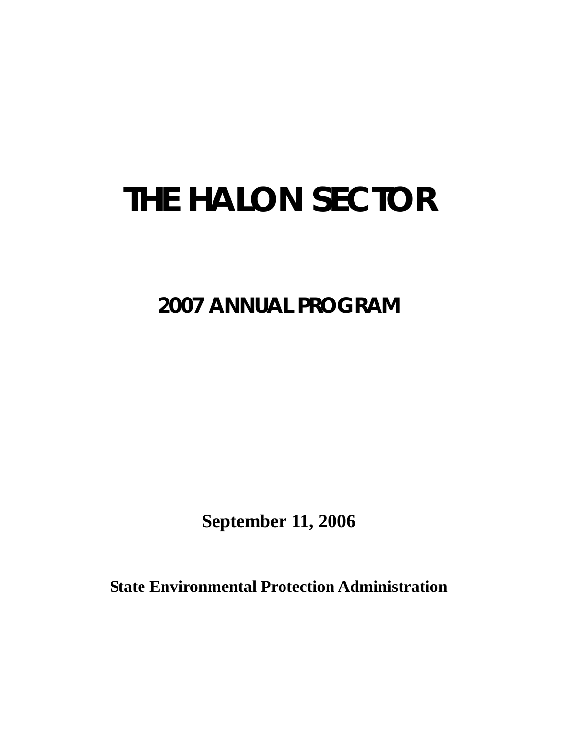# THE HALON SECTOR

## 2007 ANNUAL PROGRAM

**September 11, 2006**

**State Environmental Protection Administration**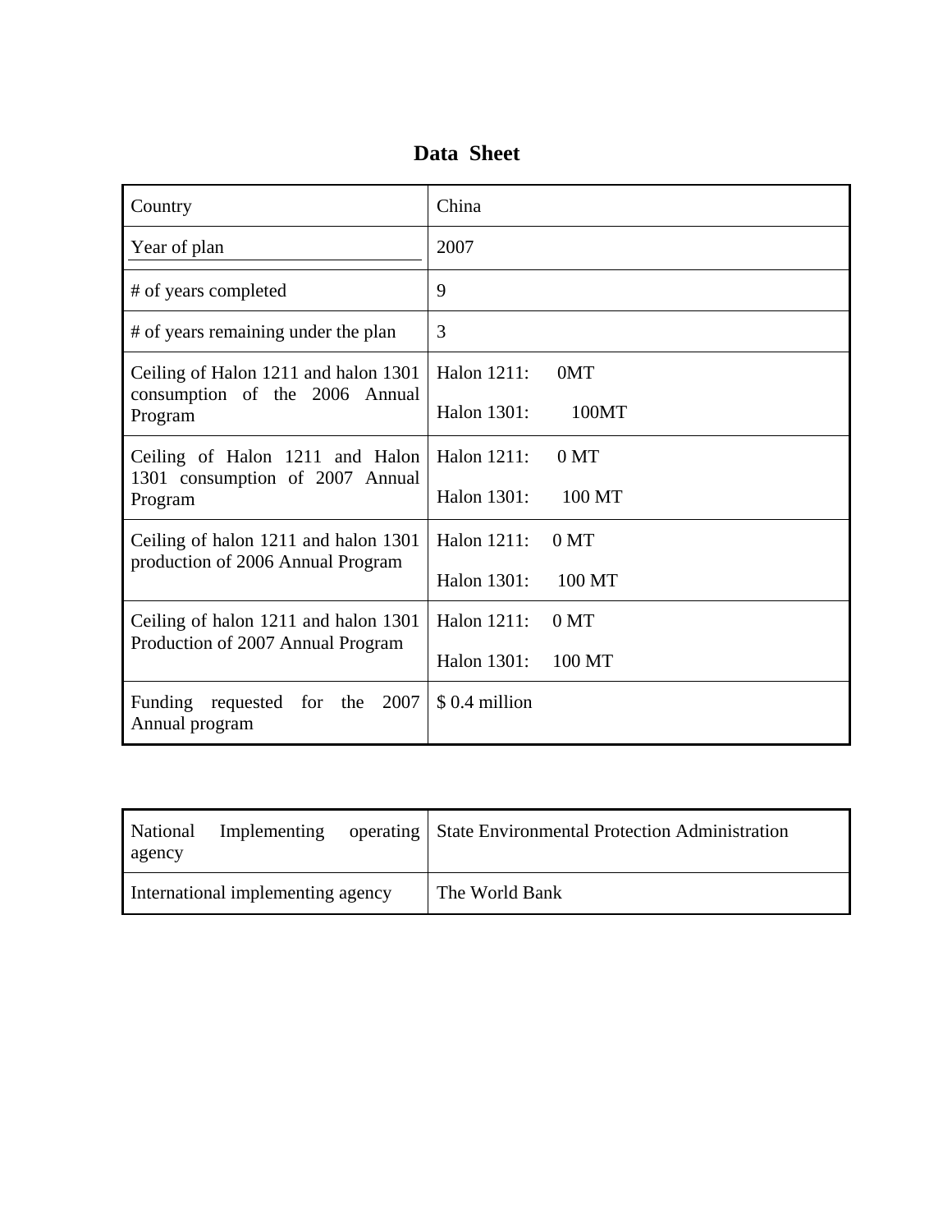# Data Sheet

| Country | China |
|---|---|
| Year of plan | 2007 |
| # of years completed | 9 |
| # of years remaining under the plan | 3 |
| Ceiling of Halon 1211 and halon 1301 consumption of the 2006 Annual Program | Halon 1211: 0MT<br>Halon 1301: 100MT |
| Ceiling of Halon 1211 and Halon 1301 consumption of 2007 Annual Program | Halon 1211: 0 MT<br>Halon 1301: 100 MT |
| Ceiling of halon 1211 and halon 1301 production of 2006 Annual Program | Halon 1211: 0 MT<br>Halon 1301: 100 MT |
| Ceiling of halon 1211 and halon 1301 Production of 2007 Annual Program | Halon 1211: 0 MT<br>Halon 1301: 100 MT |
| Funding requested for the 2007 Annual program | $ 0.4 million |

| National Implementing operating agency | State Environmental Protection Administration |
|---|---|
| International implementing agency | The World Bank |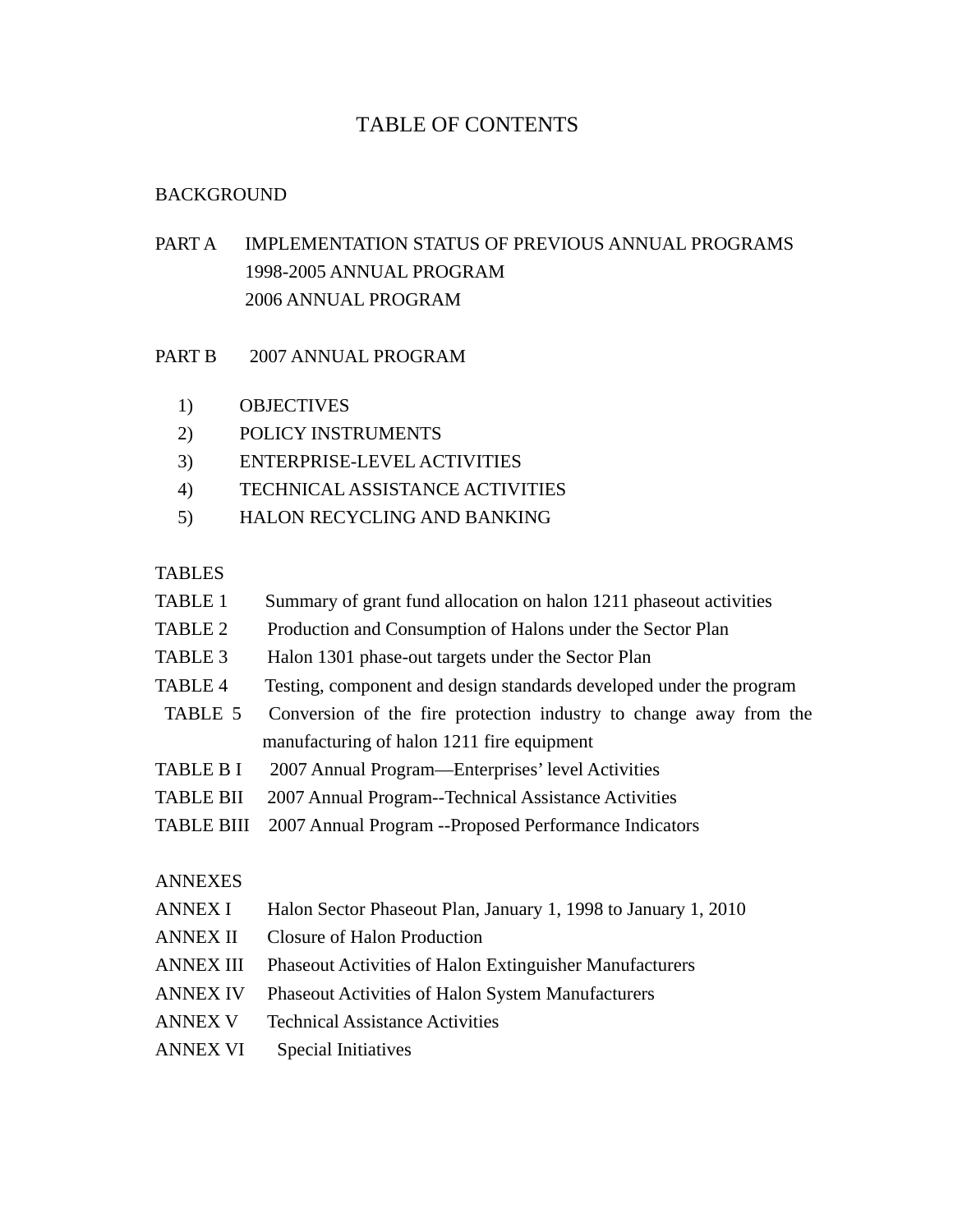# TABLE OF CONTENTS

BACKGROUND

PART A IMPLEMENTATION STATUS OF PREVIOUS ANNUAL PROGRAMS
1998-2005 ANNUAL PROGRAM
2006 ANNUAL PROGRAM

PART B 2007 ANNUAL PROGRAM

1) OBJECTIVES
2) POLICY INSTRUMENTS
3) ENTERPRISE-LEVEL ACTIVITIES
4) TECHNICAL ASSISTANCE ACTIVITIES
5) HALON RECYCLING AND BANKING

TABLES

TABLE 1 Summary of grant fund allocation on halon 1211 phaseout activities
TABLE 2 Production and Consumption of Halons under the Sector Plan
TABLE 3 Halon 1301 phase-out targets under the Sector Plan
TABLE 4 Testing, component and design standards developed under the program
TABLE 5 Conversion of the fire protection industry to change away from the manufacturing of halon 1211 fire equipment
TABLE B I 2007 Annual Program—Enterprises' level Activities
TABLE BII 2007 Annual Program--Technical Assistance Activities
TABLE BIII 2007 Annual Program --Proposed Performance Indicators

ANNEXES

ANNEX I Halon Sector Phaseout Plan, January 1, 1998 to January 1, 2010
ANNEX II Closure of Halon Production
ANNEX III Phaseout Activities of Halon Extinguisher Manufacturers
ANNEX IV Phaseout Activities of Halon System Manufacturers
ANNEX V Technical Assistance Activities
ANNEX VI Special Initiatives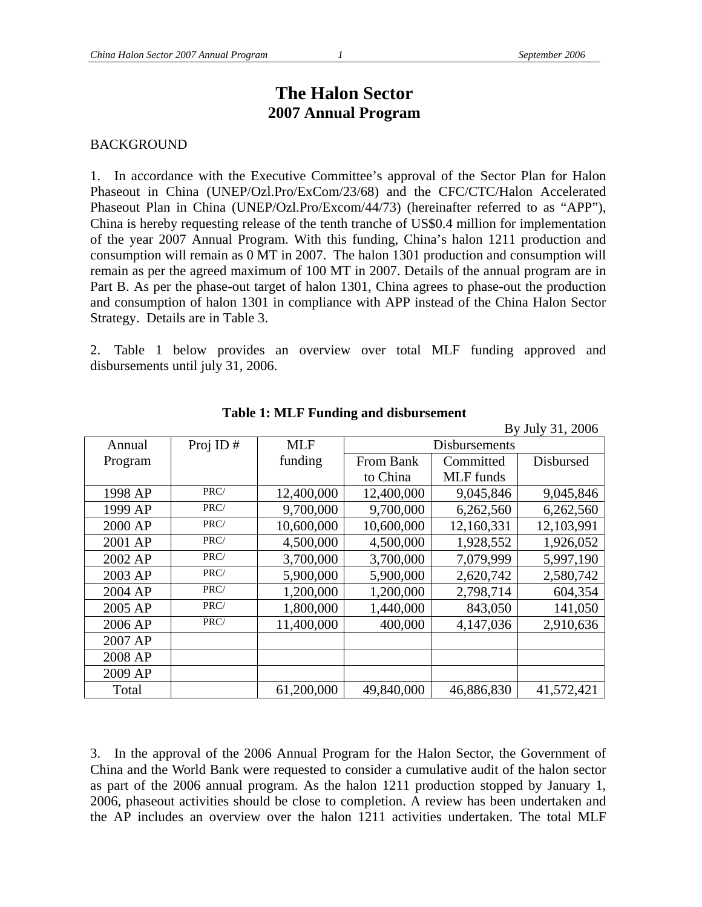# The Halon Sector
## 2007 Annual Program

BACKGROUND

1. In accordance with the Executive Committee's approval of the Sector Plan for Halon Phaseout in China (UNEP/Ozl.Pro/ExCom/23/68) and the CFC/CTC/Halon Accelerated Phaseout Plan in China (UNEP/Ozl.Pro/Excom/44/73) (hereinafter referred to as "APP"), China is hereby requesting release of the tenth tranche of US$0.4 million for implementation of the year 2007 Annual Program. With this funding, China's halon 1211 production and consumption will remain as 0 MT in 2007. The halon 1301 production and consumption will remain as per the agreed maximum of 100 MT in 2007. Details of the annual program are in Part B. As per the phase-out target of halon 1301, China agrees to phase-out the production and consumption of halon 1301 in compliance with APP instead of the China Halon Sector Strategy. Details are in Table 3.

2. Table 1 below provides an overview over total MLF funding approved and disbursements until july 31, 2006.

**Table 1: MLF Funding and disbursement**

By July 31, 2006

| Annual Program | Proj ID # | MLF funding | Disbursements | | |
|---|---|---|---|---|---|
| | | | From Bank to China | Committed MLF funds | Disbursed |
| 1998 AP | PRC/ | 12,400,000 | 12,400,000 | 9,045,846 | 9,045,846 |
| 1999 AP | PRC/ | 9,700,000 | 9,700,000 | 6,262,560 | 6,262,560 |
| 2000 AP | PRC/ | 10,600,000 | 10,600,000 | 12,160,331 | 12,103,991 |
| 2001 AP | PRC/ | 4,500,000 | 4,500,000 | 1,928,552 | 1,926,052 |
| 2002 AP | PRC/ | 3,700,000 | 3,700,000 | 7,079,999 | 5,997,190 |
| 2003 AP | PRC/ | 5,900,000 | 5,900,000 | 2,620,742 | 2,580,742 |
| 2004 AP | PRC/ | 1,200,000 | 1,200,000 | 2,798,714 | 604,354 |
| 2005 AP | PRC/ | 1,800,000 | 1,440,000 | 843,050 | 141,050 |
| 2006 AP | PRC/ | 11,400,000 | 400,000 | 4,147,036 | 2,910,636 |
| 2007 AP | | | | | |
| 2008 AP | | | | | |
| 2009 AP | | | | | |
| Total | | 61,200,000 | 49,840,000 | 46,886,830 | 41,572,421 |

3. In the approval of the 2006 Annual Program for the Halon Sector, the Government of China and the World Bank were requested to consider a cumulative audit of the halon sector as part of the 2006 annual program. As the halon 1211 production stopped by January 1, 2006, phaseout activities should be close to completion. A review has been undertaken and the AP includes an overview over the halon 1211 activities undertaken. The total MLF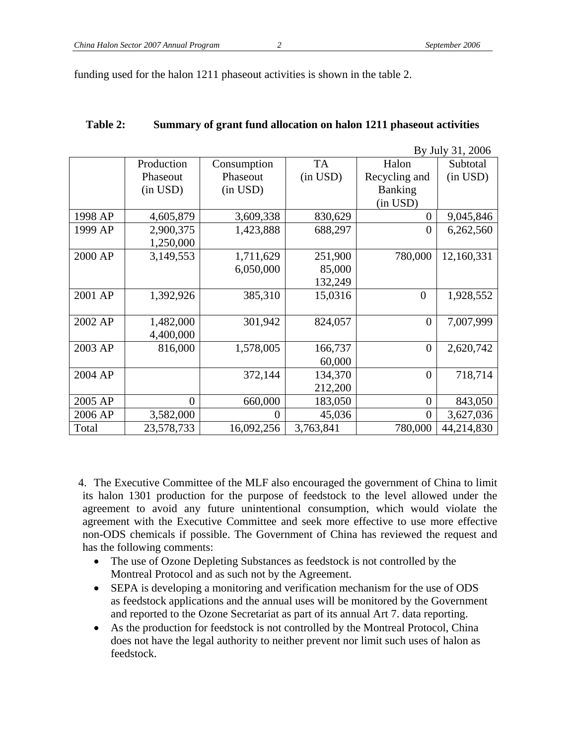funding used for the halon 1211 phaseout activities is shown in the table 2.

**Table 2: Summary of grant fund allocation on halon 1211 phaseout activities**

By July 31, 2006

| | Production Phaseout (in USD) | Consumption Phaseout (in USD) | TA (in USD) | Halon Recycling and Banking (in USD) | Subtotal (in USD) |
|---|---|---|---|---|---|
| 1998 AP | 4,605,879 | 3,609,338 | 830,629 | 0 | 9,045,846 |
| 1999 AP | 2,900,375<br>1,250,000 | 1,423,888 | 688,297 | 0 | 6,262,560 |
| 2000 AP | 3,149,553 | 1,711,629<br>6,050,000 | 251,900<br>85,000<br>132,249 | 780,000 | 12,160,331 |
| 2001 AP | 1,392,926 | 385,310 | 15,0316 | 0 | 1,928,552 |
| 2002 AP | 1,482,000<br>4,400,000 | 301,942 | 824,057 | 0 | 7,007,999 |
| 2003 AP | 816,000 | 1,578,005 | 166,737<br>60,000 | 0 | 2,620,742 |
| 2004 AP | | 372,144 | 134,370<br>212,200 | 0 | 718,714 |
| 2005 AP | 0 | 660,000 | 183,050 | 0 | 843,050 |
| 2006 AP | 3,582,000 | 0 | 45,036 | 0 | 3,627,036 |
| Total | 23,578,733 | 16,092,256 | 3,763,841 | 780,000 | 44,214,830 |

4. The Executive Committee of the MLF also encouraged the government of China to limit its halon 1301 production for the purpose of feedstock to the level allowed under the agreement to avoid any future unintentional consumption, which would violate the agreement with the Executive Committee and seek more effective to use more effective non-ODS chemicals if possible. The Government of China has reviewed the request and has the following comments:

- The use of Ozone Depleting Substances as feedstock is not controlled by the Montreal Protocol and as such not by the Agreement.
- SEPA is developing a monitoring and verification mechanism for the use of ODS as feedstock applications and the annual uses will be monitored by the Government and reported to the Ozone Secretariat as part of its annual Art 7. data reporting.
- As the production for feedstock is not controlled by the Montreal Protocol, China does not have the legal authority to neither prevent nor limit such uses of halon as feedstock.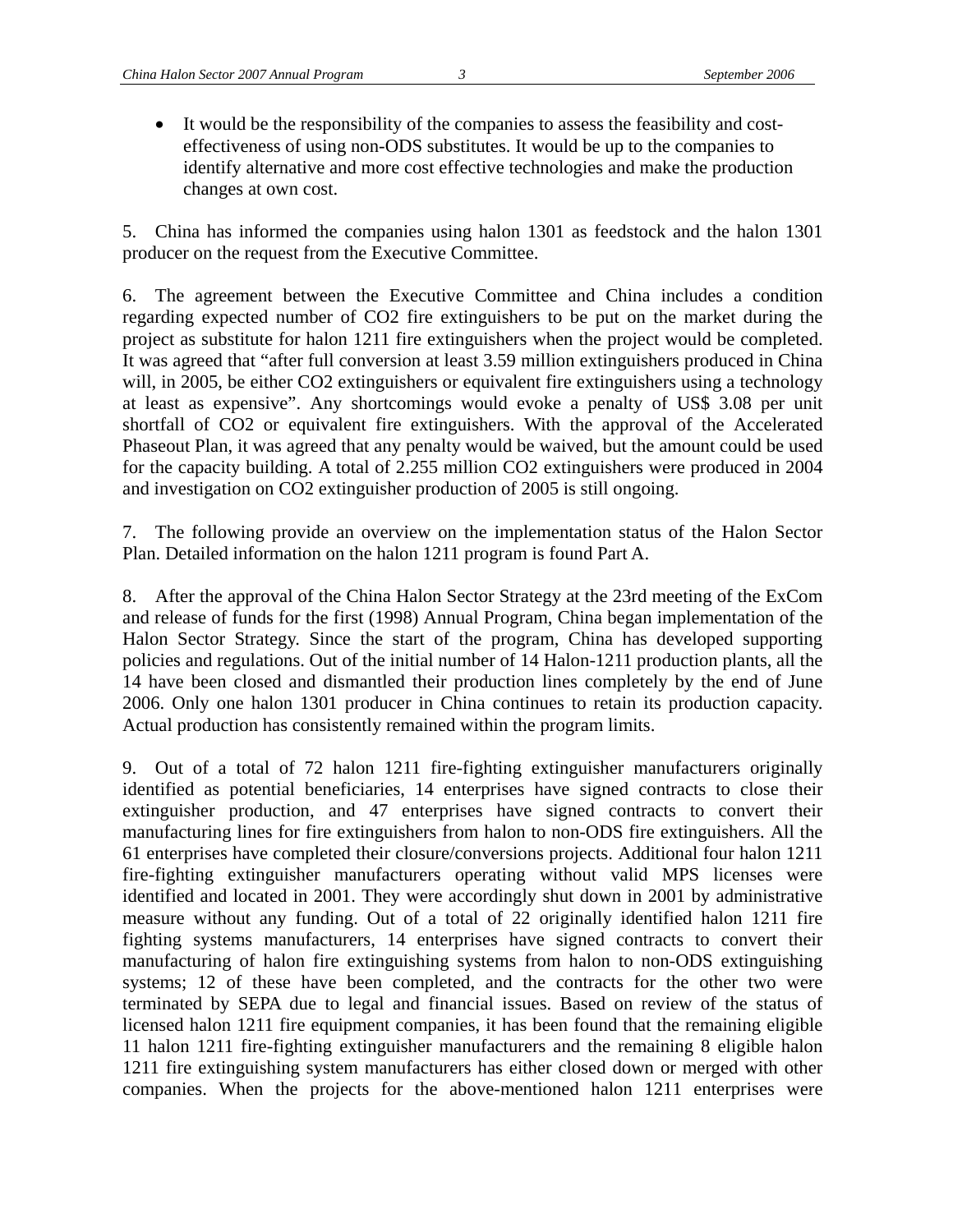- It would be the responsibility of the companies to assess the feasibility and cost-effectiveness of using non-ODS substitutes. It would be up to the companies to identify alternative and more cost effective technologies and make the production changes at own cost.

5. China has informed the companies using halon 1301 as feedstock and the halon 1301 producer on the request from the Executive Committee.

6. The agreement between the Executive Committee and China includes a condition regarding expected number of $CO_2$ fire extinguishers to be put on the market during the project as substitute for halon 1211 fire extinguishers when the project would be completed. It was agreed that "after full conversion at least 3.59 million extinguishers produced in China will, in 2005, be either $CO_2$ extinguishers or equivalent fire extinguishers using a technology at least as expensive". Any shortcomings would evoke a penalty of US$ 3.08 per unit shortfall of $CO_2$ or equivalent fire extinguishers. With the approval of the Accelerated Phaseout Plan, it was agreed that any penalty would be waived, but the amount could be used for the capacity building. A total of 2.255 million $CO_2$ extinguishers were produced in 2004 and investigation on $CO_2$ extinguisher production of 2005 is still ongoing.

7. The following provide an overview on the implementation status of the Halon Sector Plan. Detailed information on the halon 1211 program is found Part A.

8. After the approval of the China Halon Sector Strategy at the 23rd meeting of the ExCom and release of funds for the first (1998) Annual Program, China began implementation of the Halon Sector Strategy. Since the start of the program, China has developed supporting policies and regulations. Out of the initial number of 14 Halon-1211 production plants, all the 14 have been closed and dismantled their production lines completely by the end of June 2006. Only one halon 1301 producer in China continues to retain its production capacity. Actual production has consistently remained within the program limits.

9. Out of a total of 72 halon 1211 fire-fighting extinguisher manufacturers originally identified as potential beneficiaries, 14 enterprises have signed contracts to close their extinguisher production, and 47 enterprises have signed contracts to convert their manufacturing lines for fire extinguishers from halon to non-ODS fire extinguishers. All the 61 enterprises have completed their closure/conversions projects. Additional four halon 1211 fire-fighting extinguisher manufacturers operating without valid MPS licenses were identified and located in 2001. They were accordingly shut down in 2001 by administrative measure without any funding. Out of a total of 22 originally identified halon 1211 fire fighting systems manufacturers, 14 enterprises have signed contracts to convert their manufacturing of halon fire extinguishing systems from halon to non-ODS extinguishing systems; 12 of these have been completed, and the contracts for the other two were terminated by SEPA due to legal and financial issues. Based on review of the status of licensed halon 1211 fire equipment companies, it has been found that the remaining eligible 11 halon 1211 fire-fighting extinguisher manufacturers and the remaining 8 eligible halon 1211 fire extinguishing system manufacturers has either closed down or merged with other companies. When the projects for the above-mentioned halon 1211 enterprises were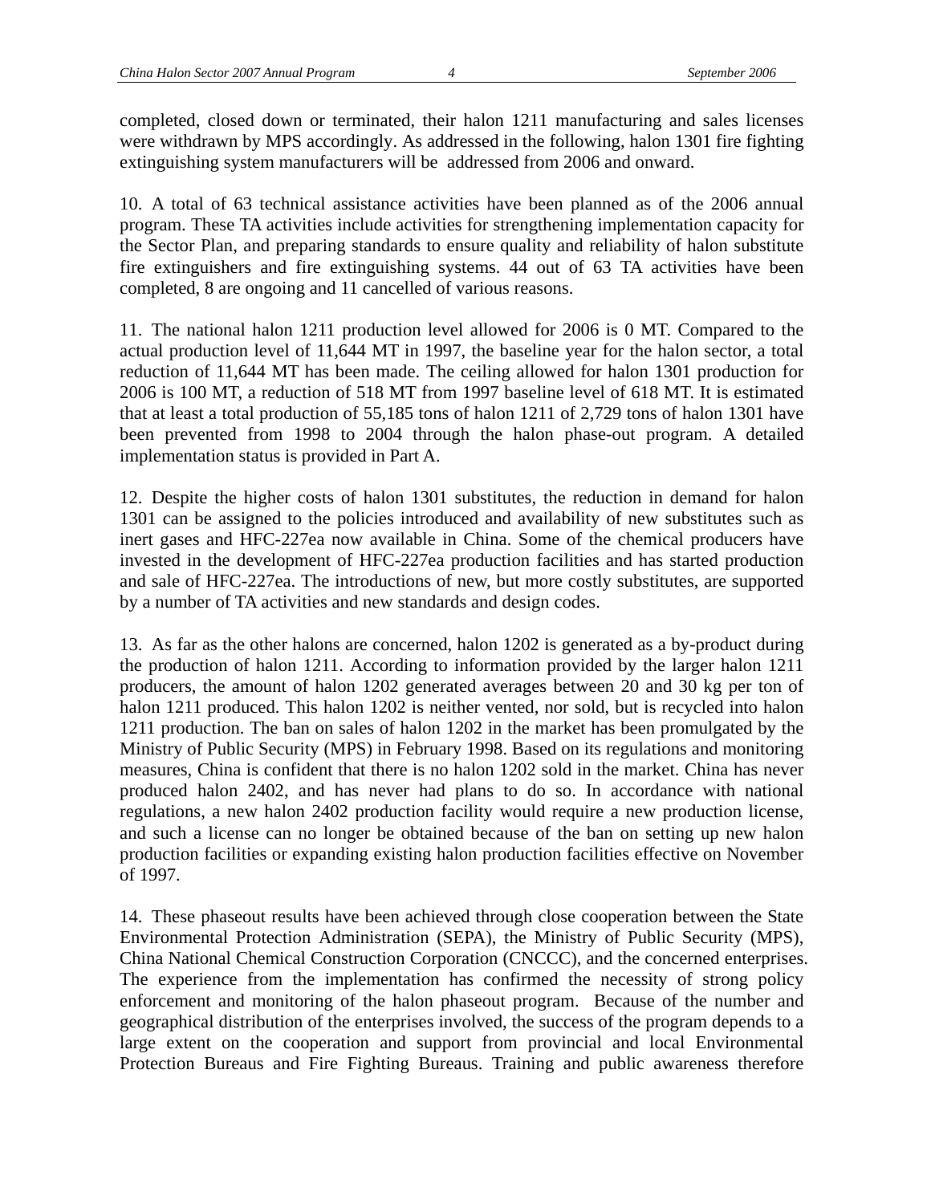completed, closed down or terminated, their halon 1211 manufacturing and sales licenses were withdrawn by MPS accordingly. As addressed in the following, halon 1301 fire fighting extinguishing system manufacturers will be addressed from 2006 and onward.

10. A total of 63 technical assistance activities have been planned as of the 2006 annual program. These TA activities include activities for strengthening implementation capacity for the Sector Plan, and preparing standards to ensure quality and reliability of halon substitute fire extinguishers and fire extinguishing systems. 44 out of 63 TA activities have been completed, 8 are ongoing and 11 cancelled of various reasons.

11. The national halon 1211 production level allowed for 2006 is 0 MT. Compared to the actual production level of 11,644 MT in 1997, the baseline year for the halon sector, a total reduction of 11,644 MT has been made. The ceiling allowed for halon 1301 production for 2006 is 100 MT, a reduction of 518 MT from 1997 baseline level of 618 MT. It is estimated that at least a total production of 55,185 tons of halon 1211 of 2,729 tons of halon 1301 have been prevented from 1998 to 2004 through the halon phase-out program. A detailed implementation status is provided in Part A.

12. Despite the higher costs of halon 1301 substitutes, the reduction in demand for halon 1301 can be assigned to the policies introduced and availability of new substitutes such as inert gases and HFC-227ea now available in China. Some of the chemical producers have invested in the development of HFC-227ea production facilities and has started production and sale of HFC-227ea. The introductions of new, but more costly substitutes, are supported by a number of TA activities and new standards and design codes.

13. As far as the other halons are concerned, halon 1202 is generated as a by-product during the production of halon 1211. According to information provided by the larger halon 1211 producers, the amount of halon 1202 generated averages between 20 and 30 kg per ton of halon 1211 produced. This halon 1202 is neither vented, nor sold, but is recycled into halon 1211 production. The ban on sales of halon 1202 in the market has been promulgated by the Ministry of Public Security (MPS) in February 1998. Based on its regulations and monitoring measures, China is confident that there is no halon 1202 sold in the market. China has never produced halon 2402, and has never had plans to do so. In accordance with national regulations, a new halon 2402 production facility would require a new production license, and such a license can no longer be obtained because of the ban on setting up new halon production facilities or expanding existing halon production facilities effective on November of 1997.

14. These phaseout results have been achieved through close cooperation between the State Environmental Protection Administration (SEPA), the Ministry of Public Security (MPS), China National Chemical Construction Corporation (CNCCC), and the concerned enterprises. The experience from the implementation has confirmed the necessity of strong policy enforcement and monitoring of the halon phaseout program. Because of the number and geographical distribution of the enterprises involved, the success of the program depends to a large extent on the cooperation and support from provincial and local Environmental Protection Bureaus and Fire Fighting Bureaus. Training and public awareness therefore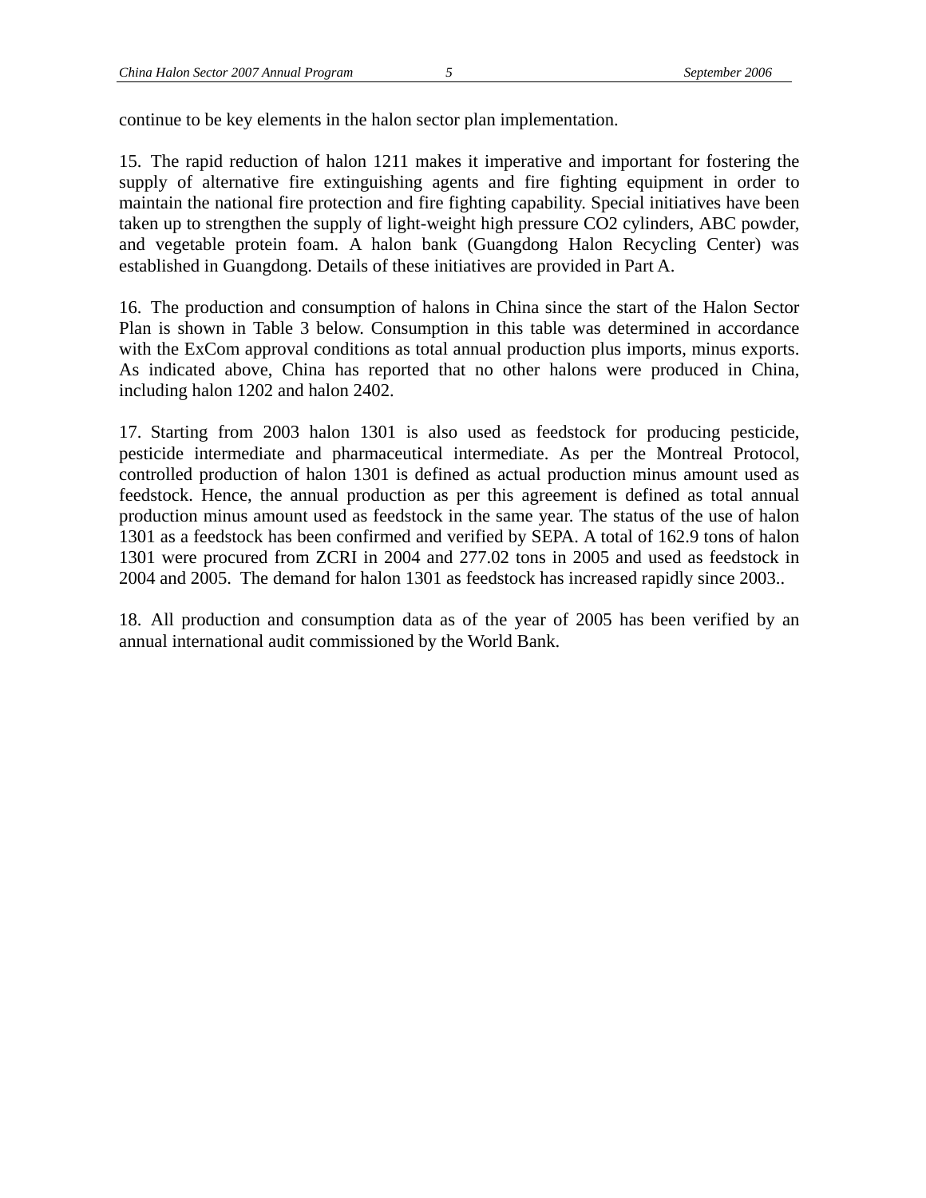continue to be key elements in the halon sector plan implementation.

15. The rapid reduction of halon 1211 makes it imperative and important for fostering the supply of alternative fire extinguishing agents and fire fighting equipment in order to maintain the national fire protection and fire fighting capability. Special initiatives have been taken up to strengthen the supply of light-weight high pressure $CO_2$ cylinders, ABC powder, and vegetable protein foam. A halon bank (Guangdong Halon Recycling Center) was established in Guangdong. Details of these initiatives are provided in Part A.

16. The production and consumption of halons in China since the start of the Halon Sector Plan is shown in Table 3 below. Consumption in this table was determined in accordance with the ExCom approval conditions as total annual production plus imports, minus exports. As indicated above, China has reported that no other halons were produced in China, including halon 1202 and halon 2402.

17. Starting from 2003 halon 1301 is also used as feedstock for producing pesticide, pesticide intermediate and pharmaceutical intermediate. As per the Montreal Protocol, controlled production of halon 1301 is defined as actual production minus amount used as feedstock. Hence, the annual production as per this agreement is defined as total annual production minus amount used as feedstock in the same year. The status of the use of halon 1301 as a feedstock has been confirmed and verified by SEPA. A total of 162.9 tons of halon 1301 were procured from ZCRI in 2004 and 277.02 tons in 2005 and used as feedstock in 2004 and 2005. The demand for halon 1301 as feedstock has increased rapidly since 2003..

18. All production and consumption data as of the year of 2005 has been verified by an annual international audit commissioned by the World Bank.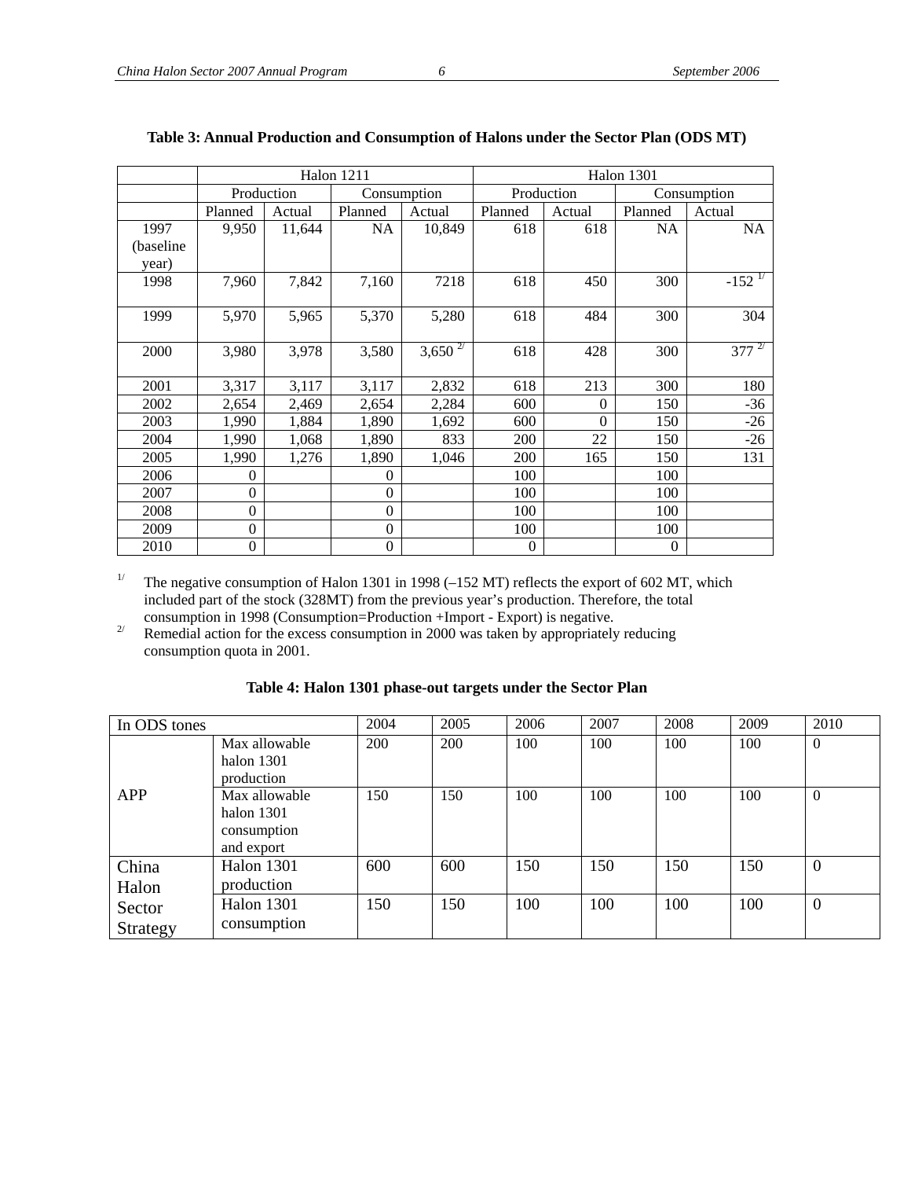**Table 3: Annual Production and Consumption of Halons under the Sector Plan (ODS MT)**

| | Halon 1211 | | | | Halon 1301 | | | |
|---|---|---|---|---|---|---|---|---|
| | Production | | Consumption | | Production | | Consumption | |
| | Planned | Actual | Planned | Actual | Planned | Actual | Planned | Actual |
| 1997 (baseline year) | 9,950 | 11,644 | NA | 10,849 | 618 | 618 | NA | NA |
| 1998 | 7,960 | 7,842 | 7,160 | 7218 | 618 | 450 | 300 | -152 [1/] |
| 1999 | 5,970 | 5,965 | 5,370 | 5,280 | 618 | 484 | 300 | 304 |
| 2000 | 3,980 | 3,978 | 3,580 | 3,650 [2/] | 618 | 428 | 300 | 377 [2/] |
| 2001 | 3,317 | 3,117 | 3,117 | 2,832 | 618 | 213 | 300 | 180 |
| 2002 | 2,654 | 2,469 | 2,654 | 2,284 | 600 | 0 | 150 | -36 |
| 2003 | 1,990 | 1,884 | 1,890 | 1,692 | 600 | 0 | 150 | -26 |
| 2004 | 1,990 | 1,068 | 1,890 | 833 | 200 | 22 | 150 | -26 |
| 2005 | 1,990 | 1,276 | 1,890 | 1,046 | 200 | 165 | 150 | 131 |
| 2006 | 0 | | 0 | | 100 | | 100 | |
| 2007 | 0 | | 0 | | 100 | | 100 | |
| 2008 | 0 | | 0 | | 100 | | 100 | |
| 2009 | 0 | | 0 | | 100 | | 100 | |
| 2010 | 0 | | 0 | | 0 | | 0 | |

[1/] The negative consumption of Halon 1301 in 1998 (–152 MT) reflects the export of 602 MT, which included part of the stock (328MT) from the previous year's production. Therefore, the total consumption in 1998 (Consumption=Production +Import - Export) is negative.

[2/] Remedial action for the excess consumption in 2000 was taken by appropriately reducing consumption quota in 2001.

**Table 4: Halon 1301 phase-out targets under the Sector Plan**

| In ODS tones | | 2004 | 2005 | 2006 | 2007 | 2008 | 2009 | 2010 |
|---|---|---|---|---|---|---|---|---|
| APP | Max allowable halon 1301 production | 200 | 200 | 100 | 100 | 100 | 100 | 0 |
| | Max allowable halon 1301 consumption and export | 150 | 150 | 100 | 100 | 100 | 100 | 0 |
| China Halon Sector Strategy | Halon 1301 production | 600 | 600 | 150 | 150 | 150 | 150 | 0 |
| | Halon 1301 consumption | 150 | 150 | 100 | 100 | 100 | 100 | 0 |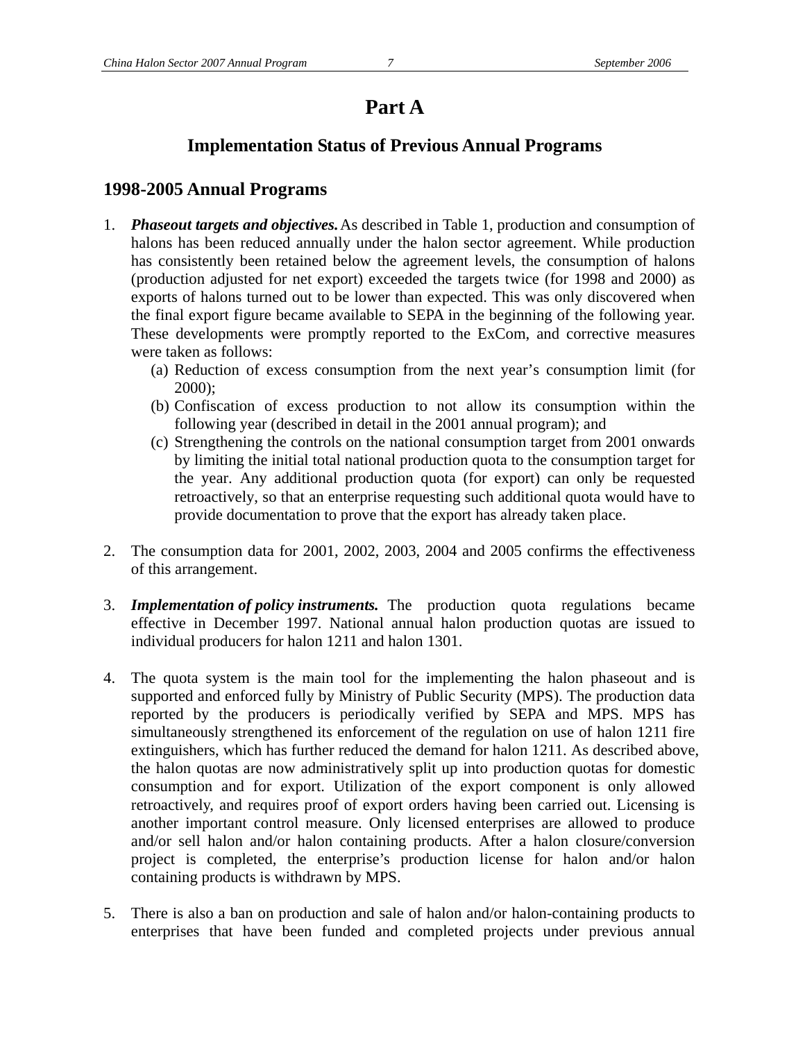# Part A

## Implementation Status of Previous Annual Programs

### 1998-2005 Annual Programs

1. ***Phaseout targets and objectives.*** As described in Table 1, production and consumption of halons has been reduced annually under the halon sector agreement. While production has consistently been retained below the agreement levels, the consumption of halons (production adjusted for net export) exceeded the targets twice (for 1998 and 2000) as exports of halons turned out to be lower than expected. This was only discovered when the final export figure became available to SEPA in the beginning of the following year. These developments were promptly reported to the ExCom, and corrective measures were taken as follows:
   (a) Reduction of excess consumption from the next year's consumption limit (for 2000);
   (b) Confiscation of excess production to not allow its consumption within the following year (described in detail in the 2001 annual program); and
   (c) Strengthening the controls on the national consumption target from 2001 onwards by limiting the initial total national production quota to the consumption target for the year. Any additional production quota (for export) can only be requested retroactively, so that an enterprise requesting such additional quota would have to provide documentation to prove that the export has already taken place.

2. The consumption data for 2001, 2002, 2003, 2004 and 2005 confirms the effectiveness of this arrangement.

3. ***Implementation of policy instruments.*** The production quota regulations became effective in December 1997. National annual halon production quotas are issued to individual producers for halon 1211 and halon 1301.

4. The quota system is the main tool for the implementing the halon phaseout and is supported and enforced fully by Ministry of Public Security (MPS). The production data reported by the producers is periodically verified by SEPA and MPS. MPS has simultaneously strengthened its enforcement of the regulation on use of halon 1211 fire extinguishers, which has further reduced the demand for halon 1211. As described above, the halon quotas are now administratively split up into production quotas for domestic consumption and for export. Utilization of the export component is only allowed retroactively, and requires proof of export orders having been carried out. Licensing is another important control measure. Only licensed enterprises are allowed to produce and/or sell halon and/or halon containing products. After a halon closure/conversion project is completed, the enterprise's production license for halon and/or halon containing products is withdrawn by MPS.

5. There is also a ban on production and sale of halon and/or halon-containing products to enterprises that have been funded and completed projects under previous annual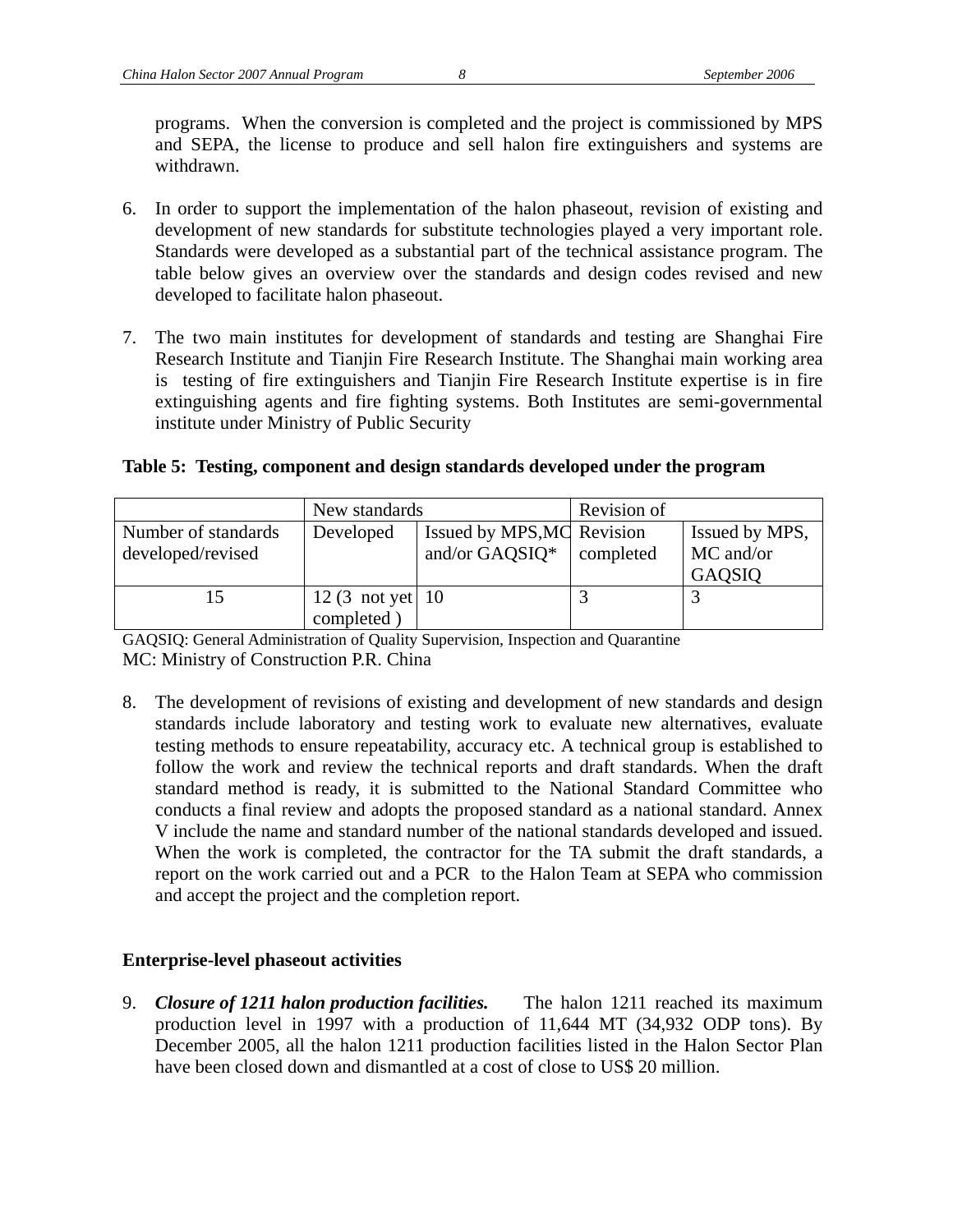programs. When the conversion is completed and the project is commissioned by MPS and SEPA, the license to produce and sell halon fire extinguishers and systems are withdrawn.

6. In order to support the implementation of the halon phaseout, revision of existing and development of new standards for substitute technologies played a very important role. Standards were developed as a substantial part of the technical assistance program. The table below gives an overview over the standards and design codes revised and new developed to facilitate halon phaseout.

7. The two main institutes for development of standards and testing are Shanghai Fire Research Institute and Tianjin Fire Research Institute. The Shanghai main working area is testing of fire extinguishers and Tianjin Fire Research Institute expertise is in fire extinguishing agents and fire fighting systems. Both Institutes are semi-governmental institute under Ministry of Public Security

**Table 5: Testing, component and design standards developed under the program**

| | New standards | | Revision of | |
|---|---|---|---|---|
| Number of standards developed/revised | Developed | Issued by MPS,MC and/or GAQSIQ* | Revision completed | Issued by MPS, MC and/or GAQSIQ |
| 15 | 12 (3 not yet completed ) | 10 | 3 | 3 |

GAQSIQ: General Administration of Quality Supervision, Inspection and Quarantine
MC: Ministry of Construction P.R. China

8. The development of revisions of existing and development of new standards and design standards include laboratory and testing work to evaluate new alternatives, evaluate testing methods to ensure repeatability, accuracy etc. A technical group is established to follow the work and review the technical reports and draft standards. When the draft standard method is ready, it is submitted to the National Standard Committee who conducts a final review and adopts the proposed standard as a national standard. Annex V include the name and standard number of the national standards developed and issued. When the work is completed, the contractor for the TA submit the draft standards, a report on the work carried out and a PCR to the Halon Team at SEPA who commission and accept the project and the completion report.

**Enterprise-level phaseout activities**

9. ***Closure of 1211 halon production facilities.*** The halon 1211 reached its maximum production level in 1997 with a production of 11,644 MT (34,932 ODP tons). By December 2005, all the halon 1211 production facilities listed in the Halon Sector Plan have been closed down and dismantled at a cost of close to US$ 20 million.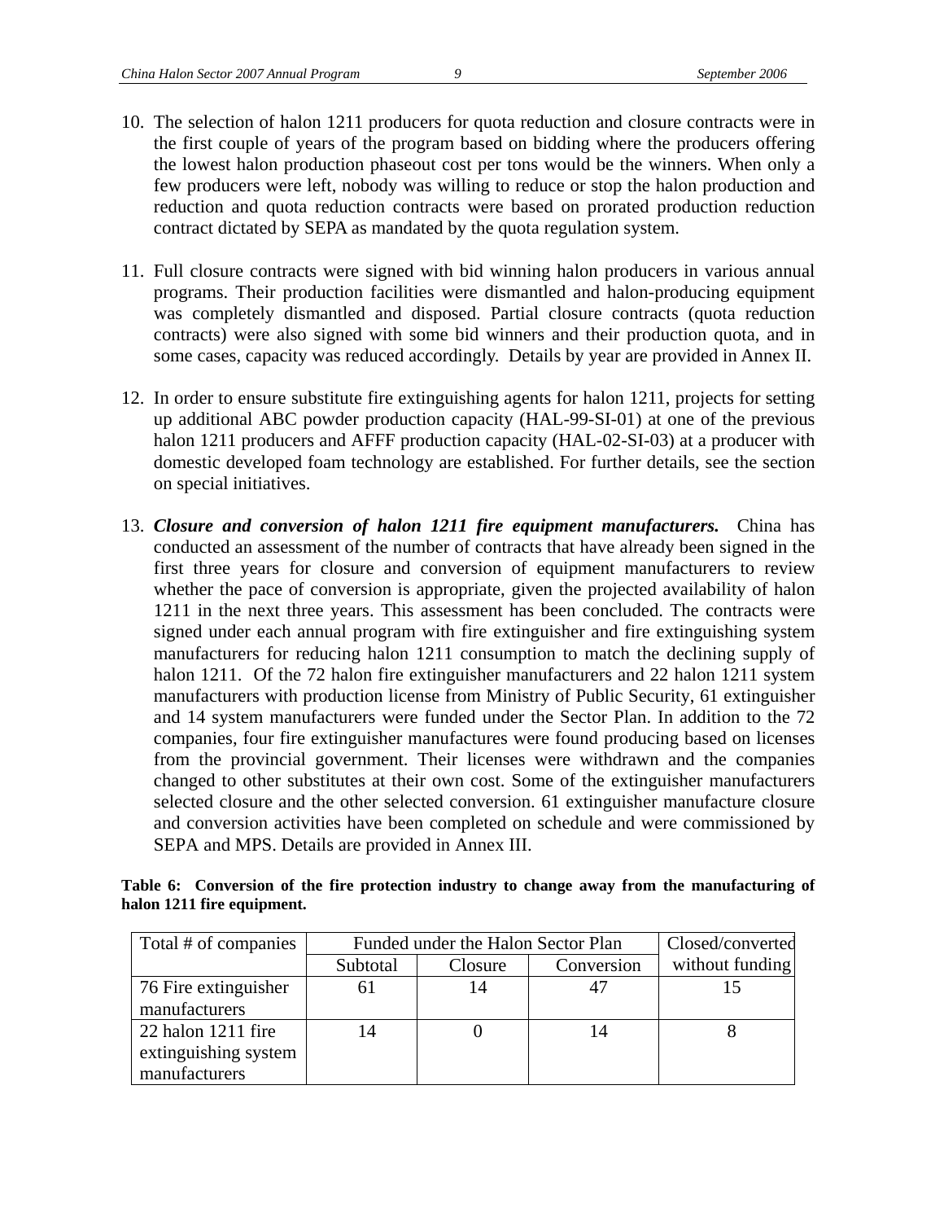10. The selection of halon 1211 producers for quota reduction and closure contracts were in the first couple of years of the program based on bidding where the producers offering the lowest halon production phaseout cost per tons would be the winners. When only a few producers were left, nobody was willing to reduce or stop the halon production and reduction and quota reduction contracts were based on prorated production reduction contract dictated by SEPA as mandated by the quota regulation system.

11. Full closure contracts were signed with bid winning halon producers in various annual programs. Their production facilities were dismantled and halon-producing equipment was completely dismantled and disposed. Partial closure contracts (quota reduction contracts) were also signed with some bid winners and their production quota, and in some cases, capacity was reduced accordingly. Details by year are provided in Annex II.

12. In order to ensure substitute fire extinguishing agents for halon 1211, projects for setting up additional ABC powder production capacity (HAL-99-SI-01) at one of the previous halon 1211 producers and AFFF production capacity (HAL-02-SI-03) at a producer with domestic developed foam technology are established. For further details, see the section on special initiatives.

13. ***Closure and conversion of halon 1211 fire equipment manufacturers.*** China has conducted an assessment of the number of contracts that have already been signed in the first three years for closure and conversion of equipment manufacturers to review whether the pace of conversion is appropriate, given the projected availability of halon 1211 in the next three years. This assessment has been concluded. The contracts were signed under each annual program with fire extinguisher and fire extinguishing system manufacturers for reducing halon 1211 consumption to match the declining supply of halon 1211. Of the 72 halon fire extinguisher manufacturers and 22 halon 1211 system manufacturers with production license from Ministry of Public Security, 61 extinguisher and 14 system manufacturers were funded under the Sector Plan. In addition to the 72 companies, four fire extinguisher manufactures were found producing based on licenses from the provincial government. Their licenses were withdrawn and the companies changed to other substitutes at their own cost. Some of the extinguisher manufacturers selected closure and the other selected conversion. 61 extinguisher manufacture closure and conversion activities have been completed on schedule and were commissioned by SEPA and MPS. Details are provided in Annex III.

**Table 6: Conversion of the fire protection industry to change away from the manufacturing of halon 1211 fire equipment.**

| Total # of companies | Funded under the Halon Sector Plan | | | Closed/converted without funding |
|---|---|---|---|---|
| | Subtotal | Closure | Conversion | |
| 76 Fire extinguisher manufacturers | 61 | 14 | 47 | 15 |
| 22 halon 1211 fire extinguishing system manufacturers | 14 | 0 | 14 | 8 |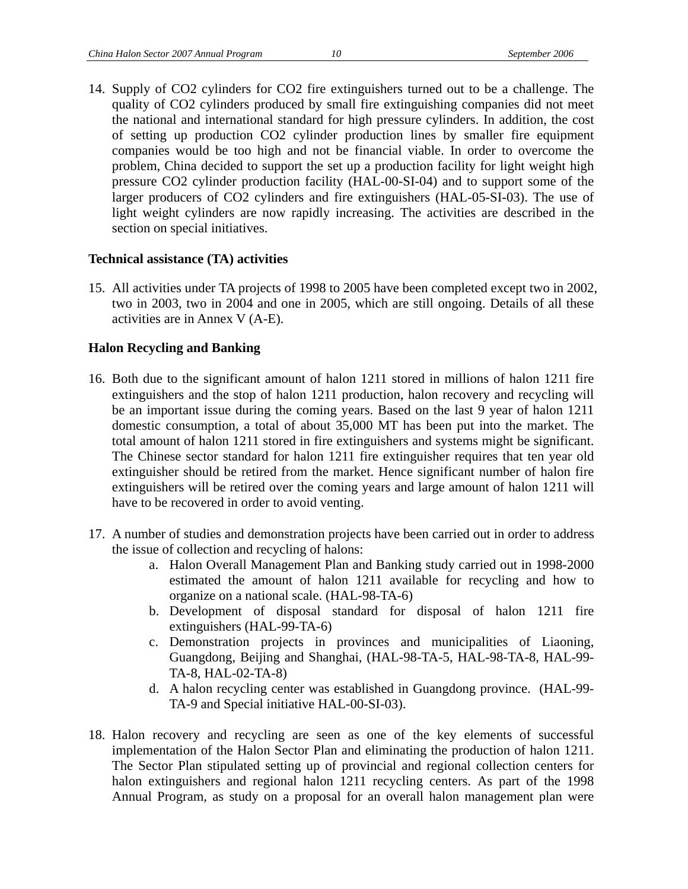14. Supply of $CO_2$ cylinders for $CO_2$ fire extinguishers turned out to be a challenge. The quality of $CO_2$ cylinders produced by small fire extinguishing companies did not meet the national and international standard for high pressure cylinders. In addition, the cost of setting up production $CO_2$ cylinder production lines by smaller fire equipment companies would be too high and not be financial viable. In order to overcome the problem, China decided to support the set up a production facility for light weight high pressure $CO_2$ cylinder production facility (HAL-00-SI-04) and to support some of the larger producers of $CO_2$ cylinders and fire extinguishers (HAL-05-SI-03). The use of light weight cylinders are now rapidly increasing. The activities are described in the section on special initiatives.

**Technical assistance (TA) activities**

15. All activities under TA projects of 1998 to 2005 have been completed except two in 2002, two in 2003, two in 2004 and one in 2005, which are still ongoing. Details of all these activities are in Annex V (A-E).

**Halon Recycling and Banking**

16. Both due to the significant amount of halon 1211 stored in millions of halon 1211 fire extinguishers and the stop of halon 1211 production, halon recovery and recycling will be an important issue during the coming years. Based on the last 9 year of halon 1211 domestic consumption, a total of about 35,000 MT has been put into the market. The total amount of halon 1211 stored in fire extinguishers and systems might be significant. The Chinese sector standard for halon 1211 fire extinguisher requires that ten year old extinguisher should be retired from the market. Hence significant number of halon fire extinguishers will be retired over the coming years and large amount of halon 1211 will have to be recovered in order to avoid venting.

17. A number of studies and demonstration projects have been carried out in order to address the issue of collection and recycling of halons:
    a. Halon Overall Management Plan and Banking study carried out in 1998-2000 estimated the amount of halon 1211 available for recycling and how to organize on a national scale. (HAL-98-TA-6)
    b. Development of disposal standard for disposal of halon 1211 fire extinguishers (HAL-99-TA-6)
    c. Demonstration projects in provinces and municipalities of Liaoning, Guangdong, Beijing and Shanghai, (HAL-98-TA-5, HAL-98-TA-8, HAL-99-TA-8, HAL-02-TA-8)
    d. A halon recycling center was established in Guangdong province. (HAL-99-TA-9 and Special initiative HAL-00-SI-03).

18. Halon recovery and recycling are seen as one of the key elements of successful implementation of the Halon Sector Plan and eliminating the production of halon 1211. The Sector Plan stipulated setting up of provincial and regional collection centers for halon extinguishers and regional halon 1211 recycling centers. As part of the 1998 Annual Program, as study on a proposal for an overall halon management plan were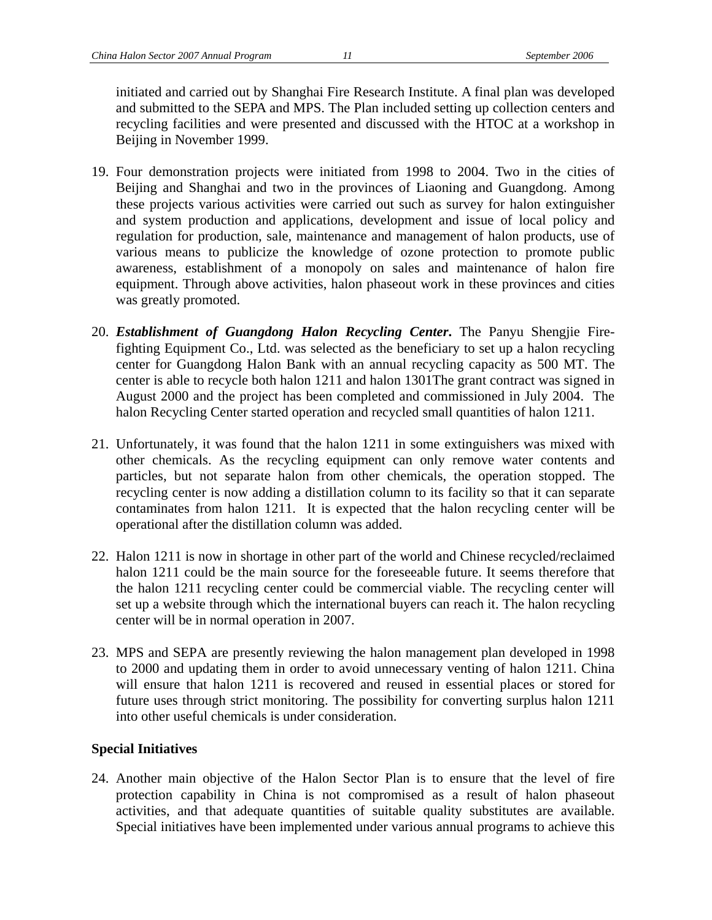initiated and carried out by Shanghai Fire Research Institute. A final plan was developed and submitted to the SEPA and MPS. The Plan included setting up collection centers and recycling facilities and were presented and discussed with the HTOC at a workshop in Beijing in November 1999.

19. Four demonstration projects were initiated from 1998 to 2004. Two in the cities of Beijing and Shanghai and two in the provinces of Liaoning and Guangdong. Among these projects various activities were carried out such as survey for halon extinguisher and system production and applications, development and issue of local policy and regulation for production, sale, maintenance and management of halon products, use of various means to publicize the knowledge of ozone protection to promote public awareness, establishment of a monopoly on sales and maintenance of halon fire equipment. Through above activities, halon phaseout work in these provinces and cities was greatly promoted.

20. ***Establishment of Guangdong Halon Recycling Center*.** The Panyu Shengjie Fire-fighting Equipment Co., Ltd. was selected as the beneficiary to set up a halon recycling center for Guangdong Halon Bank with an annual recycling capacity as 500 MT. The center is able to recycle both halon 1211 and halon 1301The grant contract was signed in August 2000 and the project has been completed and commissioned in July 2004. The halon Recycling Center started operation and recycled small quantities of halon 1211.

21. Unfortunately, it was found that the halon 1211 in some extinguishers was mixed with other chemicals. As the recycling equipment can only remove water contents and particles, but not separate halon from other chemicals, the operation stopped. The recycling center is now adding a distillation column to its facility so that it can separate contaminates from halon 1211. It is expected that the halon recycling center will be operational after the distillation column was added.

22. Halon 1211 is now in shortage in other part of the world and Chinese recycled/reclaimed halon 1211 could be the main source for the foreseeable future. It seems therefore that the halon 1211 recycling center could be commercial viable. The recycling center will set up a website through which the international buyers can reach it. The halon recycling center will be in normal operation in 2007.

23. MPS and SEPA are presently reviewing the halon management plan developed in 1998 to 2000 and updating them in order to avoid unnecessary venting of halon 1211. China will ensure that halon 1211 is recovered and reused in essential places or stored for future uses through strict monitoring. The possibility for converting surplus halon 1211 into other useful chemicals is under consideration.

**Special Initiatives**

24. Another main objective of the Halon Sector Plan is to ensure that the level of fire protection capability in China is not compromised as a result of halon phaseout activities, and that adequate quantities of suitable quality substitutes are available. Special initiatives have been implemented under various annual programs to achieve this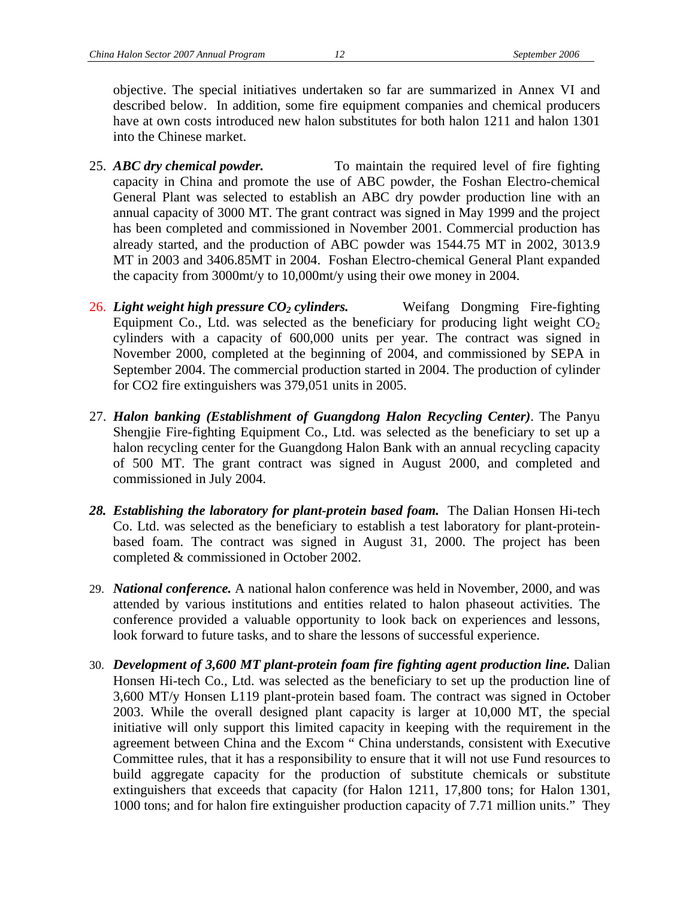objective. The special initiatives undertaken so far are summarized in Annex VI and described below. In addition, some fire equipment companies and chemical producers have at own costs introduced new halon substitutes for both halon 1211 and halon 1301 into the Chinese market.

25. ***ABC dry chemical powder.*** To maintain the required level of fire fighting capacity in China and promote the use of ABC powder, the Foshan Electro-chemical General Plant was selected to establish an ABC dry powder production line with an annual capacity of 3000 MT. The grant contract was signed in May 1999 and the project has been completed and commissioned in November 2001. Commercial production has already started, and the production of ABC powder was 1544.75 MT in 2002, 3013.9 MT in 2003 and 3406.85MT in 2004. Foshan Electro-chemical General Plant expanded the capacity from 3000mt/y to 10,000mt/y using their owe money in 2004.

26. ***Light weight high pressure $CO_2$ cylinders.*** Weifang Dongming Fire-fighting Equipment Co., Ltd. was selected as the beneficiary for producing light weight $CO_2$ cylinders with a capacity of 600,000 units per year. The contract was signed in November 2000, completed at the beginning of 2004, and commissioned by SEPA in September 2004. The commercial production started in 2004. The production of cylinder for CO2 fire extinguishers was 379,051 units in 2005.

27. ***Halon banking (Establishment of Guangdong Halon Recycling Center)***. The Panyu Shengjie Fire-fighting Equipment Co., Ltd. was selected as the beneficiary to set up a halon recycling center for the Guangdong Halon Bank with an annual recycling capacity of 500 MT. The grant contract was signed in August 2000, and completed and commissioned in July 2004.

28. ***Establishing the laboratory for plant-protein based foam.*** The Dalian Honsen Hi-tech Co. Ltd. was selected as the beneficiary to establish a test laboratory for plant-protein-based foam. The contract was signed in August 31, 2000. The project has been completed & commissioned in October 2002.

29. ***National conference.*** A national halon conference was held in November, 2000, and was attended by various institutions and entities related to halon phaseout activities. The conference provided a valuable opportunity to look back on experiences and lessons, look forward to future tasks, and to share the lessons of successful experience.

30. ***Development of 3,600 MT plant-protein foam fire fighting agent production line.*** Dalian Honsen Hi-tech Co., Ltd. was selected as the beneficiary to set up the production line of 3,600 MT/y Honsen L119 plant-protein based foam. The contract was signed in October 2003. While the overall designed plant capacity is larger at 10,000 MT, the special initiative will only support this limited capacity in keeping with the requirement in the agreement between China and the Excom " China understands, consistent with Executive Committee rules, that it has a responsibility to ensure that it will not use Fund resources to build aggregate capacity for the production of substitute chemicals or substitute extinguishers that exceeds that capacity (for Halon 1211, 17,800 tons; for Halon 1301, 1000 tons; and for halon fire extinguisher production capacity of 7.71 million units." They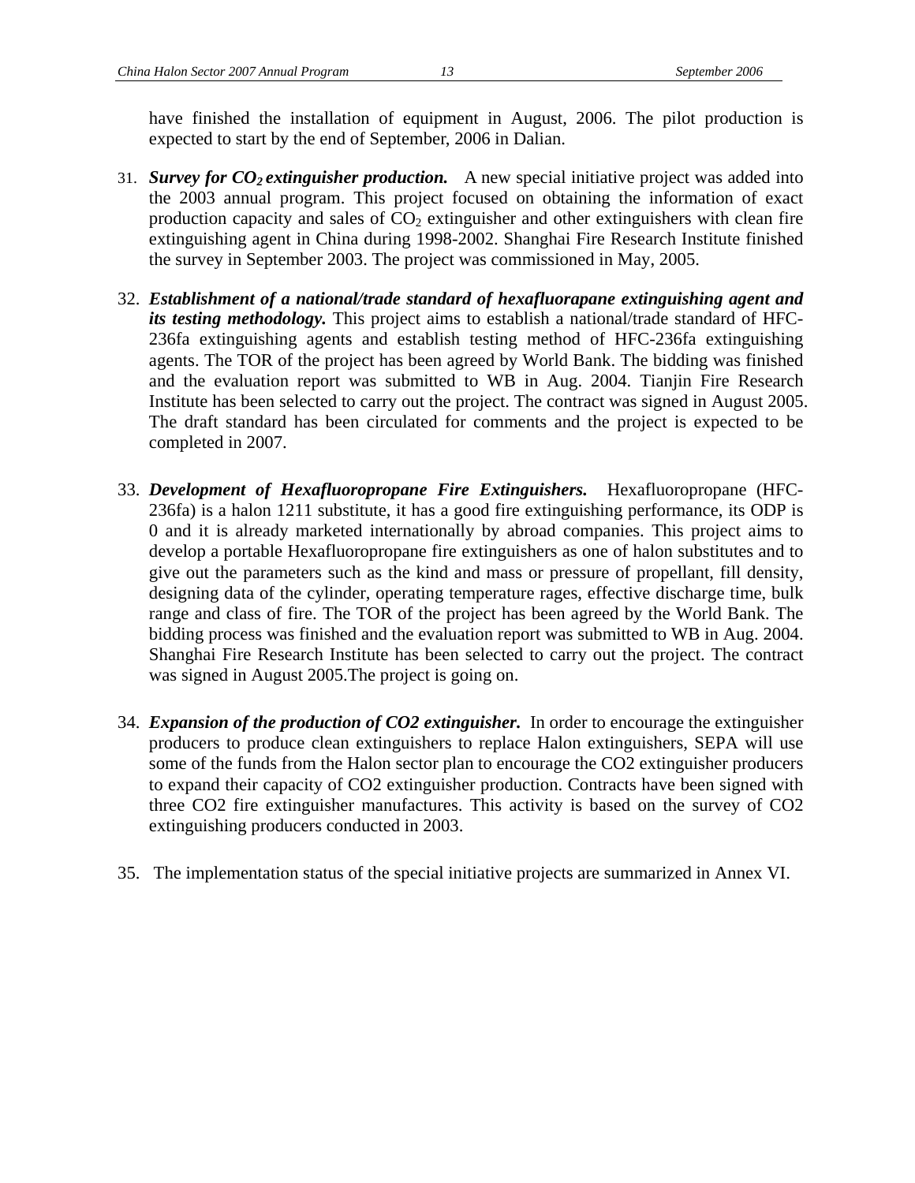have finished the installation of equipment in August, 2006. The pilot production is expected to start by the end of September, 2006 in Dalian.

31. ***Survey for $CO_2$ extinguisher production.*** A new special initiative project was added into the 2003 annual program. This project focused on obtaining the information of exact production capacity and sales of $CO_2$ extinguisher and other extinguishers with clean fire extinguishing agent in China during 1998-2002. Shanghai Fire Research Institute finished the survey in September 2003. The project was commissioned in May, 2005.

32. ***Establishment of a national/trade standard of hexafluorapane extinguishing agent and its testing methodology.*** This project aims to establish a national/trade standard of HFC-236fa extinguishing agents and establish testing method of HFC-236fa extinguishing agents. The TOR of the project has been agreed by World Bank. The bidding was finished and the evaluation report was submitted to WB in Aug. 2004. Tianjin Fire Research Institute has been selected to carry out the project. The contract was signed in August 2005. The draft standard has been circulated for comments and the project is expected to be completed in 2007.

33. ***Development of Hexafluoropropane Fire Extinguishers.*** Hexafluoropropane (HFC-236fa) is a halon 1211 substitute, it has a good fire extinguishing performance, its ODP is 0 and it is already marketed internationally by abroad companies. This project aims to develop a portable Hexafluoropropane fire extinguishers as one of halon substitutes and to give out the parameters such as the kind and mass or pressure of propellant, fill density, designing data of the cylinder, operating temperature rages, effective discharge time, bulk range and class of fire. The TOR of the project has been agreed by the World Bank. The bidding process was finished and the evaluation report was submitted to WB in Aug. 2004. Shanghai Fire Research Institute has been selected to carry out the project. The contract was signed in August 2005.The project is going on.

34. ***Expansion of the production of CO2 extinguisher.*** In order to encourage the extinguisher producers to produce clean extinguishers to replace Halon extinguishers, SEPA will use some of the funds from the Halon sector plan to encourage the CO2 extinguisher producers to expand their capacity of CO2 extinguisher production. Contracts have been signed with three CO2 fire extinguisher manufactures. This activity is based on the survey of CO2 extinguishing producers conducted in 2003.

35. The implementation status of the special initiative projects are summarized in Annex VI.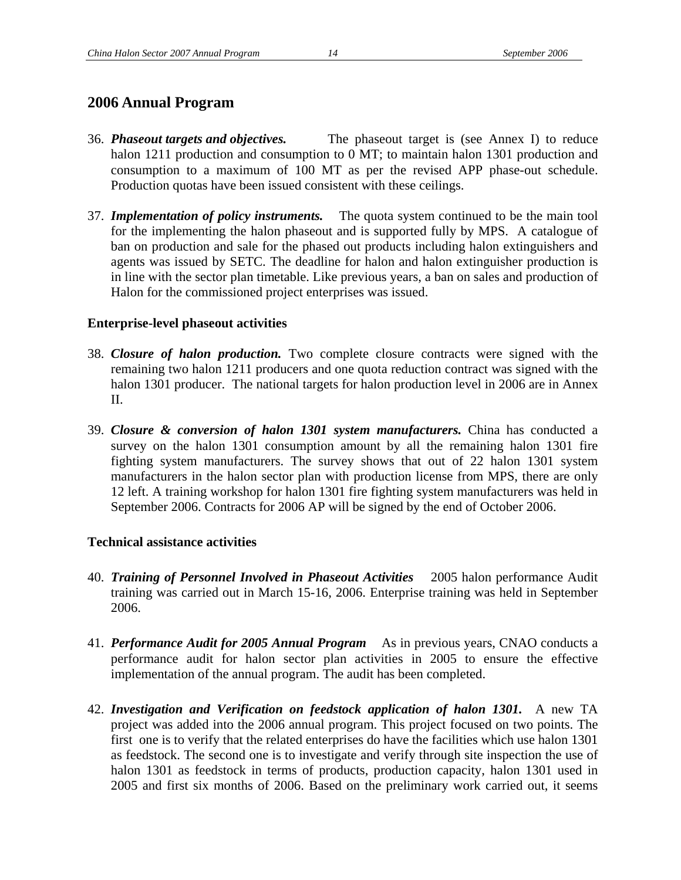## 2006 Annual Program

36. ***Phaseout targets and objectives.*** The phaseout target is (see Annex I) to reduce halon 1211 production and consumption to 0 MT; to maintain halon 1301 production and consumption to a maximum of 100 MT as per the revised APP phase-out schedule. Production quotas have been issued consistent with these ceilings.

37. ***Implementation of policy instruments.*** The quota system continued to be the main tool for the implementing the halon phaseout and is supported fully by MPS. A catalogue of ban on production and sale for the phased out products including halon extinguishers and agents was issued by SETC. The deadline for halon and halon extinguisher production is in line with the sector plan timetable. Like previous years, a ban on sales and production of Halon for the commissioned project enterprises was issued.

### Enterprise-level phaseout activities

38. ***Closure of halon production.*** Two complete closure contracts were signed with the remaining two halon 1211 producers and one quota reduction contract was signed with the halon 1301 producer. The national targets for halon production level in 2006 are in Annex II.

39. ***Closure & conversion of halon 1301 system manufacturers.*** China has conducted a survey on the halon 1301 consumption amount by all the remaining halon 1301 fire fighting system manufacturers. The survey shows that out of 22 halon 1301 system manufacturers in the halon sector plan with production license from MPS, there are only 12 left. A training workshop for halon 1301 fire fighting system manufacturers was held in September 2006. Contracts for 2006 AP will be signed by the end of October 2006.

### Technical assistance activities

40. ***Training of Personnel Involved in Phaseout Activities*** 2005 halon performance Audit training was carried out in March 15-16, 2006. Enterprise training was held in September 2006.

41. ***Performance Audit for 2005 Annual Program*** As in previous years, CNAO conducts a performance audit for halon sector plan activities in 2005 to ensure the effective implementation of the annual program. The audit has been completed.

42. ***Investigation and Verification on feedstock application of halon 1301.*** A new TA project was added into the 2006 annual program. This project focused on two points. The first one is to verify that the related enterprises do have the facilities which use halon 1301 as feedstock. The second one is to investigate and verify through site inspection the use of halon 1301 as feedstock in terms of products, production capacity, halon 1301 used in 2005 and first six months of 2006. Based on the preliminary work carried out, it seems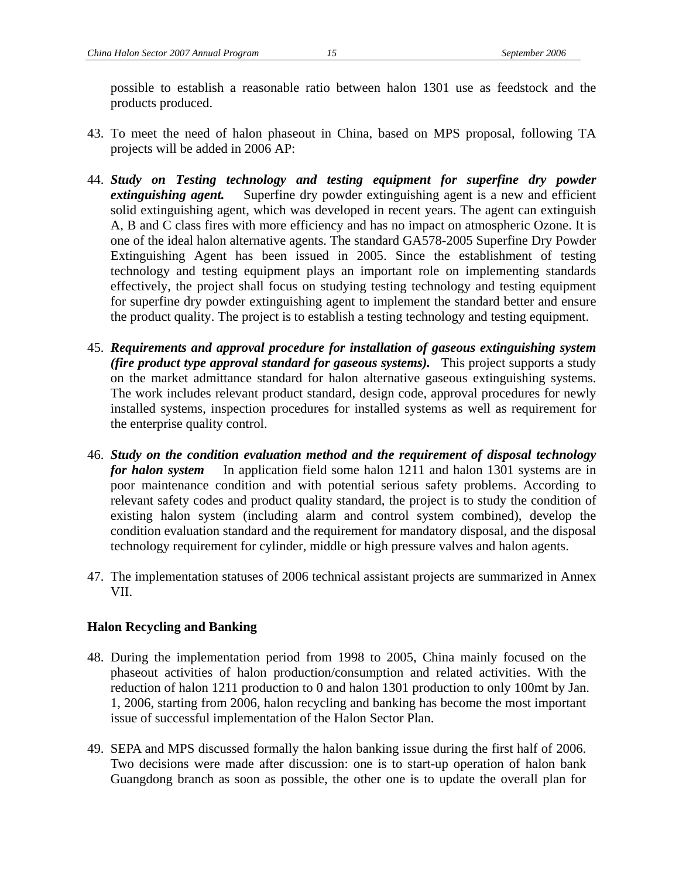possible to establish a reasonable ratio between halon 1301 use as feedstock and the products produced.

43. To meet the need of halon phaseout in China, based on MPS proposal, following TA projects will be added in 2006 AP:

44. ***Study on Testing technology and testing equipment for superfine dry powder extinguishing agent.*** Superfine dry powder extinguishing agent is a new and efficient solid extinguishing agent, which was developed in recent years. The agent can extinguish A, B and C class fires with more efficiency and has no impact on atmospheric Ozone. It is one of the ideal halon alternative agents. The standard GA578-2005 Superfine Dry Powder Extinguishing Agent has been issued in 2005. Since the establishment of testing technology and testing equipment plays an important role on implementing standards effectively, the project shall focus on studying testing technology and testing equipment for superfine dry powder extinguishing agent to implement the standard better and ensure the product quality. The project is to establish a testing technology and testing equipment.

45. ***Requirements and approval procedure for installation of gaseous extinguishing system (fire product type approval standard for gaseous systems).*** This project supports a study on the market admittance standard for halon alternative gaseous extinguishing systems. The work includes relevant product standard, design code, approval procedures for newly installed systems, inspection procedures for installed systems as well as requirement for the enterprise quality control.

46. ***Study on the condition evaluation method and the requirement of disposal technology for halon system*** In application field some halon 1211 and halon 1301 systems are in poor maintenance condition and with potential serious safety problems. According to relevant safety codes and product quality standard, the project is to study the condition of existing halon system (including alarm and control system combined), develop the condition evaluation standard and the requirement for mandatory disposal, and the disposal technology requirement for cylinder, middle or high pressure valves and halon agents.

47. The implementation statuses of 2006 technical assistant projects are summarized in Annex VII.

**Halon Recycling and Banking**

48. During the implementation period from 1998 to 2005, China mainly focused on the phaseout activities of halon production/consumption and related activities. With the reduction of halon 1211 production to 0 and halon 1301 production to only 100mt by Jan. 1, 2006, starting from 2006, halon recycling and banking has become the most important issue of successful implementation of the Halon Sector Plan.

49. SEPA and MPS discussed formally the halon banking issue during the first half of 2006. Two decisions were made after discussion: one is to start-up operation of halon bank Guangdong branch as soon as possible, the other one is to update the overall plan for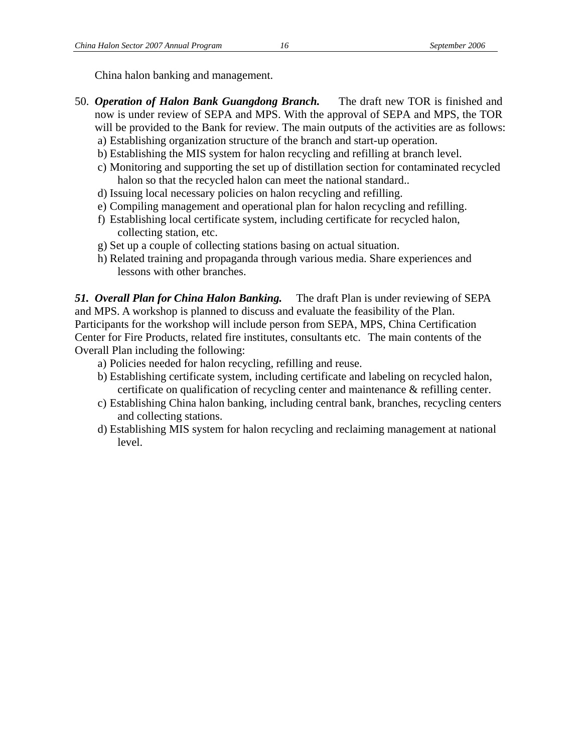China halon banking and management.

50. ***Operation of Halon Bank Guangdong Branch.*** The draft new TOR is finished and now is under review of SEPA and MPS. With the approval of SEPA and MPS, the TOR will be provided to the Bank for review. The main outputs of the activities are as follows:
   a) Establishing organization structure of the branch and start-up operation.
   b) Establishing the MIS system for halon recycling and refilling at branch level.
   c) Monitoring and supporting the set up of distillation section for contaminated recycled halon so that the recycled halon can meet the national standard..
   d) Issuing local necessary policies on halon recycling and refilling.
   e) Compiling management and operational plan for halon recycling and refilling.
   f) Establishing local certificate system, including certificate for recycled halon, collecting station, etc.
   g) Set up a couple of collecting stations basing on actual situation.
   h) Related training and propaganda through various media. Share experiences and lessons with other branches.

***51. Overall Plan for China Halon Banking.*** The draft Plan is under reviewing of SEPA and MPS. A workshop is planned to discuss and evaluate the feasibility of the Plan. Participants for the workshop will include person from SEPA, MPS, China Certification Center for Fire Products, related fire institutes, consultants etc. The main contents of the Overall Plan including the following:

   a) Policies needed for halon recycling, refilling and reuse.
   b) Establishing certificate system, including certificate and labeling on recycled halon, certificate on qualification of recycling center and maintenance & refilling center.
   c) Establishing China halon banking, including central bank, branches, recycling centers and collecting stations.
   d) Establishing MIS system for halon recycling and reclaiming management at national level.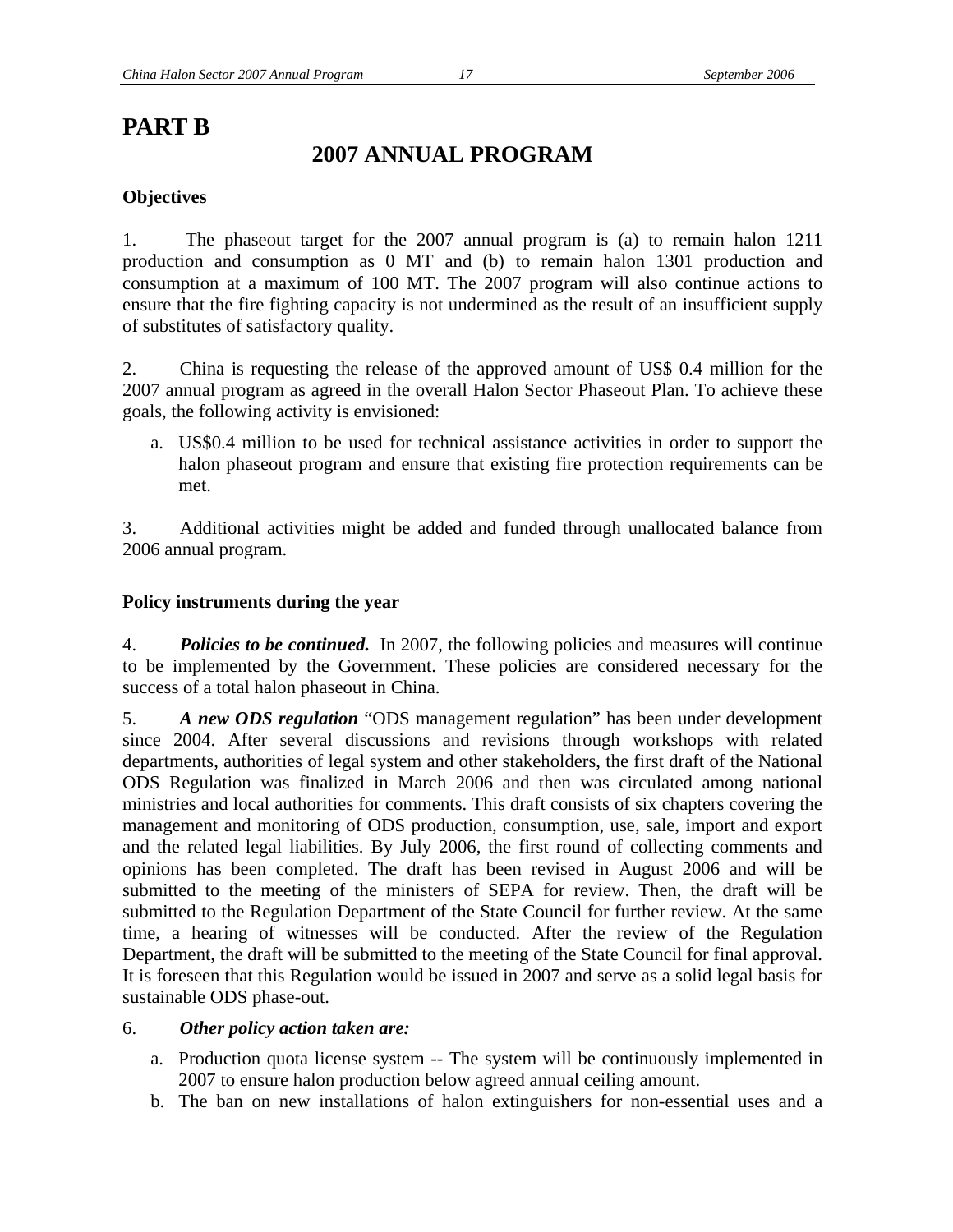# PART B

## 2007 ANNUAL PROGRAM

### Objectives

1. The phaseout target for the 2007 annual program is (a) to remain halon 1211 production and consumption as 0 MT and (b) to remain halon 1301 production and consumption at a maximum of 100 MT. The 2007 program will also continue actions to ensure that the fire fighting capacity is not undermined as the result of an insufficient supply of substitutes of satisfactory quality.

2. China is requesting the release of the approved amount of US$ 0.4 million for the 2007 annual program as agreed in the overall Halon Sector Phaseout Plan. To achieve these goals, the following activity is envisioned:

   a. US$0.4 million to be used for technical assistance activities in order to support the halon phaseout program and ensure that existing fire protection requirements can be met.

3. Additional activities might be added and funded through unallocated balance from 2006 annual program.

### Policy instruments during the year

4. ***Policies to be continued.*** In 2007, the following policies and measures will continue to be implemented by the Government. These policies are considered necessary for the success of a total halon phaseout in China.

5. ***A new ODS regulation*** "ODS management regulation" has been under development since 2004. After several discussions and revisions through workshops with related departments, authorities of legal system and other stakeholders, the first draft of the National ODS Regulation was finalized in March 2006 and then was circulated among national ministries and local authorities for comments. This draft consists of six chapters covering the management and monitoring of ODS production, consumption, use, sale, import and export and the related legal liabilities. By July 2006, the first round of collecting comments and opinions has been completed. The draft has been revised in August 2006 and will be submitted to the meeting of the ministers of SEPA for review. Then, the draft will be submitted to the Regulation Department of the State Council for further review. At the same time, a hearing of witnesses will be conducted. After the review of the Regulation Department, the draft will be submitted to the meeting of the State Council for final approval. It is foreseen that this Regulation would be issued in 2007 and serve as a solid legal basis for sustainable ODS phase-out.

6. ***Other policy action taken are:***

   a. Production quota license system -- The system will be continuously implemented in 2007 to ensure halon production below agreed annual ceiling amount.
   b. The ban on new installations of halon extinguishers for non-essential uses and a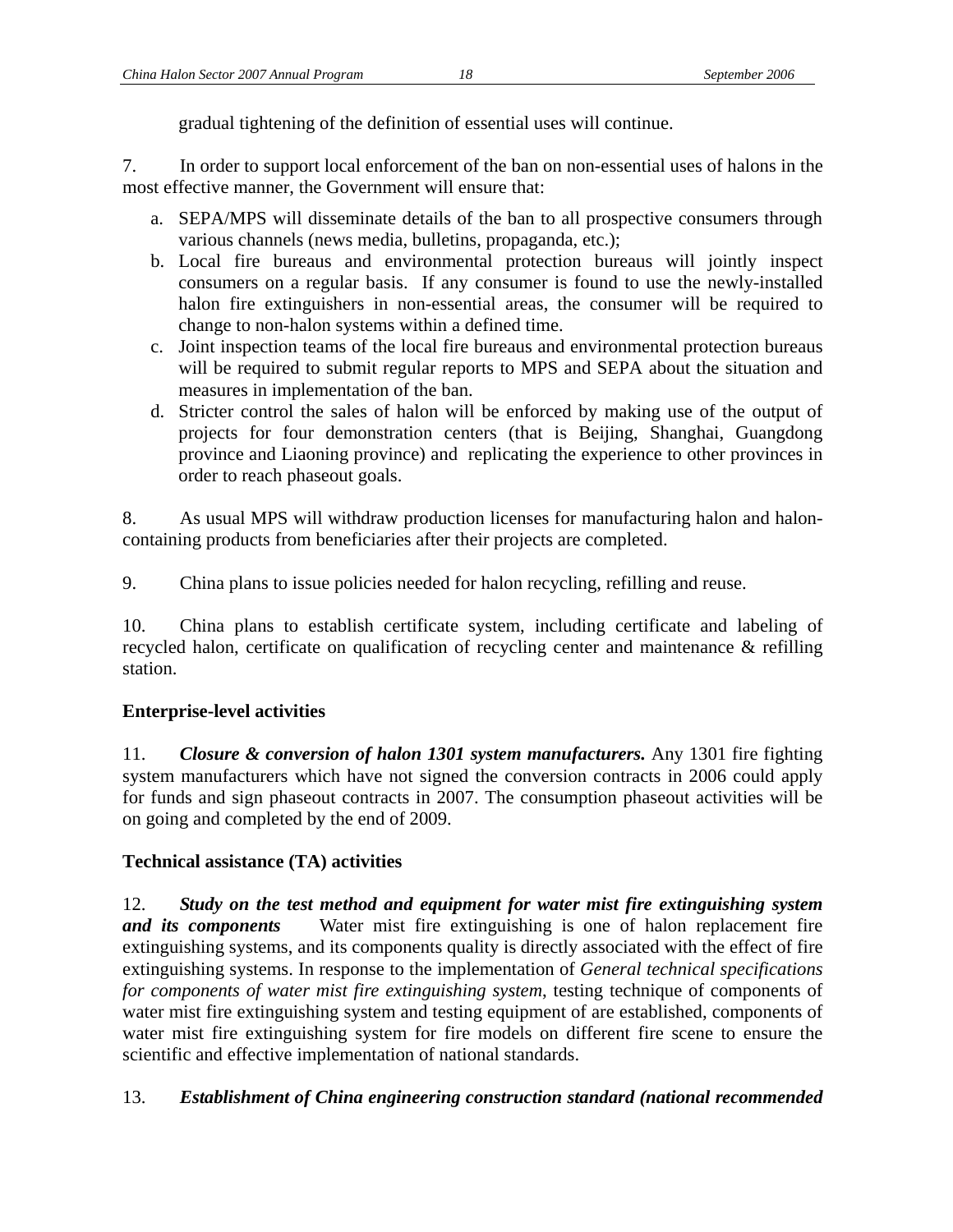gradual tightening of the definition of essential uses will continue.

7. In order to support local enforcement of the ban on non-essential uses of halons in the most effective manner, the Government will ensure that:

a. SEPA/MPS will disseminate details of the ban to all prospective consumers through various channels (news media, bulletins, propaganda, etc.);
b. Local fire bureaus and environmental protection bureaus will jointly inspect consumers on a regular basis. If any consumer is found to use the newly-installed halon fire extinguishers in non-essential areas, the consumer will be required to change to non-halon systems within a defined time.
c. Joint inspection teams of the local fire bureaus and environmental protection bureaus will be required to submit regular reports to MPS and SEPA about the situation and measures in implementation of the ban.
d. Stricter control the sales of halon will be enforced by making use of the output of projects for four demonstration centers (that is Beijing, Shanghai, Guangdong province and Liaoning province) and replicating the experience to other provinces in order to reach phaseout goals.

8. As usual MPS will withdraw production licenses for manufacturing halon and halon-containing products from beneficiaries after their projects are completed.

9. China plans to issue policies needed for halon recycling, refilling and reuse.

10. China plans to establish certificate system, including certificate and labeling of recycled halon, certificate on qualification of recycling center and maintenance & refilling station.

**Enterprise-level activities**

11. ***Closure & conversion of halon 1301 system manufacturers.*** Any 1301 fire fighting system manufacturers which have not signed the conversion contracts in 2006 could apply for funds and sign phaseout contracts in 2007. The consumption phaseout activities will be on going and completed by the end of 2009.

**Technical assistance (TA) activities**

12. ***Study on the test method and equipment for water mist fire extinguishing system and its components*** Water mist fire extinguishing is one of halon replacement fire extinguishing systems, and its components quality is directly associated with the effect of fire extinguishing systems. In response to the implementation of *General technical specifications for components of water mist fire extinguishing system*, testing technique of components of water mist fire extinguishing system and testing equipment of are established, components of water mist fire extinguishing system for fire models on different fire scene to ensure the scientific and effective implementation of national standards.

13. ***Establishment of China engineering construction standard (national recommended***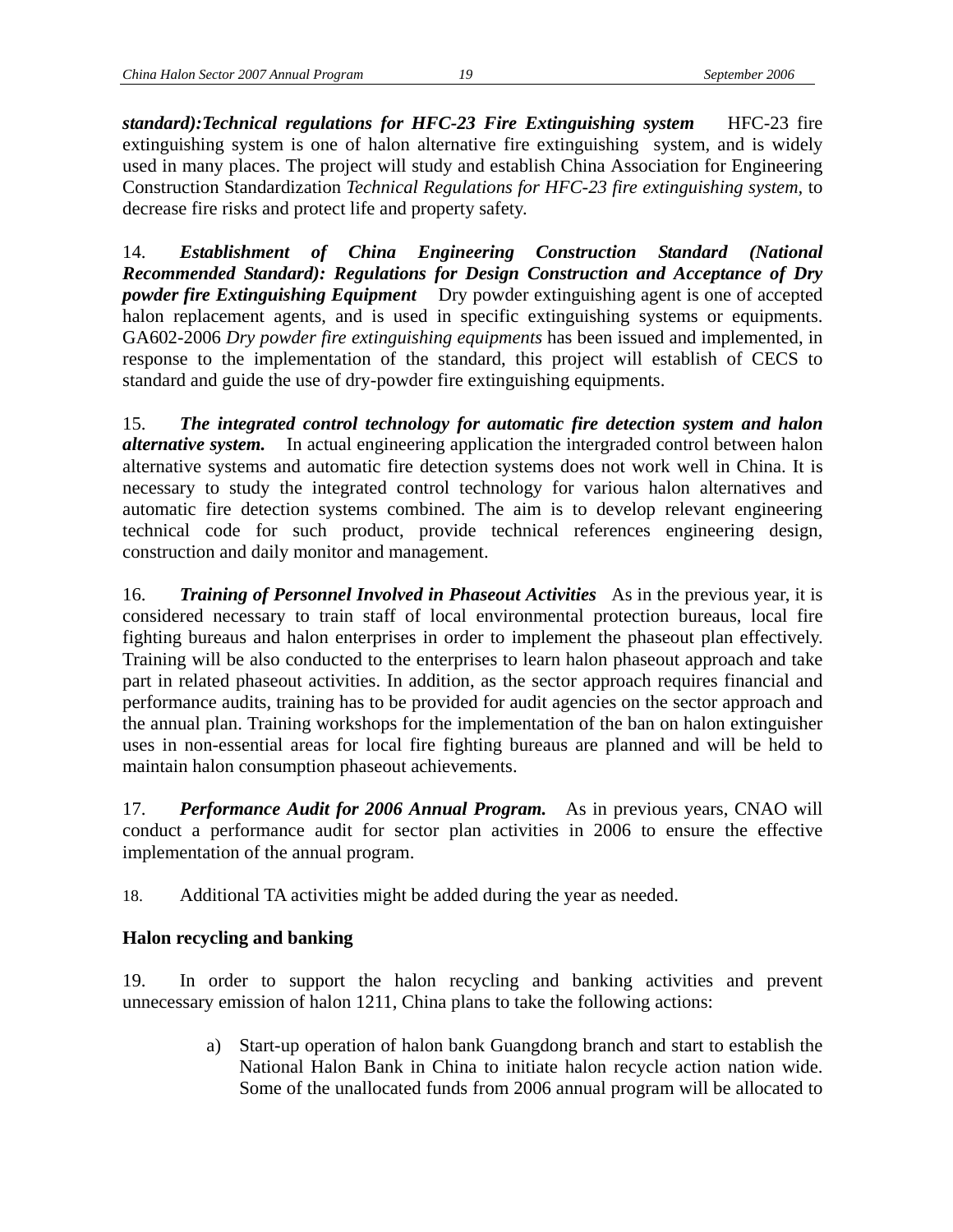***standard):Technical regulations for HFC-23 Fire Extinguishing system*** HFC-23 fire extinguishing system is one of halon alternative fire extinguishing system, and is widely used in many places. The project will study and establish China Association for Engineering Construction Standardization *Technical Regulations for HFC-23 fire extinguishing system*, to decrease fire risks and protect life and property safety.

14. ***Establishment of China Engineering Construction Standard (National Recommended Standard): Regulations for Design Construction and Acceptance of Dry powder fire Extinguishing Equipment*** Dry powder extinguishing agent is one of accepted halon replacement agents, and is used in specific extinguishing systems or equipments. GA602-2006 *Dry powder fire extinguishing equipments* has been issued and implemented, in response to the implementation of the standard, this project will establish of CECS to standard and guide the use of dry-powder fire extinguishing equipments.

15. ***The integrated control technology for automatic fire detection system and halon alternative system.*** In actual engineering application the intergraded control between halon alternative systems and automatic fire detection systems does not work well in China. It is necessary to study the integrated control technology for various halon alternatives and automatic fire detection systems combined. The aim is to develop relevant engineering technical code for such product, provide technical references engineering design, construction and daily monitor and management.

16. ***Training of Personnel Involved in Phaseout Activities*** As in the previous year, it is considered necessary to train staff of local environmental protection bureaus, local fire fighting bureaus and halon enterprises in order to implement the phaseout plan effectively. Training will be also conducted to the enterprises to learn halon phaseout approach and take part in related phaseout activities. In addition, as the sector approach requires financial and performance audits, training has to be provided for audit agencies on the sector approach and the annual plan. Training workshops for the implementation of the ban on halon extinguisher uses in non-essential areas for local fire fighting bureaus are planned and will be held to maintain halon consumption phaseout achievements.

17. ***Performance Audit for 2006 Annual Program.*** As in previous years, CNAO will conduct a performance audit for sector plan activities in 2006 to ensure the effective implementation of the annual program.

18. Additional TA activities might be added during the year as needed.

**Halon recycling and banking**

19. In order to support the halon recycling and banking activities and prevent unnecessary emission of halon 1211, China plans to take the following actions:

a) Start-up operation of halon bank Guangdong branch and start to establish the National Halon Bank in China to initiate halon recycle action nation wide. Some of the unallocated funds from 2006 annual program will be allocated to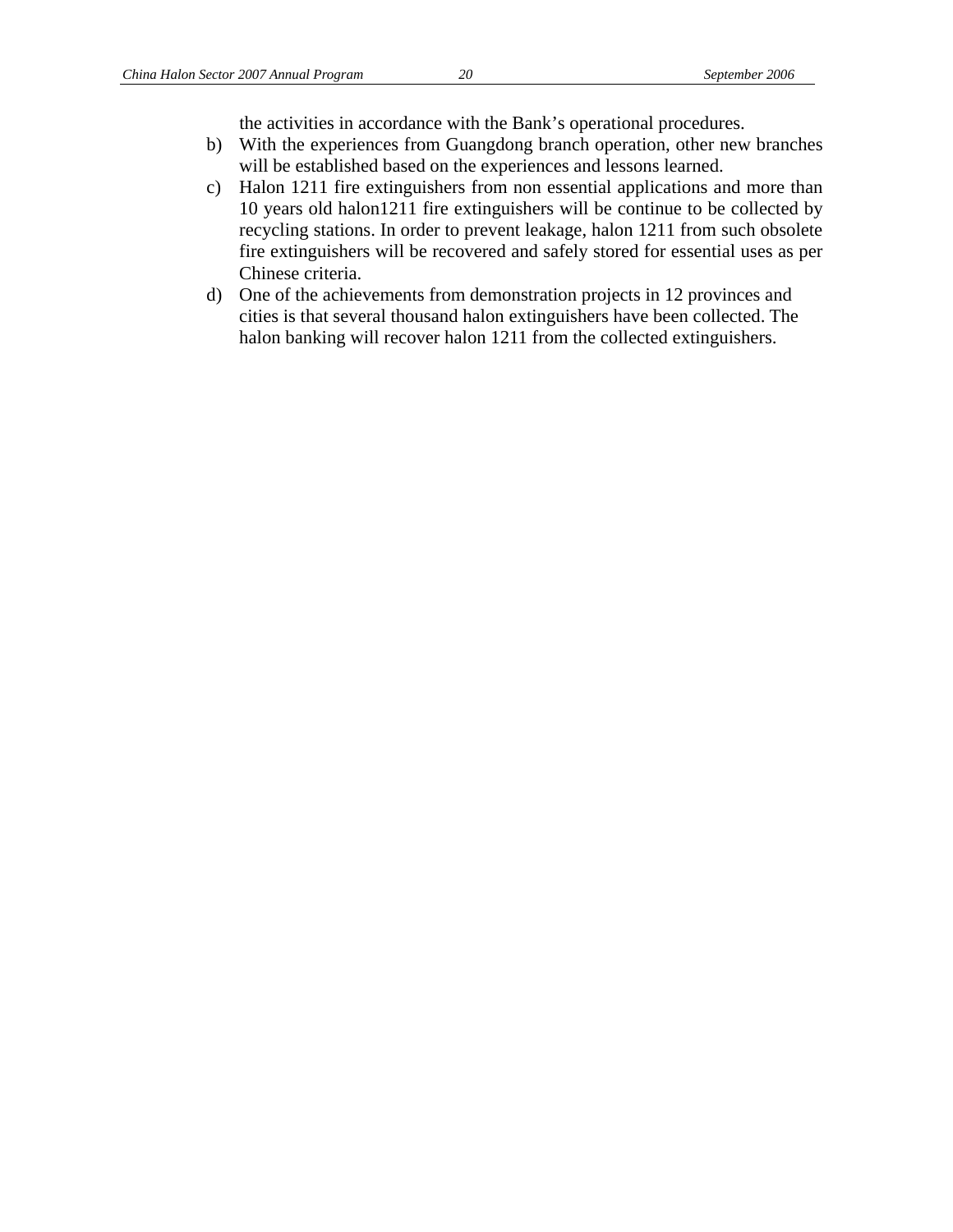the activities in accordance with the Bank's operational procedures.

b) With the experiences from Guangdong branch operation, other new branches will be established based on the experiences and lessons learned.
c) Halon 1211 fire extinguishers from non essential applications and more than 10 years old halon1211 fire extinguishers will be continue to be collected by recycling stations. In order to prevent leakage, halon 1211 from such obsolete fire extinguishers will be recovered and safely stored for essential uses as per Chinese criteria.
d) One of the achievements from demonstration projects in 12 provinces and cities is that several thousand halon extinguishers have been collected. The halon banking will recover halon 1211 from the collected extinguishers.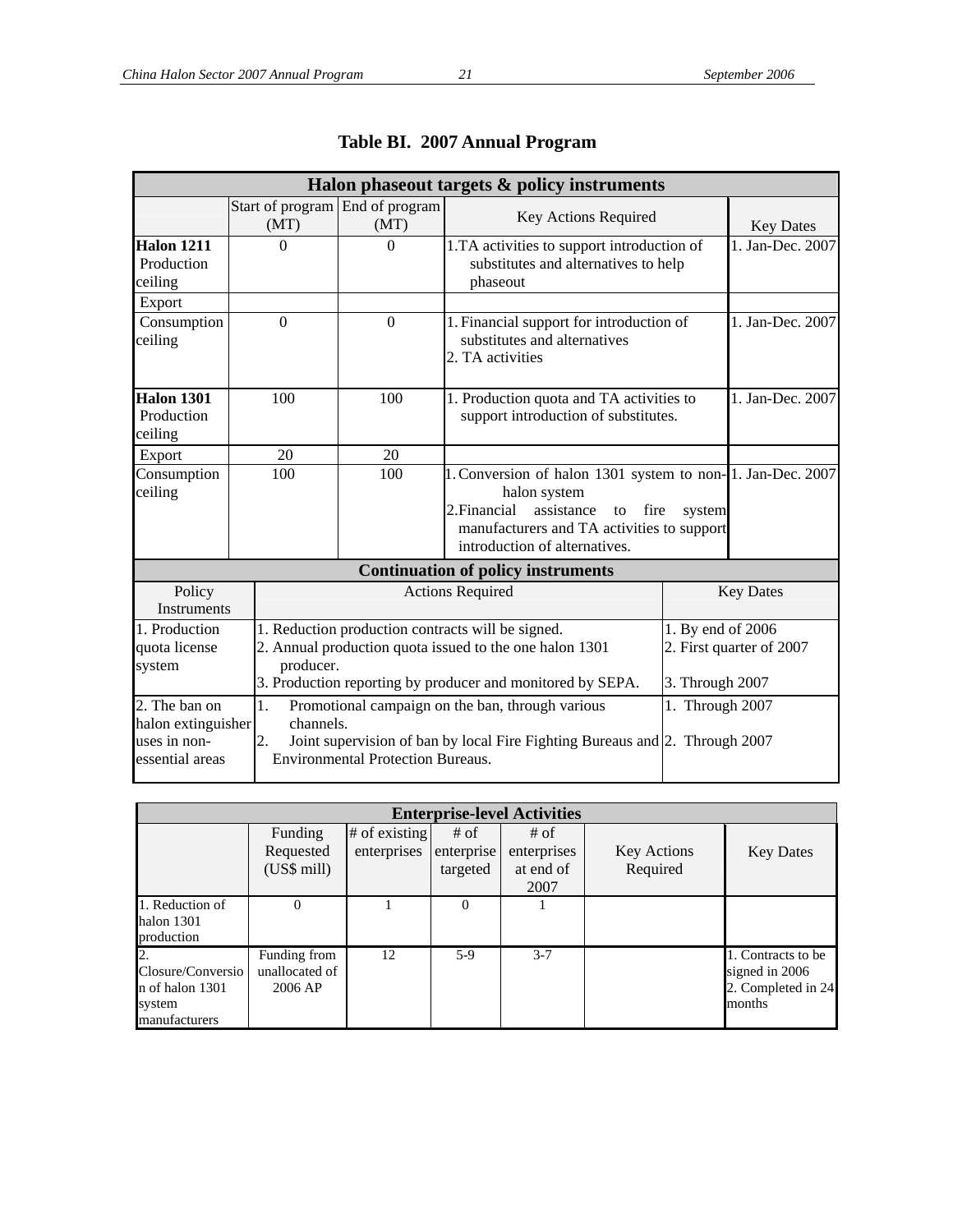# Table BI. 2007 Annual Program

| Halon phaseout targets & policy instruments | | | | |
|---|---|---|---|---|
| | Start of program (MT) | End of program (MT) | Key Actions Required | Key Dates |
| **Halon 1211** Production ceiling | 0 | 0 | 1.TA activities to support introduction of substitutes and alternatives to help phaseout | 1. Jan-Dec. 2007 |
| Export | | | | |
| Consumption ceiling | 0 | 0 | 1. Financial support for introduction of substitutes and alternatives<br>2. TA activities | 1. Jan-Dec. 2007 |
| **Halon 1301** Production ceiling | 100 | 100 | 1. Production quota and TA activities to support introduction of substitutes. | 1. Jan-Dec. 2007 |
| Export | 20 | 20 | | |
| Consumption ceiling | 100 | 100 | 1. Conversion of halon 1301 system to non-halon system<br>2.Financial assistance to fire system manufacturers and TA activities to support introduction of alternatives. | 1. Jan-Dec. 2007 |

| Continuation of policy instruments | | |
|---|---|---|
| Policy Instruments | Actions Required | Key Dates |
| 1. Production quota license system | 1. Reduction production contracts will be signed.<br>2. Annual production quota issued to the one halon 1301 producer.<br>3. Production reporting by producer and monitored by SEPA. | 1. By end of 2006<br>2. First quarter of 2007<br>3. Through 2007 |
| 2. The ban on halon extinguisher uses in non-essential areas | 1. Promotional campaign on the ban, through various channels.<br>2. Joint supervision of ban by local Fire Fighting Bureaus and Environmental Protection Bureaus. | 1. Through 2007<br>2. Through 2007 |

| Enterprise-level Activities | | | | | | |
|---|---|---|---|---|---|---|
| | Funding Requested (US$ mill) | # of existing enterprises | # of enterprise targeted | # of enterprises at end of 2007 | Key Actions Required | Key Dates |
| 1. Reduction of halon 1301 production | 0 | 1 | 0 | 1 | | |
| 2. Closure/Conversion of halon 1301 system manufacturers | Funding from unallocated of 2006 AP | 12 | 5-9 | 3-7 | | 1. Contracts to be signed in 2006<br>2. Completed in 24 months |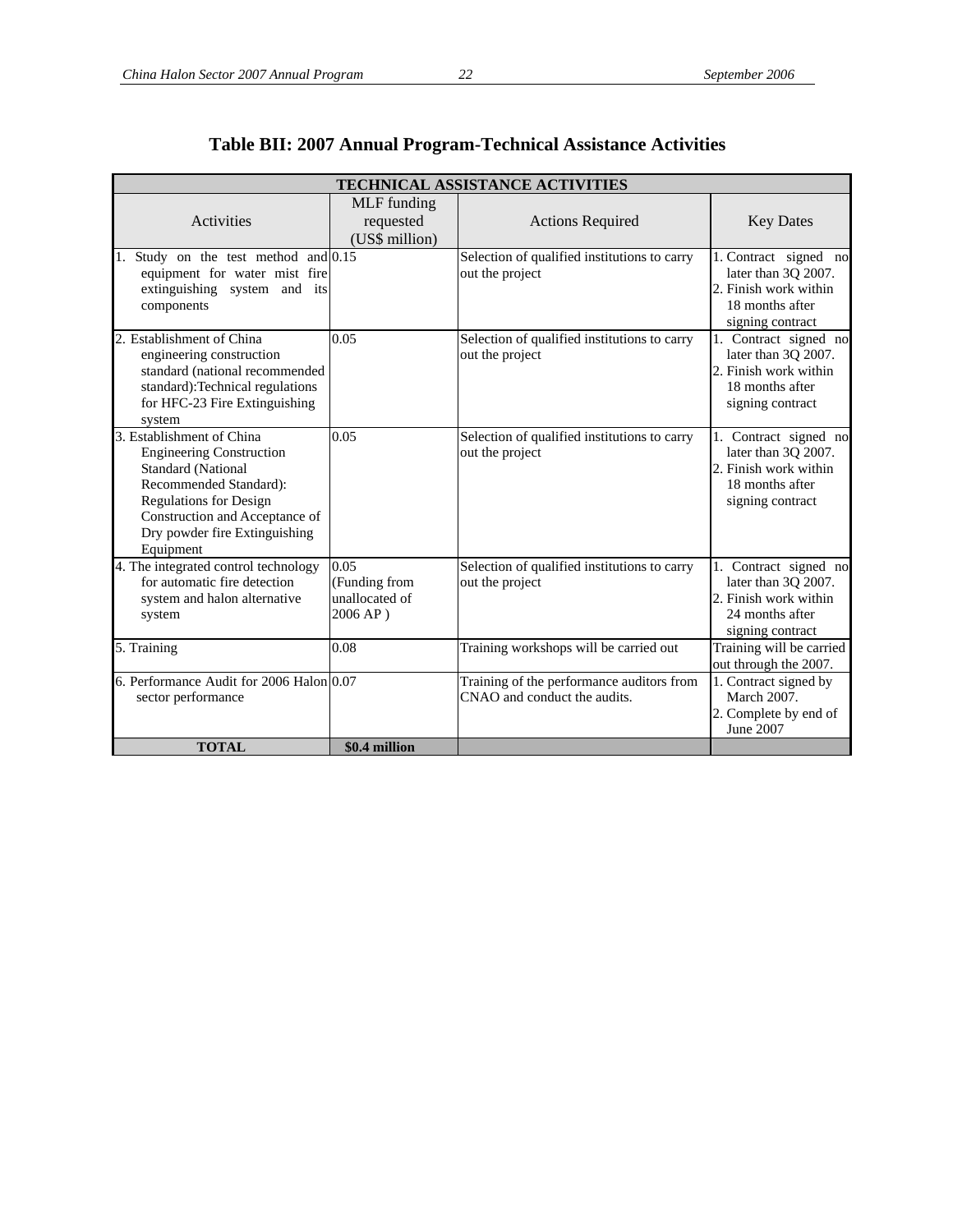# Table BII: 2007 Annual Program-Technical Assistance Activities

| TECHNICAL ASSISTANCE ACTIVITIES | | | |
|---|---|---|---|
| Activities | MLF funding requested (US$ million) | Actions Required | Key Dates |
| 1. Study on the test method and equipment for water mist fire extinguishing system and its components | 0.15 | Selection of qualified institutions to carry out the project | 1. Contract signed no later than 3Q 2007. 2. Finish work within 18 months after signing contract |
| 2. Establishment of China engineering construction standard (national recommended standard):Technical regulations for HFC-23 Fire Extinguishing system | 0.05 | Selection of qualified institutions to carry out the project | 1. Contract signed no later than 3Q 2007. 2. Finish work within 18 months after signing contract |
| 3. Establishment of China Engineering Construction Standard (National Recommended Standard): Regulations for Design Construction and Acceptance of Dry powder fire Extinguishing Equipment | 0.05 | Selection of qualified institutions to carry out the project | 1. Contract signed no later than 3Q 2007. 2. Finish work within 18 months after signing contract |
| 4. The integrated control technology for automatic fire detection system and halon alternative system | 0.05 (Funding from unallocated of 2006 AP ) | Selection of qualified institutions to carry out the project | 1. Contract signed no later than 3Q 2007. 2. Finish work within 24 months after signing contract |
| 5. Training | 0.08 | Training workshops will be carried out | Training will be carried out through the 2007. |
| 6. Performance Audit for 2006 Halon sector performance | 0.07 | Training of the performance auditors from CNAO and conduct the audits. | 1. Contract signed by March 2007. 2. Complete by end of June 2007 |
| **TOTAL** | **$0.4 million** | | |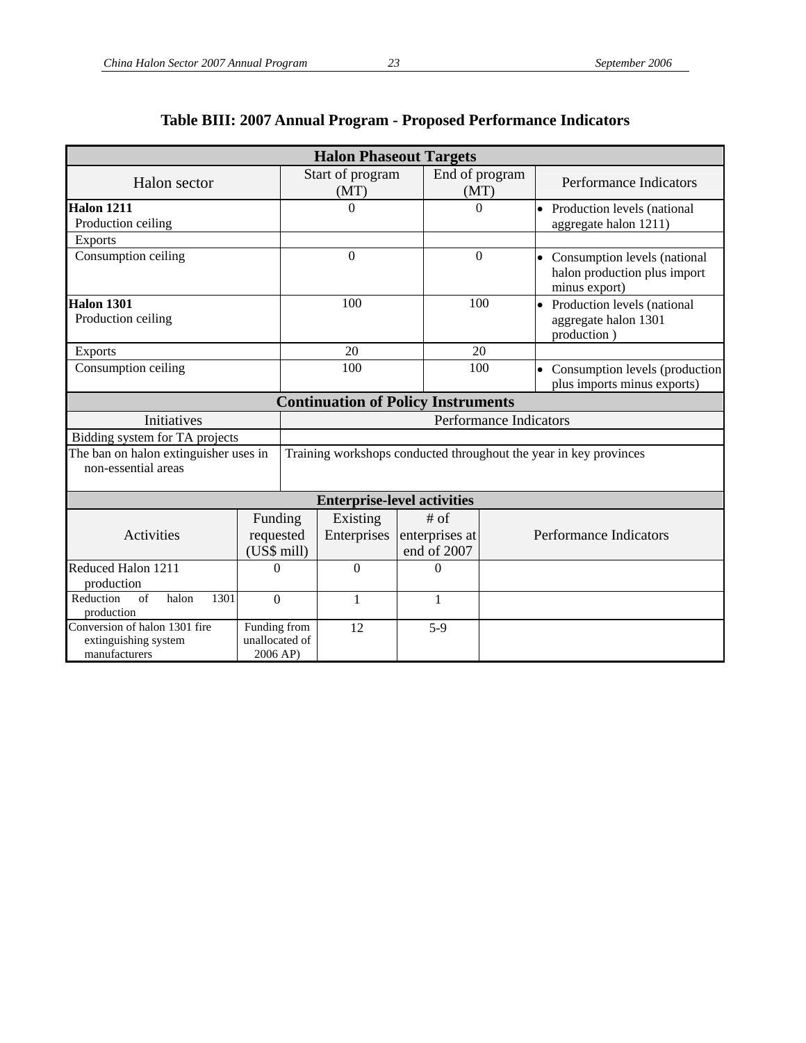### Table BIII: 2007 Annual Program - Proposed Performance Indicators

| Halon Phaseout Targets | | | |
|---|---|---|---|
| Halon sector | Start of program (MT) | End of program (MT) | Performance Indicators |
| **Halon 1211** Production ceiling | 0 | 0 | • Production levels (national aggregate halon 1211) |
| Exports | | | |
| Consumption ceiling | 0 | 0 | • Consumption levels (national halon production plus import minus export) |
| **Halon 1301** Production ceiling | 100 | 100 | • Production levels (national aggregate halon 1301 production ) |
| Exports | 20 | 20 | |
| Consumption ceiling | 100 | 100 | • Consumption levels (production plus imports minus exports) |

| Continuation of Policy Instruments | |
|---|---|
| Initiatives | Performance Indicators |
| Bidding system for TA projects | |
| The ban on halon extinguisher uses in non-essential areas | Training workshops conducted throughout the year in key provinces |

| Enterprise-level activities | | | | |
|---|---|---|---|---|
| Activities | Funding requested (US$ mill) | Existing Enterprises | # of enterprises at end of 2007 | Performance Indicators |
| Reduced Halon 1211 production | 0 | 0 | 0 | |
| Reduction of halon 1301 production | 0 | 1 | 1 | |
| Conversion of halon 1301 fire extinguishing system manufacturers | Funding from unallocated of 2006 AP) | 12 | 5-9 | |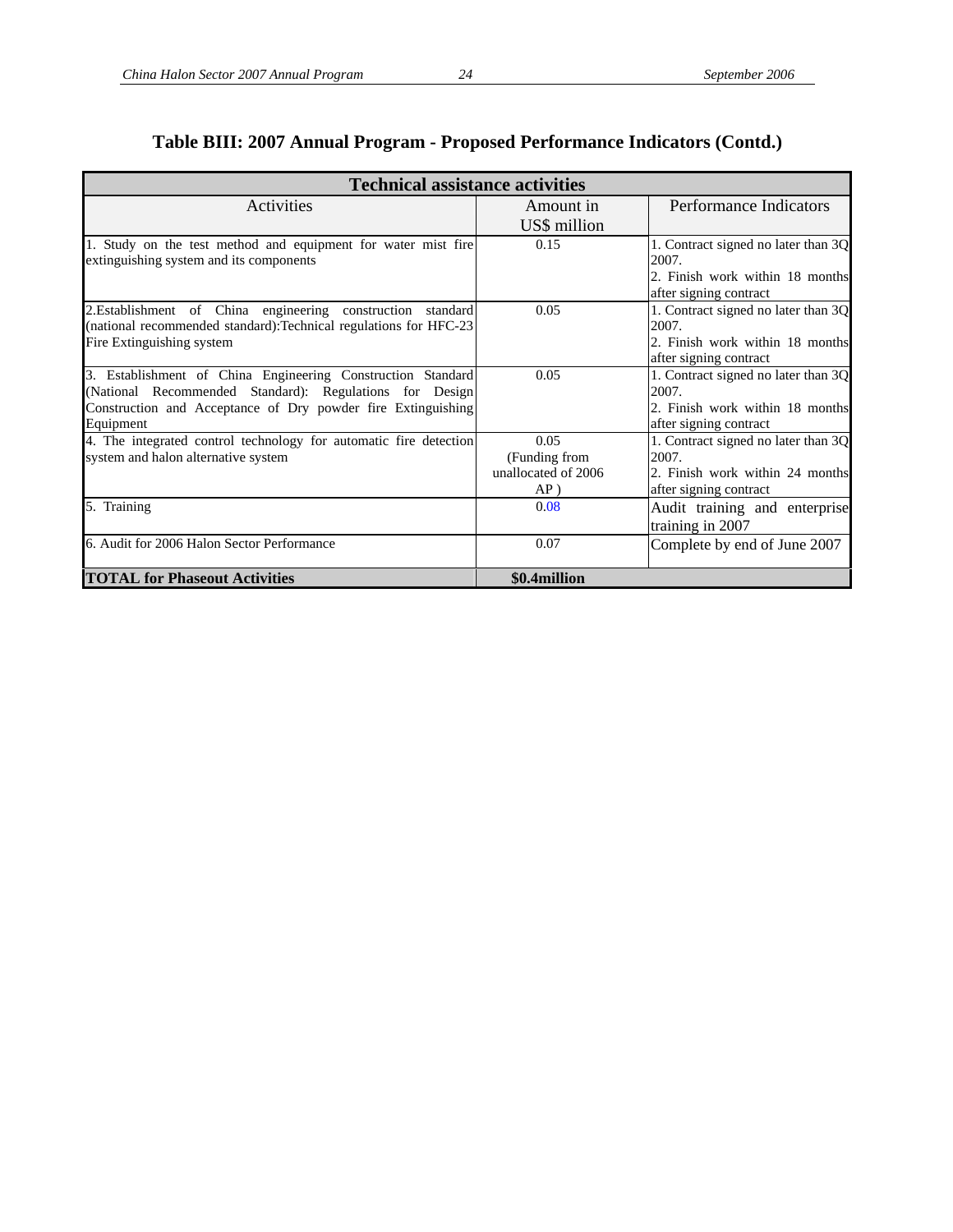## Table BIII: 2007 Annual Program - Proposed Performance Indicators (Contd.)

| Technical assistance activities | | |
|---|---|---|
| Activities | Amount in US$ million | Performance Indicators |
| 1. Study on the test method and equipment for water mist fire extinguishing system and its components | 0.15 | 1. Contract signed no later than 3Q 2007.<br>2. Finish work within 18 months after signing contract |
| 2.Establishment of China engineering construction standard (national recommended standard):Technical regulations for HFC-23 Fire Extinguishing system | 0.05 | 1. Contract signed no later than 3Q 2007.<br>2. Finish work within 18 months after signing contract |
| 3. Establishment of China Engineering Construction Standard (National Recommended Standard): Regulations for Design Construction and Acceptance of Dry powder fire Extinguishing Equipment | 0.05 | 1. Contract signed no later than 3Q 2007.<br>2. Finish work within 18 months after signing contract |
| 4. The integrated control technology for automatic fire detection system and halon alternative system | 0.05 (Funding from unallocated of 2006 AP ) | 1. Contract signed no later than 3Q 2007.<br>2. Finish work within 24 months after signing contract |
| 5. Training | 0.08 | Audit training and enterprise training in 2007 |
| 6. Audit for 2006 Halon Sector Performance | 0.07 | Complete by end of June 2007 |
| **TOTAL for Phaseout Activities** | **$0.4million** | |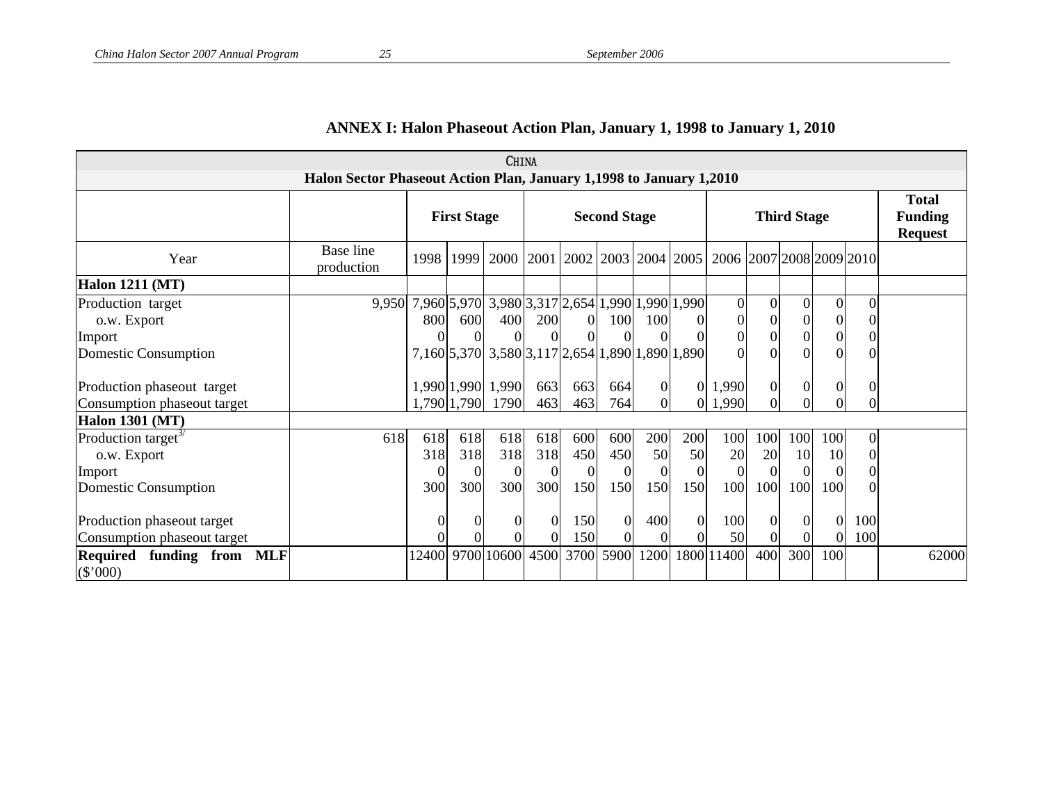## ANNEX I: Halon Phaseout Action Plan, January 1, 1998 to January 1, 2010

| CHINA | | | | | | | | | | | | | | | | |
|---|---|---|---|---|---|---|---|---|---|---|---|---|---|---|---|---|
| **Halon Sector Phaseout Action Plan, January 1,1998 to January 1,2010** | | | | | | | | | | | | | | | | |
| | | **First Stage** | | | **Second Stage** | | | | | **Third Stage** | | | | | **Total Funding Request** |
| Year | Base line production | 1998 | 1999 | 2000 | 2001 | 2002 | 2003 | 2004 | 2005 | 2006 | 2007 | 2008 | 2009 | 2010 | |
| **Halon 1211 (MT)** | | | | | | | | | | | | | | | |
| Production target | 9,950 | 7,960 | 5,970 | 3,980 | 3,317 | 2,654 | 1,990 | 1,990 | 1,990 | 0 | 0 | 0 | 0 | 0 | |
| o.w. Export | | 800 | 600 | 400 | 200 | 0 | 100 | 100 | 0 | 0 | 0 | 0 | 0 | 0 | |
| Import | | 0 | 0 | 0 | 0 | 0 | 0 | 0 | 0 | 0 | 0 | 0 | 0 | 0 | |
| Domestic Consumption | | 7,160 | 5,370 | 3,580 | 3,117 | 2,654 | 1,890 | 1,890 | 1,890 | 0 | 0 | 0 | 0 | 0 | |
| Production phaseout target | | 1,990 | 1,990 | 1,990 | 663 | 663 | 664 | 0 | 0 | 1,990 | 0 | 0 | 0 | 0 | |
| Consumption phaseout target | | 1,790 | 1,790 | 1790 | 463 | 463 | 764 | 0 | 0 | 1,990 | 0 | 0 | 0 | 0 | |
| **Halon 1301 (MT)** | | | | | | | | | | | | | | | |
| Production target[3/] | 618 | 618 | 618 | 618 | 618 | 600 | 600 | 200 | 200 | 100 | 100 | 100 | 100 | 0 | |
| o.w. Export | | 318 | 318 | 318 | 318 | 450 | 450 | 50 | 50 | 20 | 20 | 10 | 10 | 0 | |
| Import | | 0 | 0 | 0 | 0 | 0 | 0 | 0 | 0 | 0 | 0 | 0 | 0 | 0 | |
| Domestic Consumption | | 300 | 300 | 300 | 300 | 150 | 150 | 150 | 150 | 100 | 100 | 100 | 100 | 0 | |
| Production phaseout target | | 0 | 0 | 0 | 0 | 150 | 0 | 400 | 0 | 100 | 0 | 0 | 0 | 100 | |
| Consumption phaseout target | | 0 | 0 | 0 | 0 | 150 | 0 | 0 | 0 | 50 | 0 | 0 | 0 | 100 | |
| **Required funding from MLF** ($'000) | | 12400 | 9700 | 10600 | 4500 | 3700 | 5900 | 1200 | 1800 | 11400 | 400 | 300 | 100 | | 62000 |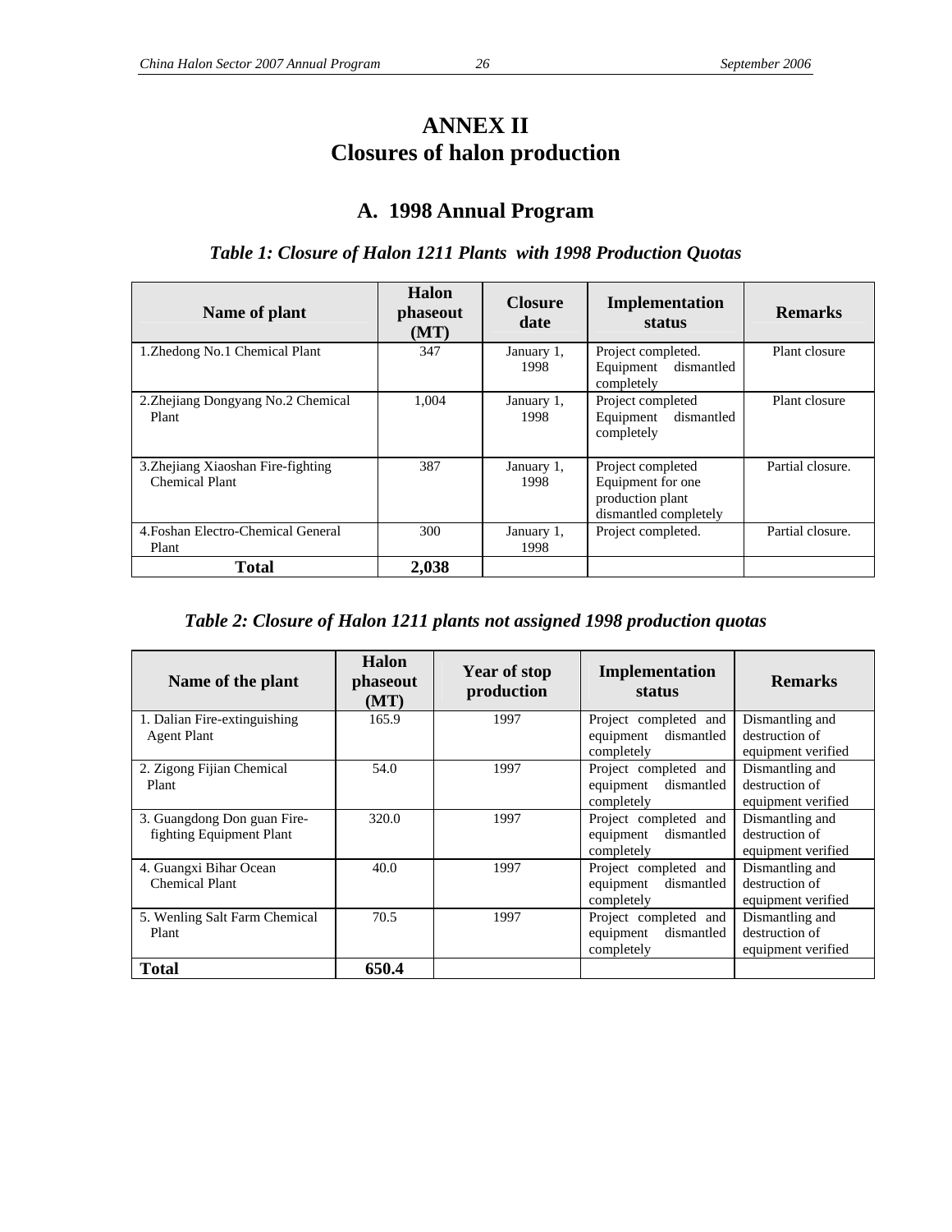# ANNEX II
# Closures of halon production

## A. 1998 Annual Program

### *Table 1: Closure of Halon 1211 Plants with 1998 Production Quotas*

| Name of plant | Halon phaseout (MT) | Closure date | Implementation status | Remarks |
|---|---|---|---|---|
| 1.Zhedong No.1 Chemical Plant | 347 | January 1, 1998 | Project completed. Equipment dismantled completely | Plant closure |
| 2.Zhejiang Dongyang No.2 Chemical Plant | 1,004 | January 1, 1998 | Project completed Equipment dismantled completely | Plant closure |
| 3.Zhejiang Xiaoshan Fire-fighting Chemical Plant | 387 | January 1, 1998 | Project completed Equipment for one production plant dismantled completely | Partial closure. |
| 4.Foshan Electro-Chemical General Plant | 300 | January 1, 1998 | Project completed. | Partial closure. |
| **Total** | **2,038** | | | |

### *Table 2: Closure of Halon 1211 plants not assigned 1998 production quotas*

| Name of the plant | Halon phaseout (MT) | Year of stop production | Implementation status | Remarks |
|---|---|---|---|---|
| 1. Dalian Fire-extinguishing Agent Plant | 165.9 | 1997 | Project completed and equipment dismantled completely | Dismantling and destruction of equipment verified |
| 2. Zigong Fijian Chemical Plant | 54.0 | 1997 | Project completed and equipment dismantled completely | Dismantling and destruction of equipment verified |
| 3. Guangdong Don guan Fire-fighting Equipment Plant | 320.0 | 1997 | Project completed and equipment dismantled completely | Dismantling and destruction of equipment verified |
| 4. Guangxi Bihar Ocean Chemical Plant | 40.0 | 1997 | Project completed and equipment dismantled completely | Dismantling and destruction of equipment verified |
| 5. Wenling Salt Farm Chemical Plant | 70.5 | 1997 | Project completed and equipment dismantled completely | Dismantling and destruction of equipment verified |
| **Total** | **650.4** | | | |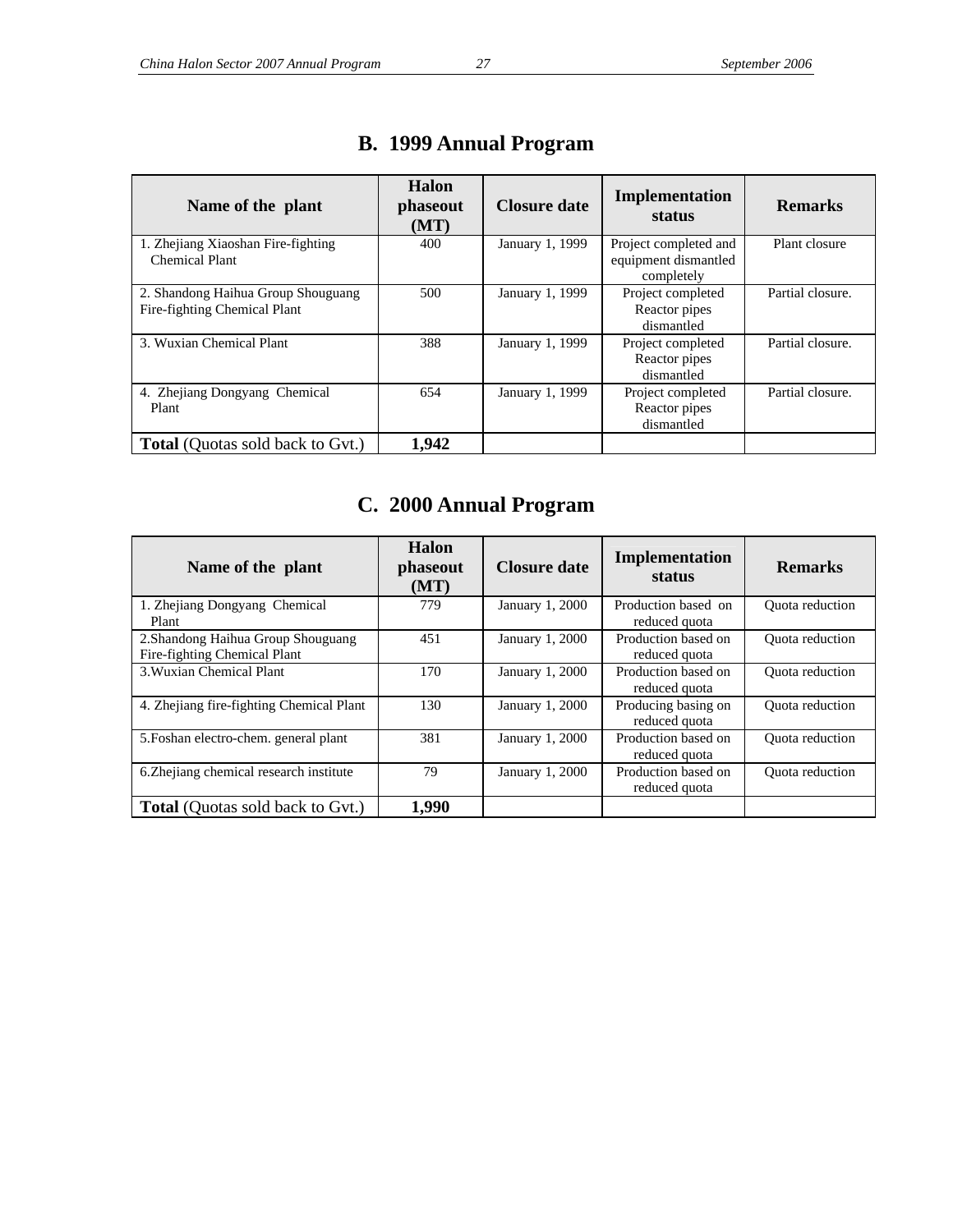## B. 1999 Annual Program

| Name of the plant | Halon phaseout (MT) | Closure date | Implementation status | Remarks |
|---|---|---|---|---|
| 1. Zhejiang Xiaoshan Fire-fighting Chemical Plant | 400 | January 1, 1999 | Project completed and equipment dismantled completely | Plant closure |
| 2. Shandong Haihua Group Shouguang Fire-fighting Chemical Plant | 500 | January 1, 1999 | Project completed Reactor pipes dismantled | Partial closure. |
| 3. Wuxian Chemical Plant | 388 | January 1, 1999 | Project completed Reactor pipes dismantled | Partial closure. |
| 4. Zhejiang Dongyang Chemical Plant | 654 | January 1, 1999 | Project completed Reactor pipes dismantled | Partial closure. |
| **Total** (Quotas sold back to Gvt.) | **1,942** | | | |

## C. 2000 Annual Program

| Name of the plant | Halon phaseout (MT) | Closure date | Implementation status | Remarks |
|---|---|---|---|---|
| 1. Zhejiang Dongyang Chemical Plant | 779 | January 1, 2000 | Production based on reduced quota | Quota reduction |
| 2.Shandong Haihua Group Shouguang Fire-fighting Chemical Plant | 451 | January 1, 2000 | Production based on reduced quota | Quota reduction |
| 3.Wuxian Chemical Plant | 170 | January 1, 2000 | Production based on reduced quota | Quota reduction |
| 4. Zhejiang fire-fighting Chemical Plant | 130 | January 1, 2000 | Producing basing on reduced quota | Quota reduction |
| 5.Foshan electro-chem. general plant | 381 | January 1, 2000 | Production based on reduced quota | Quota reduction |
| 6.Zhejiang chemical research institute | 79 | January 1, 2000 | Production based on reduced quota | Quota reduction |
| **Total** (Quotas sold back to Gvt.) | **1,990** | | | |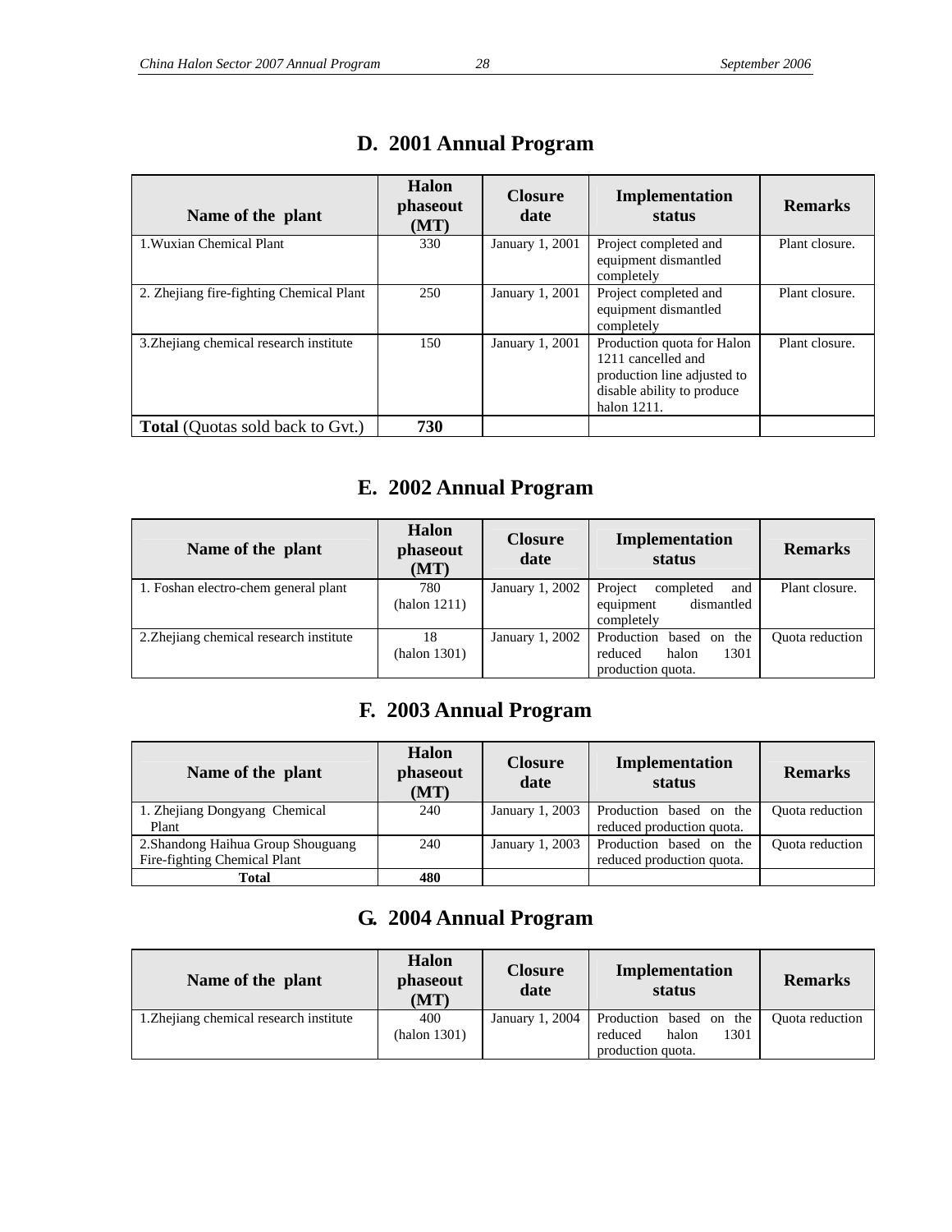## D. 2001 Annual Program

| Name of the plant | Halon phaseout (MT) | Closure date | Implementation status | Remarks |
|---|---|---|---|---|
| 1.Wuxian Chemical Plant | 330 | January 1, 2001 | Project completed and equipment dismantled completely | Plant closure. |
| 2. Zhejiang fire-fighting Chemical Plant | 250 | January 1, 2001 | Project completed and equipment dismantled completely | Plant closure. |
| 3.Zhejiang chemical research institute | 150 | January 1, 2001 | Production quota for Halon 1211 cancelled and production line adjusted to disable ability to produce halon 1211. | Plant closure. |
| **Total** (Quotas sold back to Gvt.) | **730** | | | |

## E. 2002 Annual Program

| Name of the plant | Halon phaseout (MT) | Closure date | Implementation status | Remarks |
|---|---|---|---|---|
| 1. Foshan electro-chem general plant | 780 (halon 1211) | January 1, 2002 | Project completed and equipment dismantled completely | Plant closure. |
| 2.Zhejiang chemical research institute | 18 (halon 1301) | January 1, 2002 | Production based on the reduced halon 1301 production quota. | Quota reduction |

## F. 2003 Annual Program

| Name of the plant | Halon phaseout (MT) | Closure date | Implementation status | Remarks |
|---|---|---|---|---|
| 1. Zhejiang Dongyang Chemical Plant | 240 | January 1, 2003 | Production based on the reduced production quota. | Quota reduction |
| 2.Shandong Haihua Group Shouguang Fire-fighting Chemical Plant | 240 | January 1, 2003 | Production based on the reduced production quota. | Quota reduction |
| **Total** | **480** | | | |

## G. 2004 Annual Program

| Name of the plant | Halon phaseout (MT) | Closure date | Implementation status | Remarks |
|---|---|---|---|---|
| 1.Zhejiang chemical research institute | 400 (halon 1301) | January 1, 2004 | Production based on the reduced halon 1301 production quota. | Quota reduction |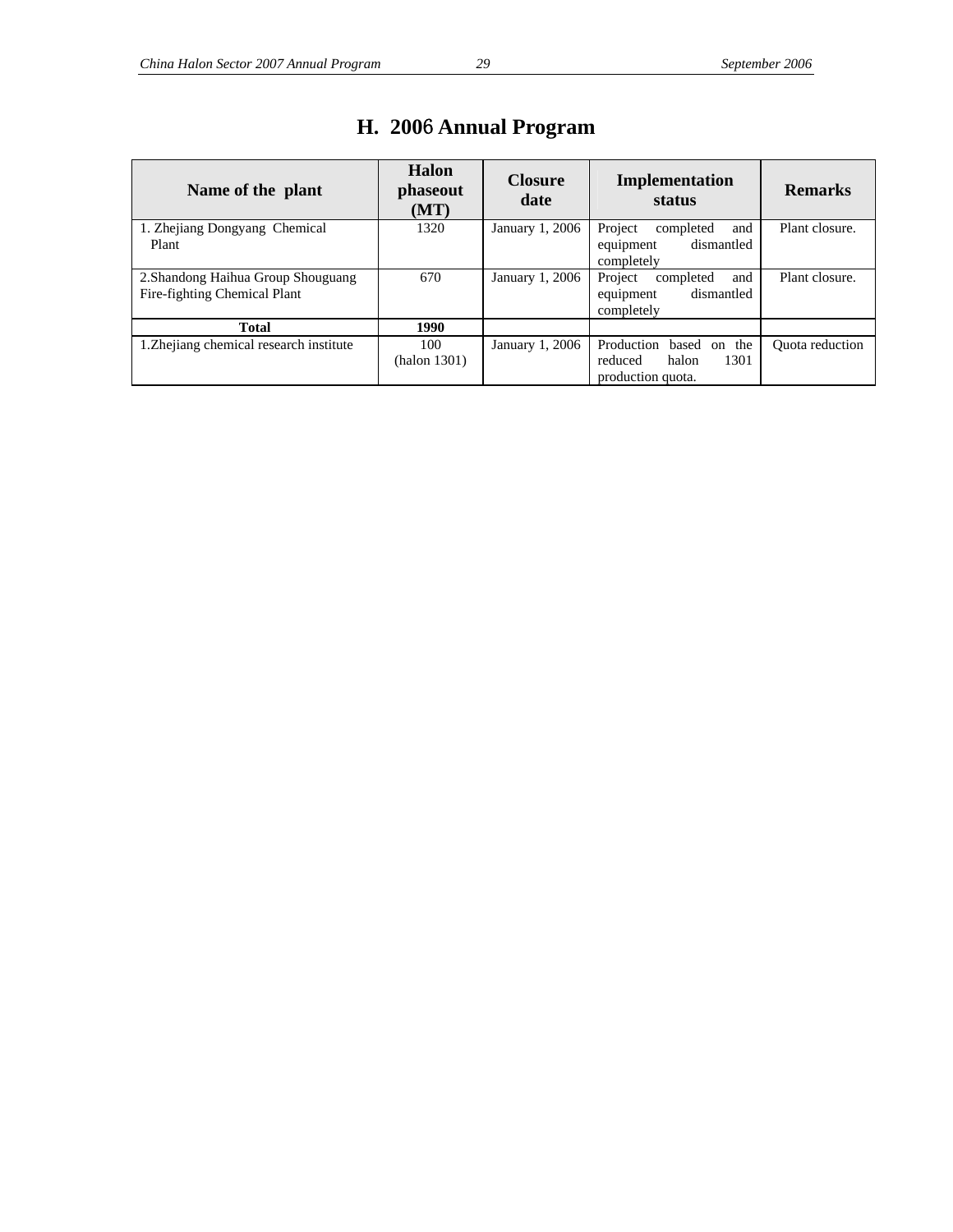## H. 2006 Annual Program

| Name of the plant | Halon phaseout (MT) | Closure date | Implementation status | Remarks |
| --- | --- | --- | --- | --- |
| 1. Zhejiang Dongyang Chemical Plant | 1320 | January 1, 2006 | Project completed and equipment dismantled completely | Plant closure. |
| 2.Shandong Haihua Group Shouguang Fire-fighting Chemical Plant | 670 | January 1, 2006 | Project completed and equipment dismantled completely | Plant closure. |
| **Total** | **1990** | | | |
| 1.Zhejiang chemical research institute | 100 (halon 1301) | January 1, 2006 | Production based on the reduced halon 1301 production quota. | Quota reduction |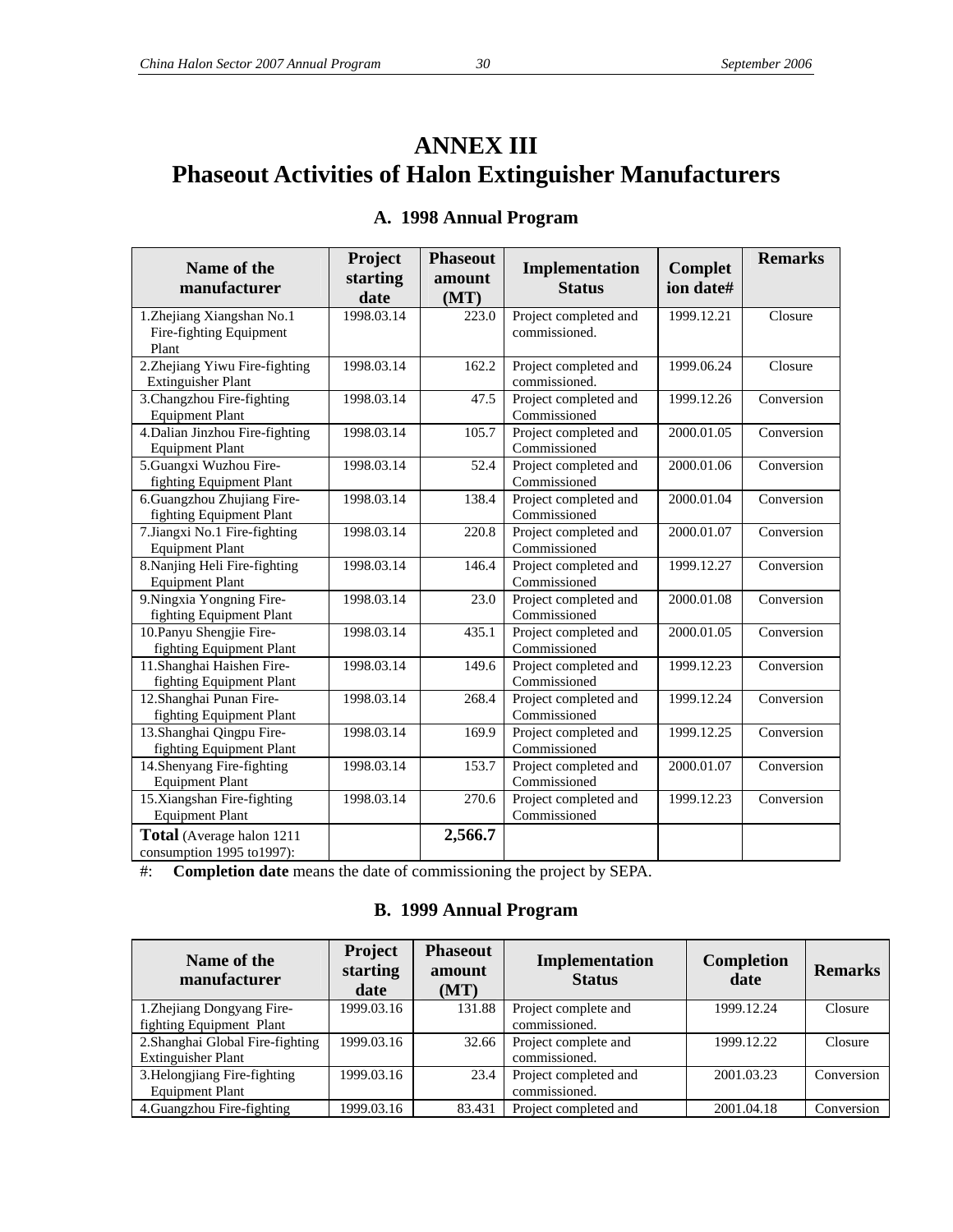# ANNEX III
# Phaseout Activities of Halon Extinguisher Manufacturers

## A. 1998 Annual Program

| Name of the manufacturer | Project starting date | Phaseout amount (MT) | Implementation Status | Completion date# | Remarks |
|---|---|---|---|---|---|
| 1.Zhejiang Xiangshan No.1 Fire-fighting Equipment Plant | 1998.03.14 | 223.0 | Project completed and commissioned. | 1999.12.21 | Closure |
| 2.Zhejiang Yiwu Fire-fighting Extinguisher Plant | 1998.03.14 | 162.2 | Project completed and commissioned. | 1999.06.24 | Closure |
| 3.Changzhou Fire-fighting Equipment Plant | 1998.03.14 | 47.5 | Project completed and Commissioned | 1999.12.26 | Conversion |
| 4.Dalian Jinzhou Fire-fighting Equipment Plant | 1998.03.14 | 105.7 | Project completed and Commissioned | 2000.01.05 | Conversion |
| 5.Guangxi Wuzhou Fire-fighting Equipment Plant | 1998.03.14 | 52.4 | Project completed and Commissioned | 2000.01.06 | Conversion |
| 6.Guangzhou Zhujiang Fire-fighting Equipment Plant | 1998.03.14 | 138.4 | Project completed and Commissioned | 2000.01.04 | Conversion |
| 7.Jiangxi No.1 Fire-fighting Equipment Plant | 1998.03.14 | 220.8 | Project completed and Commissioned | 2000.01.07 | Conversion |
| 8.Nanjing Heli Fire-fighting Equipment Plant | 1998.03.14 | 146.4 | Project completed and Commissioned | 1999.12.27 | Conversion |
| 9.Ningxia Yongning Fire-fighting Equipment Plant | 1998.03.14 | 23.0 | Project completed and Commissioned | 2000.01.08 | Conversion |
| 10.Panyu Shengjie Fire-fighting Equipment Plant | 1998.03.14 | 435.1 | Project completed and Commissioned | 2000.01.05 | Conversion |
| 11.Shanghai Haishen Fire-fighting Equipment Plant | 1998.03.14 | 149.6 | Project completed and Commissioned | 1999.12.23 | Conversion |
| 12.Shanghai Punan Fire-fighting Equipment Plant | 1998.03.14 | 268.4 | Project completed and Commissioned | 1999.12.24 | Conversion |
| 13.Shanghai Qingpu Fire-fighting Equipment Plant | 1998.03.14 | 169.9 | Project completed and Commissioned | 1999.12.25 | Conversion |
| 14.Shenyang Fire-fighting Equipment Plant | 1998.03.14 | 153.7 | Project completed and Commissioned | 2000.01.07 | Conversion |
| 15.Xiangshan Fire-fighting Equipment Plant | 1998.03.14 | 270.6 | Project completed and Commissioned | 1999.12.23 | Conversion |
| **Total** (Average halon 1211 consumption 1995 to1997): | | **2,566.7** | | | |

#: **Completion date** means the date of commissioning the project by SEPA.

## B. 1999 Annual Program

| Name of the manufacturer | Project starting date | Phaseout amount (MT) | Implementation Status | Completion date | Remarks |
|---|---|---|---|---|---|
| 1.Zhejiang Dongyang Fire-fighting Equipment Plant | 1999.03.16 | 131.88 | Project complete and commissioned. | 1999.12.24 | Closure |
| 2.Shanghai Global Fire-fighting Extinguisher Plant | 1999.03.16 | 32.66 | Project complete and commissioned. | 1999.12.22 | Closure |
| 3.Helongjiang Fire-fighting Equipment Plant | 1999.03.16 | 23.4 | Project completed and commissioned. | 2001.03.23 | Conversion |
| 4.Guangzhou Fire-fighting | 1999.03.16 | 83.431 | Project completed and | 2001.04.18 | Conversion |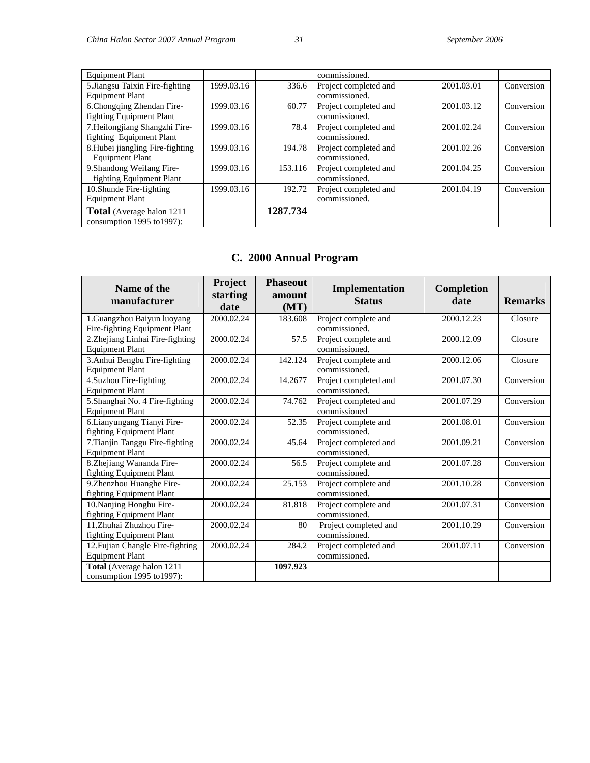| | | | | | |
|---|---|---|---|---|---|
| Equipment Plant | | | commissioned. | | |
| 5.Jiangsu Taixin Fire-fighting Equipment Plant | 1999.03.16 | 336.6 | Project completed and commissioned. | 2001.03.01 | Conversion |
| 6.Chongqing Zhendan Fire-fighting Equipment Plant | 1999.03.16 | 60.77 | Project completed and commissioned. | 2001.03.12 | Conversion |
| 7.Heilongjiang Shangzhi Fire-fighting Equipment Plant | 1999.03.16 | 78.4 | Project completed and commissioned. | 2001.02.24 | Conversion |
| 8.Hubei jiangling Fire-fighting Equipment Plant | 1999.03.16 | 194.78 | Project completed and commissioned. | 2001.02.26 | Conversion |
| 9.Shandong Weifang Fire-fighting Equipment Plant | 1999.03.16 | 153.116 | Project completed and commissioned. | 2001.04.25 | Conversion |
| 10.Shunde Fire-fighting Equipment Plant | 1999.03.16 | 192.72 | Project completed and commissioned. | 2001.04.19 | Conversion |
| **Total** (Average halon 1211 consumption 1995 to1997): | | **1287.734** | | | |

## C. 2000 Annual Program

| Name of the manufacturer | Project starting date | Phaseout amount (MT) | Implementation Status | Completion date | Remarks |
|---|---|---|---|---|---|
| 1.Guangzhou Baiyun luoyang Fire-fighting Equipment Plant | 2000.02.24 | 183.608 | Project complete and commissioned. | 2000.12.23 | Closure |
| 2.Zhejiang Linhai Fire-fighting Equipment Plant | 2000.02.24 | 57.5 | Project complete and commissioned. | 2000.12.09 | Closure |
| 3.Anhui Bengbu Fire-fighting Equipment Plant | 2000.02.24 | 142.124 | Project complete and commissioned. | 2000.12.06 | Closure |
| 4.Suzhou Fire-fighting Equipment Plant | 2000.02.24 | 14.2677 | Project completed and commissioned. | 2001.07.30 | Conversion |
| 5.Shanghai No. 4 Fire-fighting Equipment Plant | 2000.02.24 | 74.762 | Project completed and commissioned | 2001.07.29 | Conversion |
| 6.Lianyungang Tianyi Fire-fighting Equipment Plant | 2000.02.24 | 52.35 | Project complete and commissioned. | 2001.08.01 | Conversion |
| 7.Tianjin Tanggu Fire-fighting Equipment Plant | 2000.02.24 | 45.64 | Project completed and commissioned. | 2001.09.21 | Conversion |
| 8.Zhejiang Wananda Fire-fighting Equipment Plant | 2000.02.24 | 56.5 | Project complete and commissioned. | 2001.07.28 | Conversion |
| 9.Zhenzhou Huanghe Fire-fighting Equipment Plant | 2000.02.24 | 25.153 | Project complete and commissioned. | 2001.10.28 | Conversion |
| 10.Nanjing Honghu Fire-fighting Equipment Plant | 2000.02.24 | 81.818 | Project complete and commissioned. | 2001.07.31 | Conversion |
| 11.Zhuhai Zhuzhou Fire-fighting Equipment Plant | 2000.02.24 | 80 | Project completed and commissioned. | 2001.10.29 | Conversion |
| 12.Fujian Changle Fire-fighting Equipment Plant | 2000.02.24 | 284.2 | Project completed and commissioned. | 2001.07.11 | Conversion |
| **Total** (Average halon 1211 consumption 1995 to1997): | | **1097.923** | | | |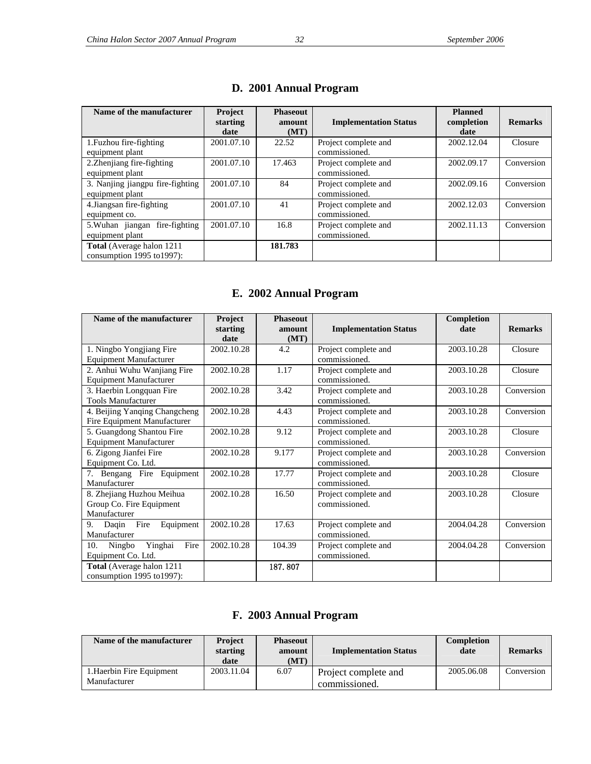## D. 2001 Annual Program

| Name of the manufacturer | Project starting date | Phaseout amount (MT) | Implementation Status | Planned completion date | Remarks |
|---|---|---|---|---|---|
| 1.Fuzhou fire-fighting equipment plant | 2001.07.10 | 22.52 | Project complete and commissioned. | 2002.12.04 | Closure |
| 2.Zhenjiang fire-fighting equipment plant | 2001.07.10 | 17.463 | Project complete and commissioned. | 2002.09.17 | Conversion |
| 3. Nanjing jiangpu fire-fighting equipment plant | 2001.07.10 | 84 | Project complete and commissioned. | 2002.09.16 | Conversion |
| 4.Jiangsan fire-fighting equipment co. | 2001.07.10 | 41 | Project complete and commissioned. | 2002.12.03 | Conversion |
| 5.Wuhan jiangan fire-fighting equipment plant | 2001.07.10 | 16.8 | Project complete and commissioned. | 2002.11.13 | Conversion |
| **Total** (Average halon 1211 consumption 1995 to1997): | | **181.783** | | | |

## E. 2002 Annual Program

| Name of the manufacturer | Project starting date | Phaseout amount (MT) | Implementation Status | Completion date | Remarks |
|---|---|---|---|---|---|
| 1. Ningbo Yongjiang Fire Equipment Manufacturer | 2002.10.28 | 4.2 | Project complete and commissioned. | 2003.10.28 | Closure |
| 2. Anhui Wuhu Wanjiang Fire Equipment Manufacturer | 2002.10.28 | 1.17 | Project complete and commissioned. | 2003.10.28 | Closure |
| 3. Haerbin Longquan Fire Tools Manufacturer | 2002.10.28 | 3.42 | Project complete and commissioned. | 2003.10.28 | Conversion |
| 4. Beijing Yanqing Changcheng Fire Equipment Manufacturer | 2002.10.28 | 4.43 | Project complete and commissioned. | 2003.10.28 | Conversion |
| 5. Guangdong Shantou Fire Equipment Manufacturer | 2002.10.28 | 9.12 | Project complete and commissioned. | 2003.10.28 | Closure |
| 6. Zigong Jianfei Fire Equipment Co. Ltd. | 2002.10.28 | 9.177 | Project complete and commissioned. | 2003.10.28 | Conversion |
| 7. Bengang Fire Equipment Manufacturer | 2002.10.28 | 17.77 | Project complete and commissioned. | 2003.10.28 | Closure |
| 8. Zhejiang Huzhou Meihua Group Co. Fire Equipment Manufacturer | 2002.10.28 | 16.50 | Project complete and commissioned. | 2003.10.28 | Closure |
| 9. Daqin Fire Equipment Manufacturer | 2002.10.28 | 17.63 | Project complete and commissioned. | 2004.04.28 | Conversion |
| 10. Ningbo Yinghai Fire Equipment Co. Ltd. | 2002.10.28 | 104.39 | Project complete and commissioned. | 2004.04.28 | Conversion |
| **Total** (Average halon 1211 consumption 1995 to1997): | | **187. 807** | | | |

## F. 2003 Annual Program

| Name of the manufacturer | Project starting date | Phaseout amount (MT) | Implementation Status | Completion date | Remarks |
|---|---|---|---|---|---|
| 1.Haerbin Fire Equipment Manufacturer | 2003.11.04 | 6.07 | Project complete and commissioned. | 2005.06.08 | Conversion |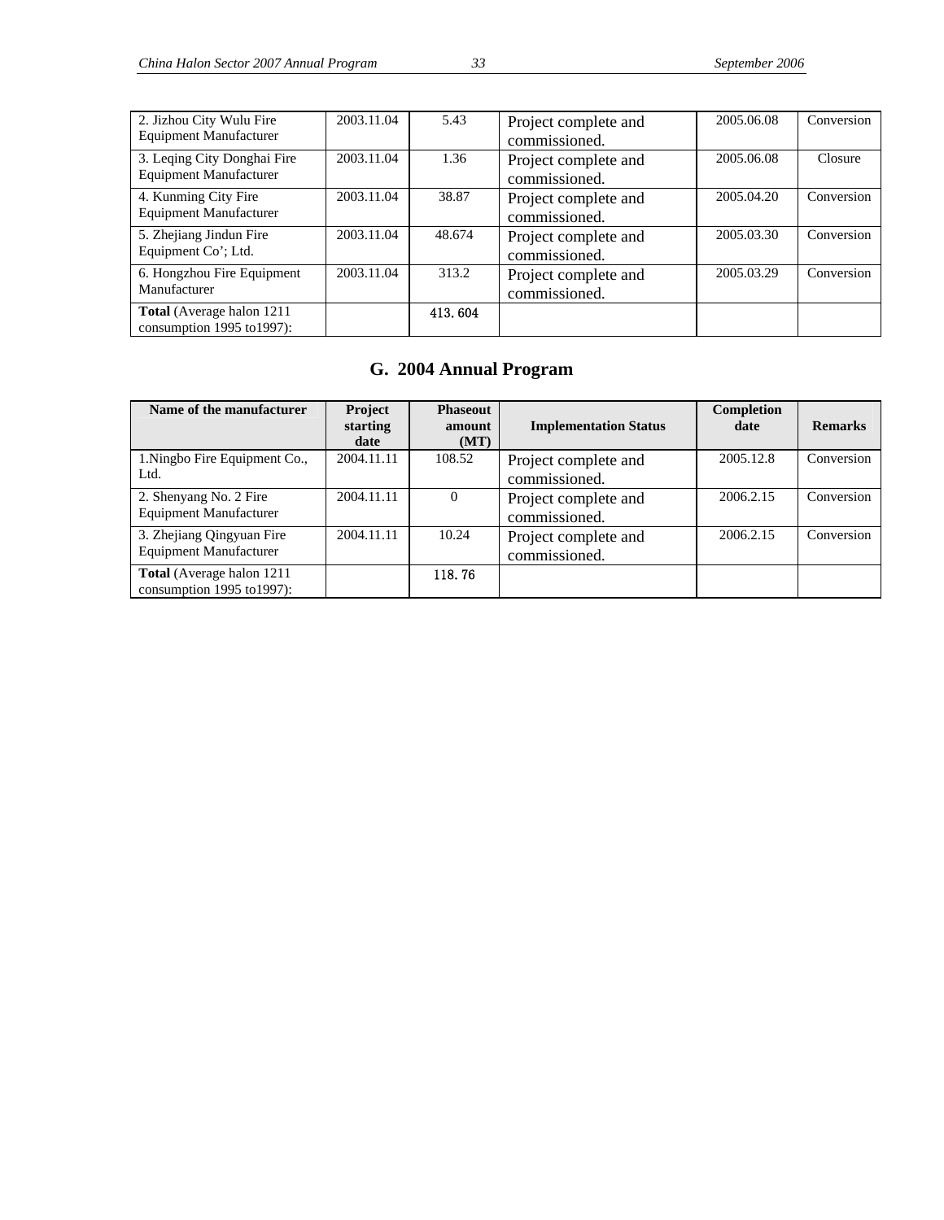| 2. Jizhou City Wulu Fire Equipment Manufacturer | 2003.11.04 | 5.43 | Project complete and commissioned. | 2005.06.08 | Conversion |
|---|---|---|---|---|---|
| 3. Leqing City Donghai Fire Equipment Manufacturer | 2003.11.04 | 1.36 | Project complete and commissioned. | 2005.06.08 | Closure |
| 4. Kunming City Fire Equipment Manufacturer | 2003.11.04 | 38.87 | Project complete and commissioned. | 2005.04.20 | Conversion |
| 5. Zhejiang Jindun Fire Equipment Co'; Ltd. | 2003.11.04 | 48.674 | Project complete and commissioned. | 2005.03.30 | Conversion |
| 6. Hongzhou Fire Equipment Manufacturer | 2003.11.04 | 313.2 | Project complete and commissioned. | 2005.03.29 | Conversion |
| **Total** (Average halon 1211 consumption 1995 to1997): | | 413.604 | | | |

## G. 2004 Annual Program

| Name of the manufacturer | Project starting date | Phaseout amount (MT) | Implementation Status | Completion date | Remarks |
|---|---|---|---|---|---|
| 1.Ningbo Fire Equipment Co., Ltd. | 2004.11.11 | 108.52 | Project complete and commissioned. | 2005.12.8 | Conversion |
| 2. Shenyang No. 2 Fire Equipment Manufacturer | 2004.11.11 | 0 | Project complete and commissioned. | 2006.2.15 | Conversion |
| 3. Zhejiang Qingyuan Fire Equipment Manufacturer | 2004.11.11 | 10.24 | Project complete and commissioned. | 2006.2.15 | Conversion |
| **Total** (Average halon 1211 consumption 1995 to1997): | | 118.76 | | | |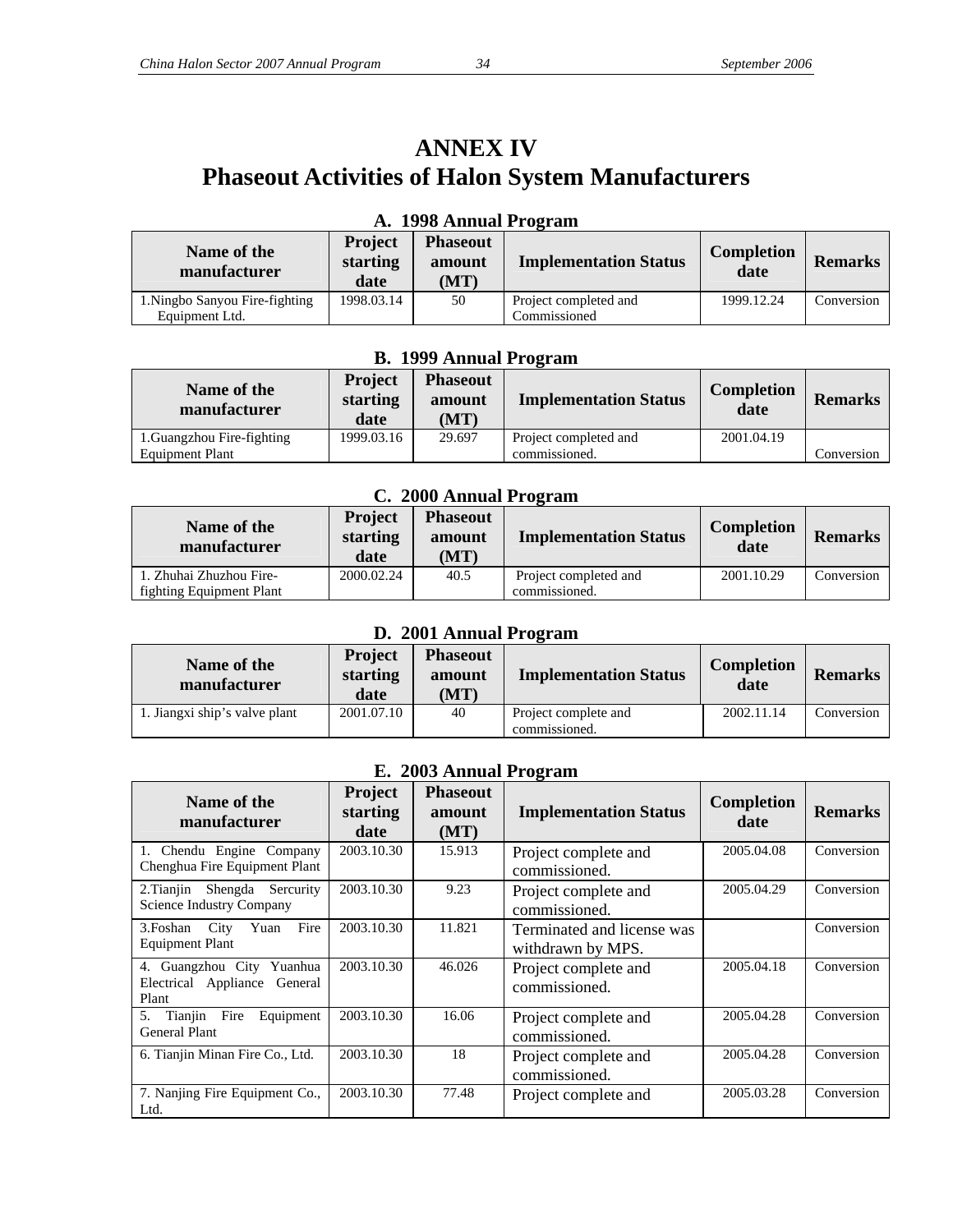# ANNEX IV
# Phaseout Activities of Halon System Manufacturers

### A. 1998 Annual Program

| Name of the manufacturer | Project starting date | Phaseout amount (MT) | Implementation Status | Completion date | Remarks |
|---|---|---|---|---|---|
| 1.Ningbo Sanyou Fire-fighting Equipment Ltd. | 1998.03.14 | 50 | Project completed and Commissioned | 1999.12.24 | Conversion |

### B. 1999 Annual Program

| Name of the manufacturer | Project starting date | Phaseout amount (MT) | Implementation Status | Completion date | Remarks |
|---|---|---|---|---|---|
| 1.Guangzhou Fire-fighting Equipment Plant | 1999.03.16 | 29.697 | Project completed and commissioned. | 2001.04.19 | Conversion |

### C. 2000 Annual Program

| Name of the manufacturer | Project starting date | Phaseout amount (MT) | Implementation Status | Completion date | Remarks |
|---|---|---|---|---|---|
| 1. Zhuhai Zhuzhou Fire-fighting Equipment Plant | 2000.02.24 | 40.5 | Project completed and commissioned. | 2001.10.29 | Conversion |

### D. 2001 Annual Program

| Name of the manufacturer | Project starting date | Phaseout amount (MT) | Implementation Status | Completion date | Remarks |
|---|---|---|---|---|---|
| 1. Jiangxi ship's valve plant | 2001.07.10 | 40 | Project complete and commissioned. | 2002.11.14 | Conversion |

### E. 2003 Annual Program

| Name of the manufacturer | Project starting date | Phaseout amount (MT) | Implementation Status | Completion date | Remarks |
|---|---|---|---|---|---|
| 1. Chendu Engine Company Chenghua Fire Equipment Plant | 2003.10.30 | 15.913 | Project complete and commissioned. | 2005.04.08 | Conversion |
| 2.Tianjin Shengda Sercurity Science Industry Company | 2003.10.30 | 9.23 | Project complete and commissioned. | 2005.04.29 | Conversion |
| 3.Foshan City Yuan Fire Equipment Plant | 2003.10.30 | 11.821 | Terminated and license was withdrawn by MPS. | | Conversion |
| 4. Guangzhou City Yuanhua Electrical Appliance General Plant | 2003.10.30 | 46.026 | Project complete and commissioned. | 2005.04.18 | Conversion |
| 5. Tianjin Fire Equipment General Plant | 2003.10.30 | 16.06 | Project complete and commissioned. | 2005.04.28 | Conversion |
| 6. Tianjin Minan Fire Co., Ltd. | 2003.10.30 | 18 | Project complete and commissioned. | 2005.04.28 | Conversion |
| 7. Nanjing Fire Equipment Co., Ltd. | 2003.10.30 | 77.48 | Project complete and | 2005.03.28 | Conversion |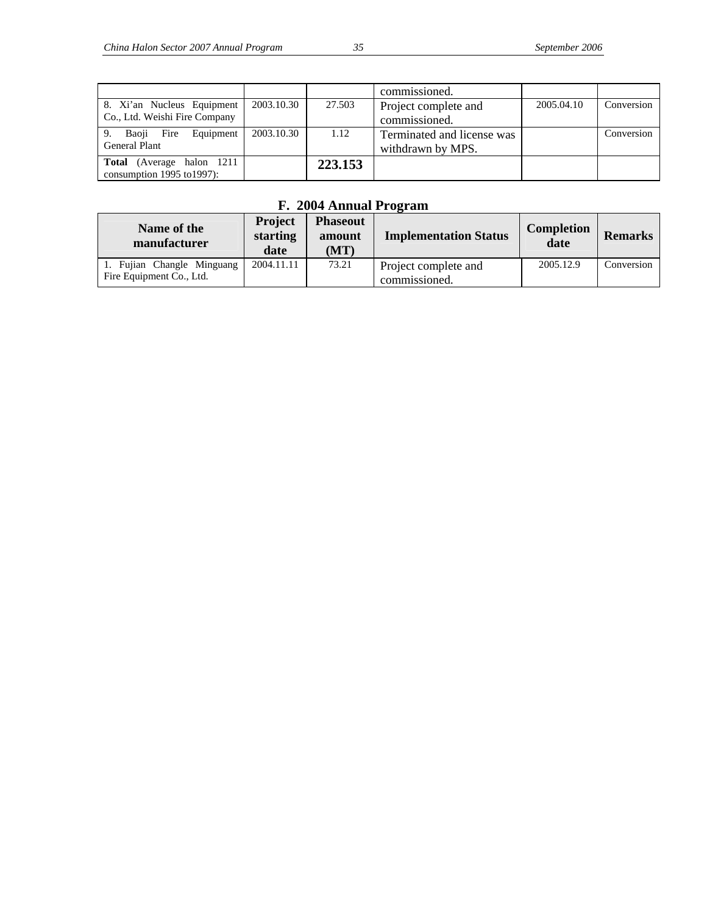| | | | commissioned. | | |
|---|---|---|---|---|---|
| 8. Xi'an Nucleus Equipment Co., Ltd. Weishi Fire Company | 2003.10.30 | 27.503 | Project complete and commissioned. | 2005.04.10 | Conversion |
| 9. Baoji Fire Equipment General Plant | 2003.10.30 | 1.12 | Terminated and license was withdrawn by MPS. | | Conversion |
| **Total** (Average halon 1211 consumption 1995 to1997): | | **223.153** | | | |

## F. 2004 Annual Program

| Name of the manufacturer | Project starting date | Phaseout amount (MT) | Implementation Status | Completion date | Remarks |
|---|---|---|---|---|---|
| 1. Fujian Changle Minguang Fire Equipment Co., Ltd. | 2004.11.11 | 73.21 | Project complete and commissioned. | 2005.12.9 | Conversion |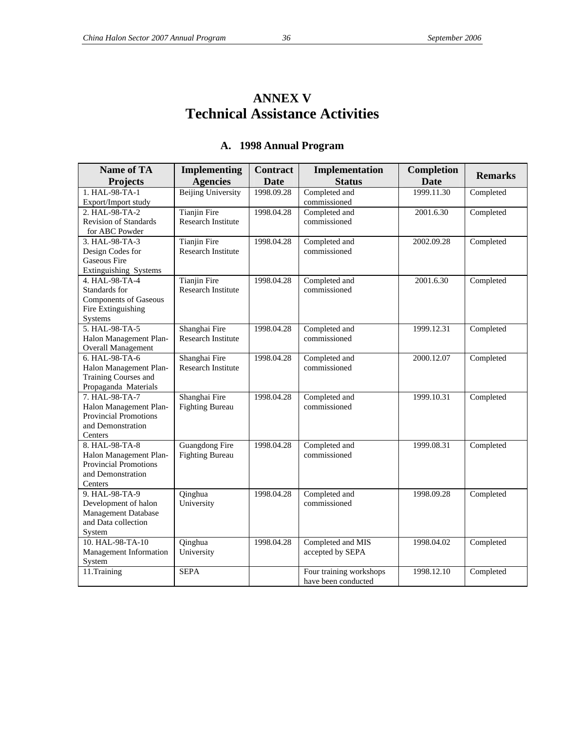# ANNEX V
# Technical Assistance Activities

## A. 1998 Annual Program

| Name of TA Projects | Implementing Agencies | Contract Date | Implementation Status | Completion Date | Remarks |
|---|---|---|---|---|---|
| 1. HAL-98-TA-1 Export/Import study | Beijing University | 1998.09.28 | Completed and commissioned | 1999.11.30 | Completed |
| 2. HAL-98-TA-2 Revision of Standards for ABC Powder | Tianjin Fire Research Institute | 1998.04.28 | Completed and commissioned | 2001.6.30 | Completed |
| 3. HAL-98-TA-3 Design Codes for Gaseous Fire Extinguishing Systems | Tianjin Fire Research Institute | 1998.04.28 | Completed and commissioned | 2002.09.28 | Completed |
| 4. HAL-98-TA-4 Standards for Components of Gaseous Fire Extinguishing Systems | Tianjin Fire Research Institute | 1998.04.28 | Completed and commissioned | 2001.6.30 | Completed |
| 5. HAL-98-TA-5 Halon Management Plan-Overall Management | Shanghai Fire Research Institute | 1998.04.28 | Completed and commissioned | 1999.12.31 | Completed |
| 6. HAL-98-TA-6 Halon Management Plan-Training Courses and Propaganda Materials | Shanghai Fire Research Institute | 1998.04.28 | Completed and commissioned | 2000.12.07 | Completed |
| 7. HAL-98-TA-7 Halon Management Plan-Provincial Promotions and Demonstration Centers | Shanghai Fire Fighting Bureau | 1998.04.28 | Completed and commissioned | 1999.10.31 | Completed |
| 8. HAL-98-TA-8 Halon Management Plan-Provincial Promotions and Demonstration Centers | Guangdong Fire Fighting Bureau | 1998.04.28 | Completed and commissioned | 1999.08.31 | Completed |
| 9. HAL-98-TA-9 Development of halon Management Database and Data collection System | Qinghua University | 1998.04.28 | Completed and commissioned | 1998.09.28 | Completed |
| 10. HAL-98-TA-10 Management Information System | Qinghua University | 1998.04.28 | Completed and MIS accepted by SEPA | 1998.04.02 | Completed |
| 11.Training | SEPA | | Four training workshops have been conducted | 1998.12.10 | Completed |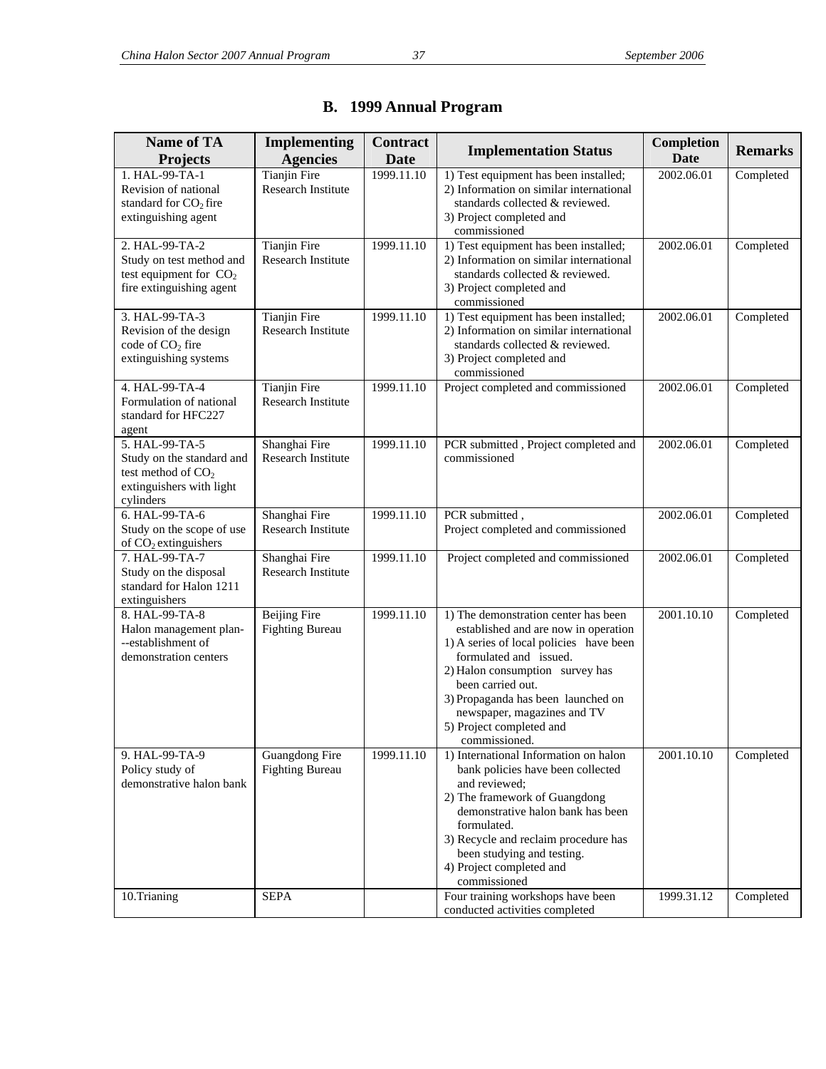## B. 1999 Annual Program

| Name of TA Projects | Implementing Agencies | Contract Date | Implementation Status | Completion Date | Remarks |
|---|---|---|---|---|---|
| 1. HAL-99-TA-1 Revision of national standard for $CO_2$ fire extinguishing agent | Tianjin Fire Research Institute | 1999.11.10 | 1) Test equipment has been installed; 2) Information on similar international standards collected & reviewed. 3) Project completed and commissioned | 2002.06.01 | Completed |
| 2. HAL-99-TA-2 Study on test method and test equipment for $CO_2$ fire extinguishing agent | Tianjin Fire Research Institute | 1999.11.10 | 1) Test equipment has been installed; 2) Information on similar international standards collected & reviewed. 3) Project completed and commissioned | 2002.06.01 | Completed |
| 3. HAL-99-TA-3 Revision of the design code of $CO_2$ fire extinguishing systems | Tianjin Fire Research Institute | 1999.11.10 | 1) Test equipment has been installed; 2) Information on similar international standards collected & reviewed. 3) Project completed and commissioned | 2002.06.01 | Completed |
| 4. HAL-99-TA-4 Formulation of national standard for HFC227 agent | Tianjin Fire Research Institute | 1999.11.10 | Project completed and commissioned | 2002.06.01 | Completed |
| 5. HAL-99-TA-5 Study on the standard and test method of $CO_2$ extinguishers with light cylinders | Shanghai Fire Research Institute | 1999.11.10 | PCR submitted , Project completed and commissioned | 2002.06.01 | Completed |
| 6. HAL-99-TA-6 Study on the scope of use of $CO_2$ extinguishers | Shanghai Fire Research Institute | 1999.11.10 | PCR submitted , Project completed and commissioned | 2002.06.01 | Completed |
| 7. HAL-99-TA-7 Study on the disposal standard for Halon 1211 extinguishers | Shanghai Fire Research Institute | 1999.11.10 | Project completed and commissioned | 2002.06.01 | Completed |
| 8. HAL-99-TA-8 Halon management plan---establishment of demonstration centers | Beijing Fire Fighting Bureau | 1999.11.10 | 1) The demonstration center has been established and are now in operation 1) A series of local policies have been formulated and issued. 2) Halon consumption survey has been carried out. 3) Propaganda has been launched on newspaper, magazines and TV 5) Project completed and commissioned. | 2001.10.10 | Completed |
| 9. HAL-99-TA-9 Policy study of demonstrative halon bank | Guangdong Fire Fighting Bureau | 1999.11.10 | 1) International Information on halon bank policies have been collected and reviewed; 2) The framework of Guangdong demonstrative halon bank has been formulated. 3) Recycle and reclaim procedure has been studying and testing. 4) Project completed and commissioned | 2001.10.10 | Completed |
| 10.Trianing | SEPA | | Four training workshops have been conducted activities completed | 1999.31.12 | Completed |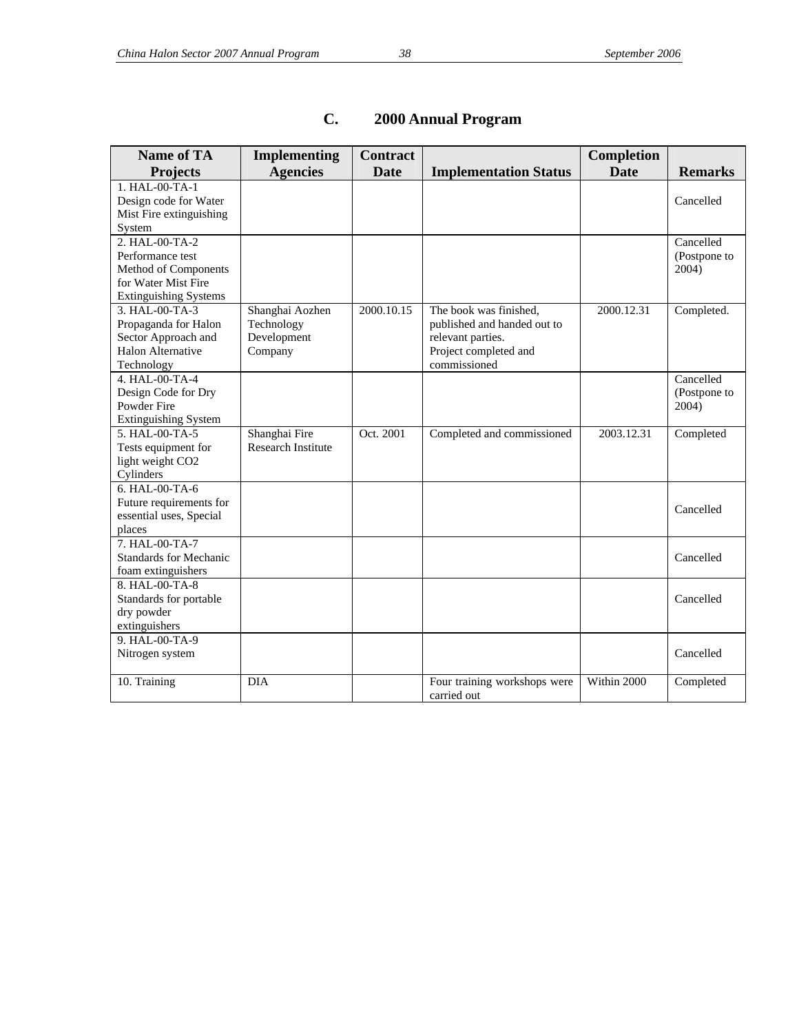## C. 2000 Annual Program

| Name of TA Projects | Implementing Agencies | Contract Date | Implementation Status | Completion Date | Remarks |
|---|---|---|---|---|---|
| 1. HAL-00-TA-1 Design code for Water Mist Fire extinguishing System | | | | | Cancelled |
| 2. HAL-00-TA-2 Performance test Method of Components for Water Mist Fire Extinguishing Systems | | | | | Cancelled (Postpone to 2004) |
| 3. HAL-00-TA-3 Propaganda for Halon Sector Approach and Halon Alternative Technology | Shanghai Aozhen Technology Development Company | 2000.10.15 | The book was finished, published and handed out to relevant parties. Project completed and commissioned | 2000.12.31 | Completed. |
| 4. HAL-00-TA-4 Design Code for Dry Powder Fire Extinguishing System | | | | | Cancelled (Postpone to 2004) |
| 5. HAL-00-TA-5 Tests equipment for light weight $CO_2$ Cylinders | Shanghai Fire Research Institute | Oct. 2001 | Completed and commissioned | 2003.12.31 | Completed |
| 6. HAL-00-TA-6 Future requirements for essential uses, Special places | | | | | Cancelled |
| 7. HAL-00-TA-7 Standards for Mechanic foam extinguishers | | | | | Cancelled |
| 8. HAL-00-TA-8 Standards for portable dry powder extinguishers | | | | | Cancelled |
| 9. HAL-00-TA-9 Nitrogen system | | | | | Cancelled |
| 10. Training | DIA | | Four training workshops were carried out | Within 2000 | Completed |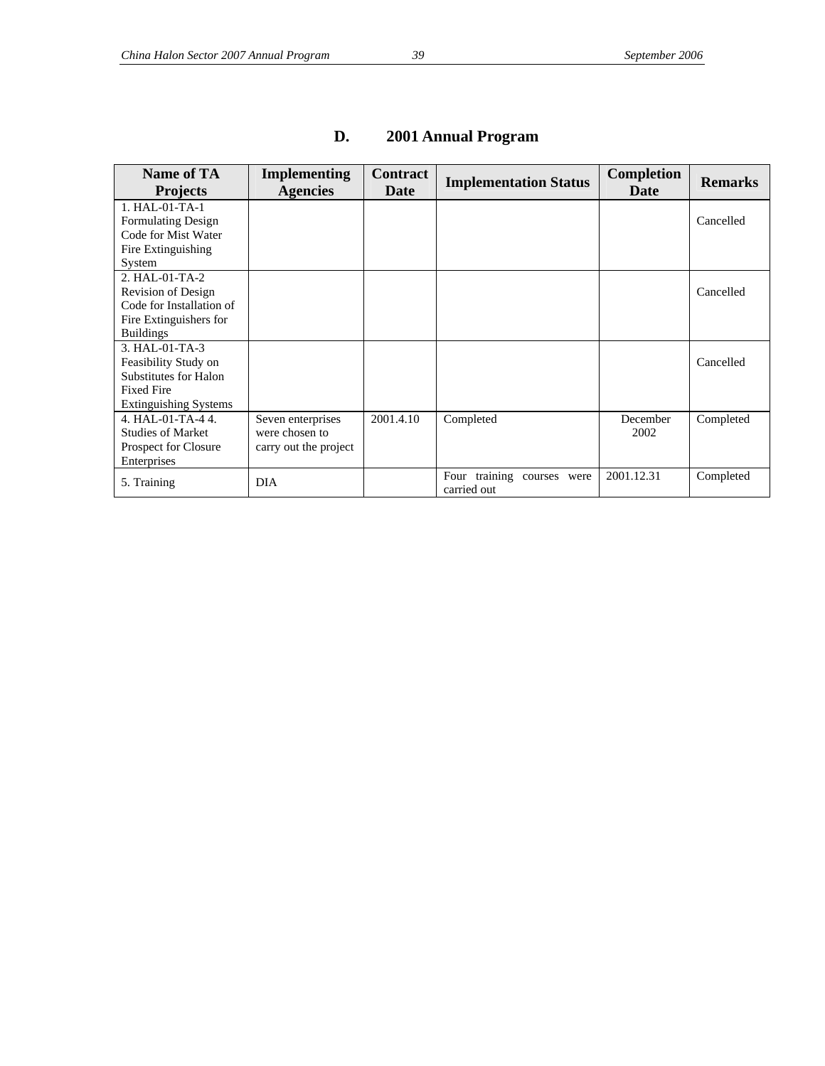## D. 2001 Annual Program

| Name of TA Projects | Implementing Agencies | Contract Date | Implementation Status | Completion Date | Remarks |
|---|---|---|---|---|---|
| 1. HAL-01-TA-1 Formulating Design Code for Mist Water Fire Extinguishing System | | | | | Cancelled |
| 2. HAL-01-TA-2 Revision of Design Code for Installation of Fire Extinguishers for Buildings | | | | | Cancelled |
| 3. HAL-01-TA-3 Feasibility Study on Substitutes for Halon Fixed Fire Extinguishing Systems | | | | | Cancelled |
| 4. HAL-01-TA-4 4. Studies of Market Prospect for Closure Enterprises | Seven enterprises were chosen to carry out the project | 2001.4.10 | Completed | December 2002 | Completed |
| 5. Training | DIA | | Four training courses were carried out | 2001.12.31 | Completed |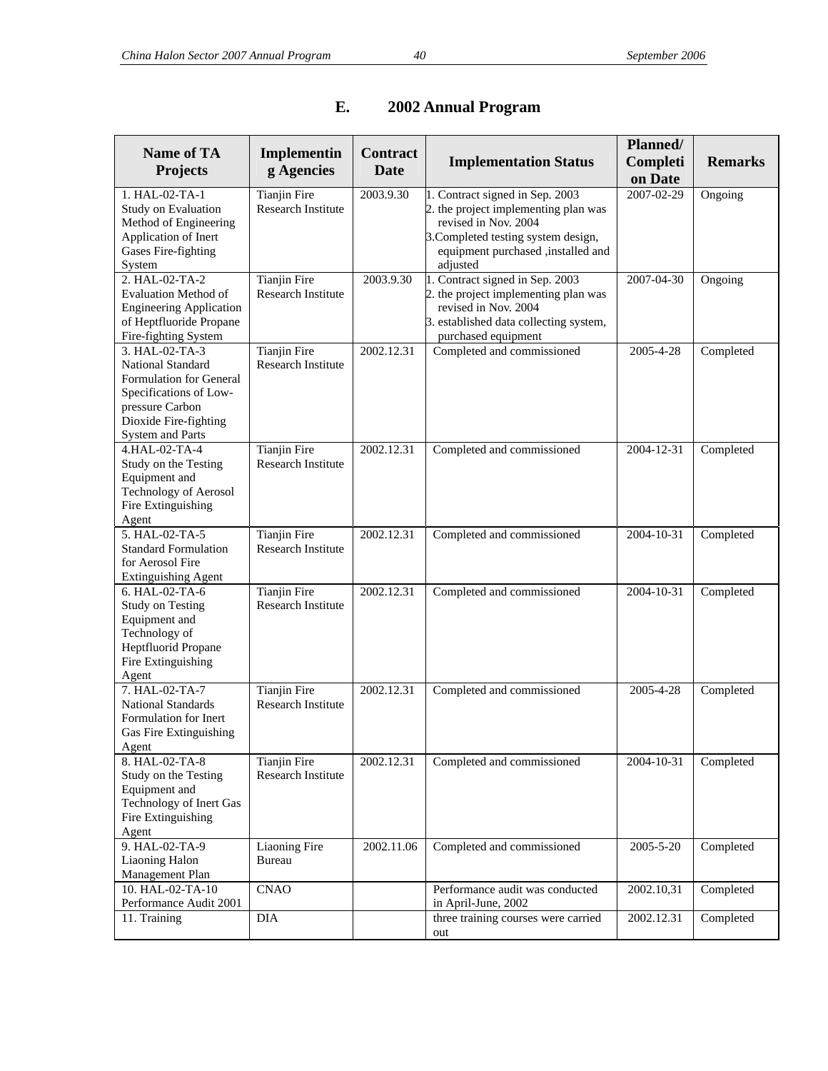## E. 2002 Annual Program

| Name of TA Projects | Implementing Agencies | Contract Date | Implementation Status | Planned/ Completion Date | Remarks |
|---|---|---|---|---|---|
| 1. HAL-02-TA-1 Study on Evaluation Method of Engineering Application of Inert Gases Fire-fighting System | Tianjin Fire Research Institute | 2003.9.30 | 1. Contract signed in Sep. 2003<br>2. the project implementing plan was revised in Nov. 2004<br>3.Completed testing system design, equipment purchased ,installed and adjusted | 2007-02-29 | Ongoing |
| 2. HAL-02-TA-2 Evaluation Method of Engineering Application of Heptfluoride Propane Fire-fighting System | Tianjin Fire Research Institute | 2003.9.30 | 1. Contract signed in Sep. 2003<br>2. the project implementing plan was revised in Nov. 2004<br>3. established data collecting system, purchased equipment | 2007-04-30 | Ongoing |
| 3. HAL-02-TA-3 National Standard Formulation for General Specifications of Low-pressure Carbon Dioxide Fire-fighting System and Parts | Tianjin Fire Research Institute | 2002.12.31 | Completed and commissioned | 2005-4-28 | Completed |
| 4.HAL-02-TA-4 Study on the Testing Equipment and Technology of Aerosol Fire Extinguishing Agent | Tianjin Fire Research Institute | 2002.12.31 | Completed and commissioned | 2004-12-31 | Completed |
| 5. HAL-02-TA-5 Standard Formulation for Aerosol Fire Extinguishing Agent | Tianjin Fire Research Institute | 2002.12.31 | Completed and commissioned | 2004-10-31 | Completed |
| 6. HAL-02-TA-6 Study on Testing Equipment and Technology of Heptfluorid Propane Fire Extinguishing Agent | Tianjin Fire Research Institute | 2002.12.31 | Completed and commissioned | 2004-10-31 | Completed |
| 7. HAL-02-TA-7 National Standards Formulation for Inert Gas Fire Extinguishing Agent | Tianjin Fire Research Institute | 2002.12.31 | Completed and commissioned | 2005-4-28 | Completed |
| 8. HAL-02-TA-8 Study on the Testing Equipment and Technology of Inert Gas Fire Extinguishing Agent | Tianjin Fire Research Institute | 2002.12.31 | Completed and commissioned | 2004-10-31 | Completed |
| 9. HAL-02-TA-9 Liaoning Halon Management Plan | Liaoning Fire Bureau | 2002.11.06 | Completed and commissioned | 2005-5-20 | Completed |
| 10. HAL-02-TA-10 Performance Audit 2001 | CNAO | | Performance audit was conducted in April-June, 2002 | 2002.10,31 | Completed |
| 11. Training | DIA | | three training courses were carried out | 2002.12.31 | Completed |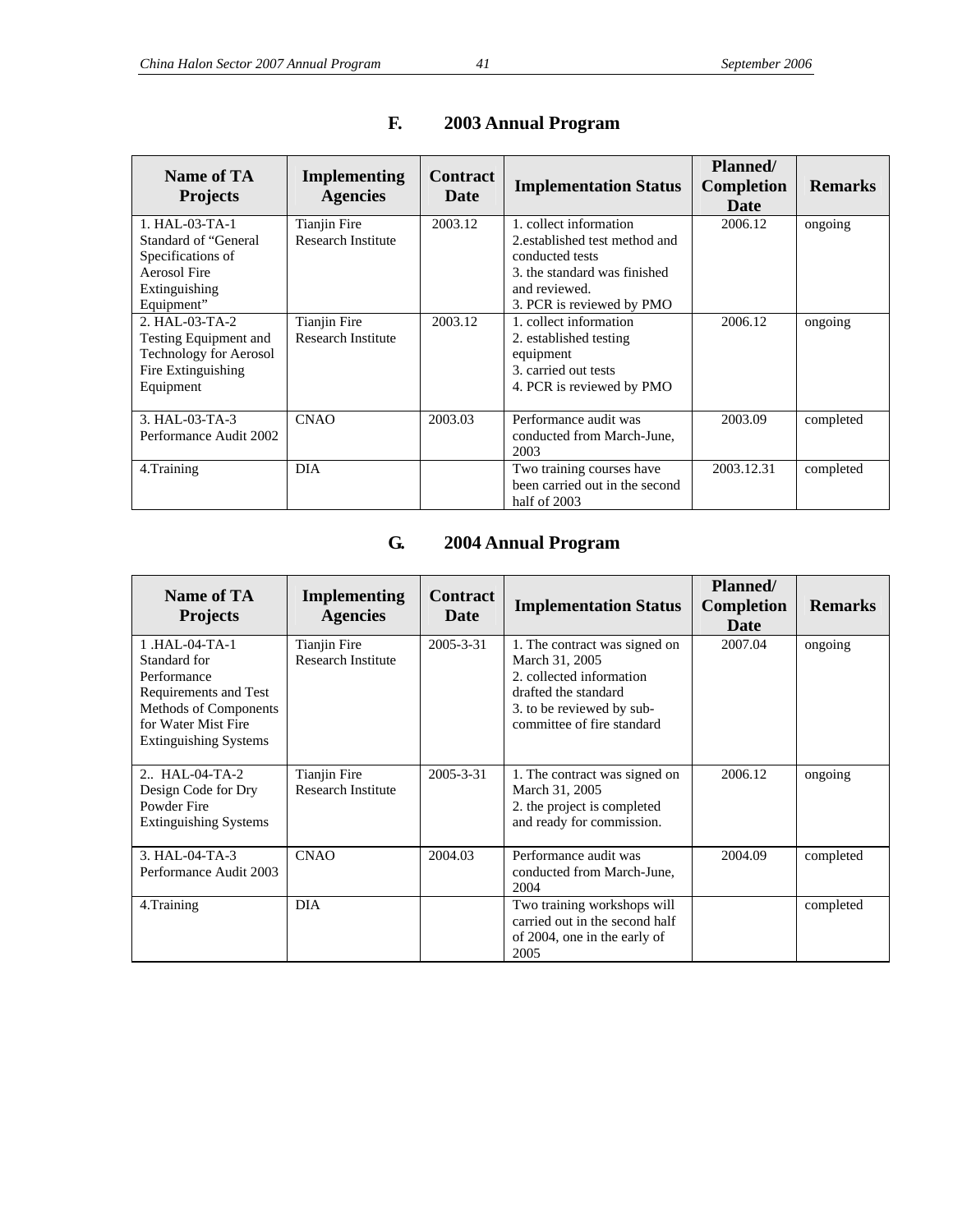## F. 2003 Annual Program

| Name of TA Projects | Implementing Agencies | Contract Date | Implementation Status | Planned/ Completion Date | Remarks |
|---|---|---|---|---|---|
| 1. HAL-03-TA-1 Standard of "General Specifications of Aerosol Fire Extinguishing Equipment" | Tianjin Fire Research Institute | 2003.12 | 1. collect information<br>2.established test method and conducted tests<br>3. the standard was finished and reviewed.<br>3. PCR is reviewed by PMO | 2006.12 | ongoing |
| 2. HAL-03-TA-2 Testing Equipment and Technology for Aerosol Fire Extinguishing Equipment | Tianjin Fire Research Institute | 2003.12 | 1. collect information<br>2. established testing equipment<br>3. carried out tests<br>4. PCR is reviewed by PMO | 2006.12 | ongoing |
| 3. HAL-03-TA-3 Performance Audit 2002 | CNAO | 2003.03 | Performance audit was conducted from March-June, 2003 | 2003.09 | completed |
| 4.Training | DIA | | Two training courses have been carried out in the second half of 2003 | 2003.12.31 | completed |

## G. 2004 Annual Program

| Name of TA Projects | Implementing Agencies | Contract Date | Implementation Status | Planned/ Completion Date | Remarks |
|---|---|---|---|---|---|
| 1 .HAL-04-TA-1 Standard for Performance Requirements and Test Methods of Components for Water Mist Fire Extinguishing Systems | Tianjin Fire Research Institute | 2005-3-31 | 1. The contract was signed on March 31, 2005<br>2. collected information drafted the standard<br>3. to be reviewed by sub-committee of fire standard | 2007.04 | ongoing |
| 2.. HAL-04-TA-2 Design Code for Dry Powder Fire Extinguishing Systems | Tianjin Fire Research Institute | 2005-3-31 | 1. The contract was signed on March 31, 2005<br>2. the project is completed and ready for commission. | 2006.12 | ongoing |
| 3. HAL-04-TA-3 Performance Audit 2003 | CNAO | 2004.03 | Performance audit was conducted from March-June, 2004 | 2004.09 | completed |
| 4.Training | DIA | | Two training workshops will carried out in the second half of 2004, one in the early of 2005 | | completed |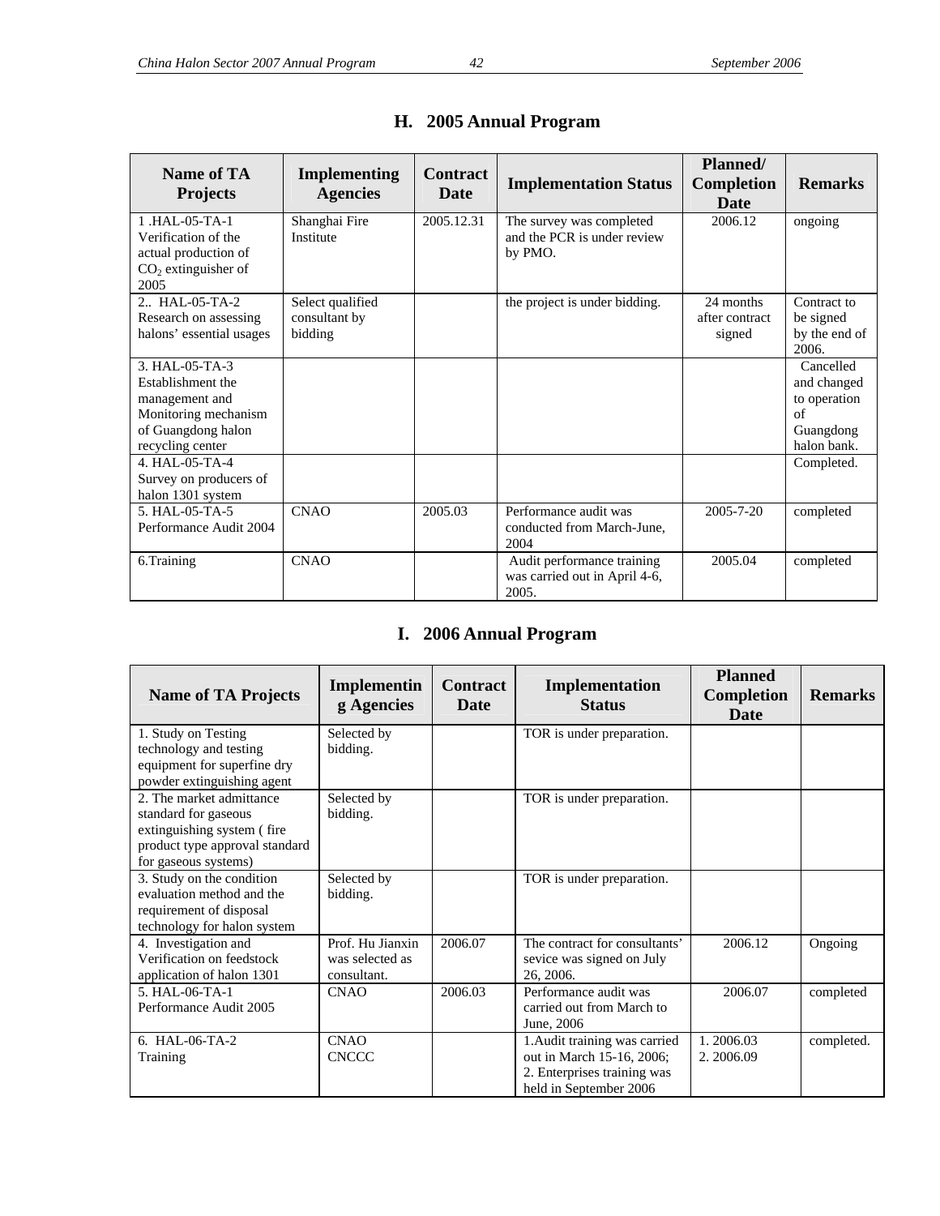## H. 2005 Annual Program

| Name of TA Projects | Implementing Agencies | Contract Date | Implementation Status | Planned/ Completion Date | Remarks |
|---|---|---|---|---|---|
| 1 .HAL-05-TA-1 Verification of the actual production of $CO_2$ extinguisher of 2005 | Shanghai Fire Institute | 2005.12.31 | The survey was completed and the PCR is under review by PMO. | 2006.12 | ongoing |
| 2.. HAL-05-TA-2 Research on assessing halons' essential usages | Select qualified consultant by bidding | | the project is under bidding. | 24 months after contract signed | Contract to be signed by the end of 2006. |
| 3. HAL-05-TA-3 Establishment the management and Monitoring mechanism of Guangdong halon recycling center | | | | | Cancelled and changed to operation of Guangdong halon bank. |
| 4. HAL-05-TA-4 Survey on producers of halon 1301 system | | | | | Completed. |
| 5. HAL-05-TA-5 Performance Audit 2004 | CNAO | 2005.03 | Performance audit was conducted from March-June, 2004 | 2005-7-20 | completed |
| 6.Training | CNAO | | Audit performance training was carried out in April 4-6, 2005. | 2005.04 | completed |

## I. 2006 Annual Program

| Name of TA Projects | Implementing Agencies | Contract Date | Implementation Status | Planned Completion Date | Remarks |
|---|---|---|---|---|---|
| 1. Study on Testing technology and testing equipment for superfine dry powder extinguishing agent | Selected by bidding. | | TOR is under preparation. | | |
| 2. The market admittance standard for gaseous extinguishing system ( fire product type approval standard for gaseous systems) | Selected by bidding. | | TOR is under preparation. | | |
| 3. Study on the condition evaluation method and the requirement of disposal technology for halon system | Selected by bidding. | | TOR is under preparation. | | |
| 4. Investigation and Verification on feedstock application of halon 1301 | Prof. Hu Jianxin was selected as consultant. | 2006.07 | The contract for consultants' sevice was signed on July 26, 2006. | 2006.12 | Ongoing |
| 5. HAL-06-TA-1 Performance Audit 2005 | CNAO | 2006.03 | Performance audit was carried out from March to June, 2006 | 2006.07 | completed |
| 6. HAL-06-TA-2 Training | CNAO CNCCC | | 1.Audit training was carried out in March 15-16, 2006; 2. Enterprises training was held in September 2006 | 1. 2006.03 2. 2006.09 | completed. |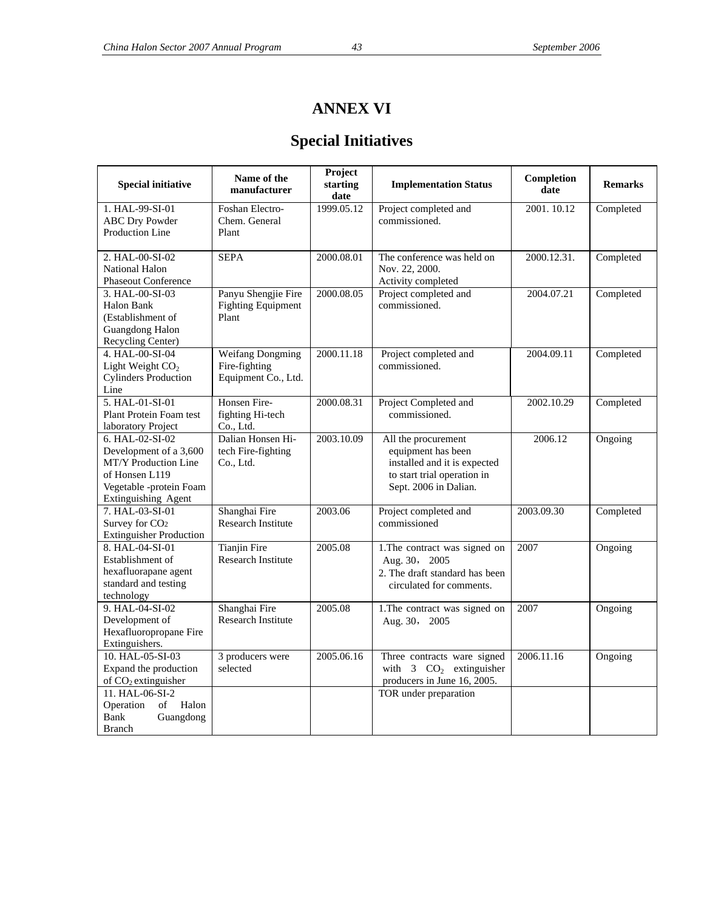# ANNEX VI

## Special Initiatives

| Special initiative | Name of the manufacturer | Project starting date | Implementation Status | Completion date | Remarks |
|---|---|---|---|---|---|
| 1. HAL-99-SI-01 ABC Dry Powder Production Line | Foshan Electro-Chem. General Plant | 1999.05.12 | Project completed and commissioned. | 2001. 10.12 | Completed |
| 2. HAL-00-SI-02 National Halon Phaseout Conference | SEPA | 2000.08.01 | The conference was held on Nov. 22, 2000. Activity completed | 2000.12.31. | Completed |
| 3. HAL-00-SI-03 Halon Bank (Establishment of Guangdong Halon Recycling Center) | Panyu Shengjie Fire Fighting Equipment Plant | 2000.08.05 | Project completed and commissioned. | 2004.07.21 | Completed |
| 4. HAL-00-SI-04 Light Weight $CO_2$ Cylinders Production Line | Weifang Dongming Fire-fighting Equipment Co., Ltd. | 2000.11.18 | Project completed and commissioned. | 2004.09.11 | Completed |
| 5. HAL-01-SI-01 Plant Protein Foam test laboratory Project | Honsen Fire-fighting Hi-tech Co., Ltd. | 2000.08.31 | Project Completed and commissioned. | 2002.10.29 | Completed |
| 6. HAL-02-SI-02 Development of a 3,600 MT/Y Production Line of Honsen L119 Vegetable -protein Foam Extinguishing Agent | Dalian Honsen Hi-tech Fire-fighting Co., Ltd. | 2003.10.09 | All the procurement equipment has been installed and it is expected to start trial operation in Sept. 2006 in Dalian. | 2006.12 | Ongoing |
| 7. HAL-03-SI-01 Survey for $CO_2$ Extinguisher Production | Shanghai Fire Research Institute | 2003.06 | Project completed and commissioned | 2003.09.30 | Completed |
| 8. HAL-04-SI-01 Establishment of hexafluorapane agent standard and testing technology | Tianjin Fire Research Institute | 2005.08 | 1.The contract was signed on Aug. 30， 2005<br>2. The draft standard has been circulated for comments. | 2007 | Ongoing |
| 9. HAL-04-SI-02 Development of Hexafluoropropane Fire Extinguishers. | Shanghai Fire Research Institute | 2005.08 | 1.The contract was signed on Aug. 30， 2005 | 2007 | Ongoing |
| 10. HAL-05-SI-03 Expand the production of $CO_2$ extinguisher | 3 producers were selected | 2005.06.16 | Three contracts ware signed with 3 $CO_2$ extinguisher producers in June 16, 2005. | 2006.11.16 | Ongoing |
| 11. HAL-06-SI-2 Operation of Halon Bank Guangdong Branch | | | TOR under preparation | | |